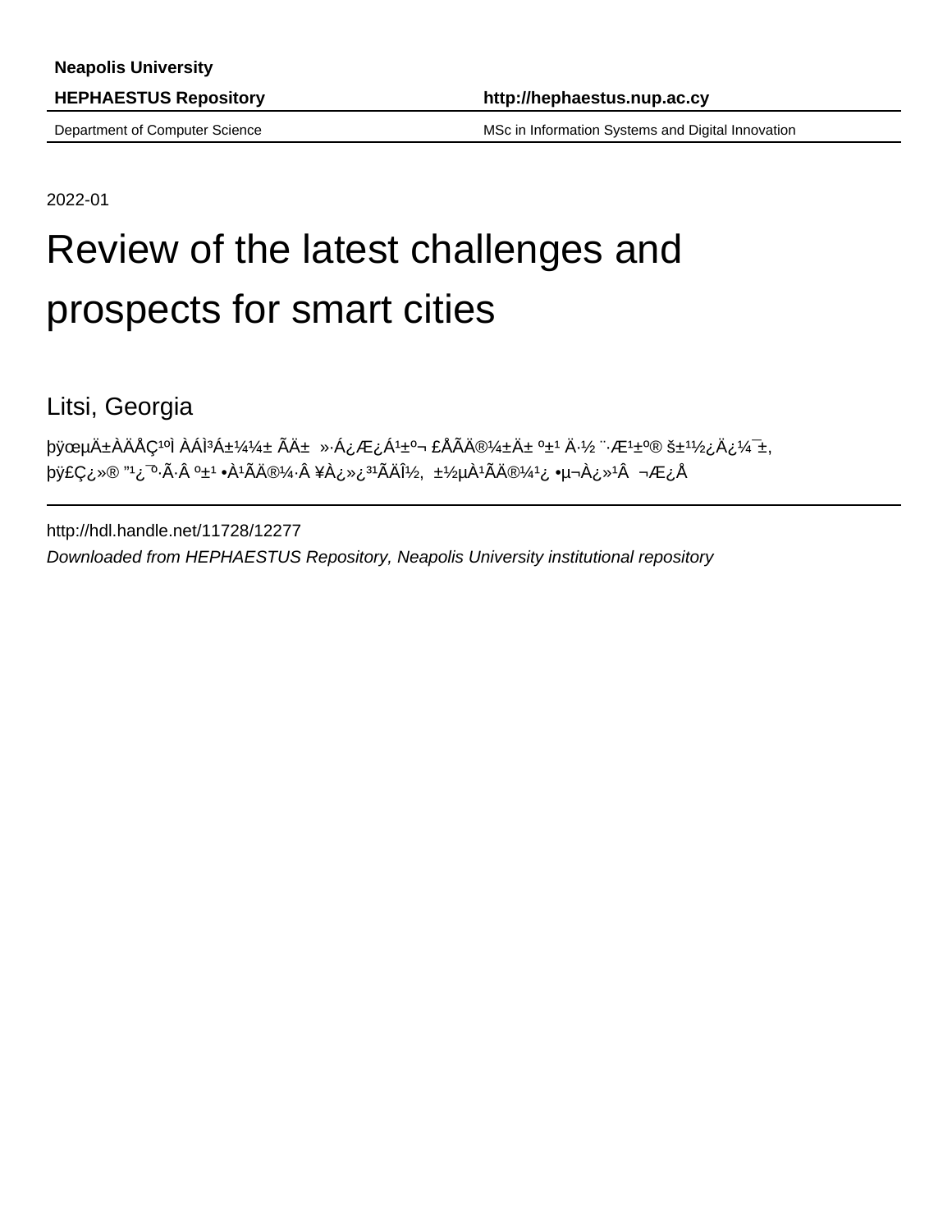Neapolis University

**HEPHAESTUS Repository** http://hephaestus.nup.ac.cy

Department of Computer Science | MSc in Information Systems and Digital Innovation

2022-01

# Review of the latest challenges and prospects for smart cities

Litsi, Georgia

þÿœµÄ±ÀÄÅÇ¹ºÌ ÀÁÌ³Á±¼¼± ÃÄ± »·Á¿Æ¿Á¹±º¬ £ÅÃÄ®¼±Ä± º±¹ Ä·½ ¨·Æ¹±º® š±¹½¿Ä¿¼¯±, þÿ£Ç¿»® ”¹¿¯º·Ã·Â º±¹ •À¹ÃÄ®¼·Â ¥À¿»¿³¹ÃÄÎ½, ±½µÀ¹ÃÄ®¼¹¿ •µ¬À¿»¹Â ¬Æ¿Å

---

http://hdl.handle.net/11728/12277

*Downloaded from HEPHAESTUS Repository, Neapolis University institutional repository*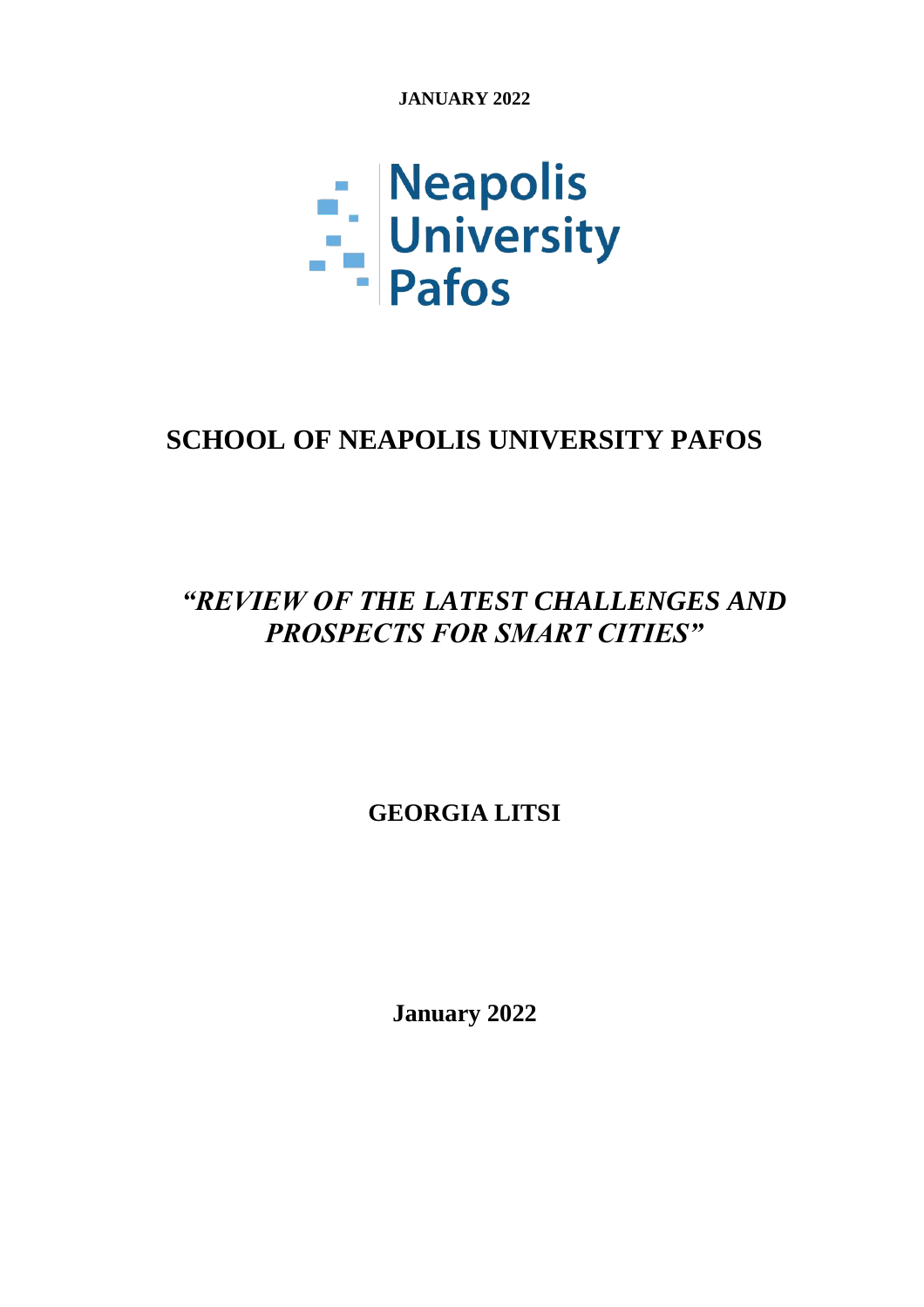**JANUARY 2022**

Neapolis University Pafos

# SCHOOL OF NEAPOLIS UNIVERSITY PAFOS

## *"REVIEW OF THE LATEST CHALLENGES AND PROSPECTS FOR SMART CITIES"*

**GEORGIA LITSI**

**January 2022**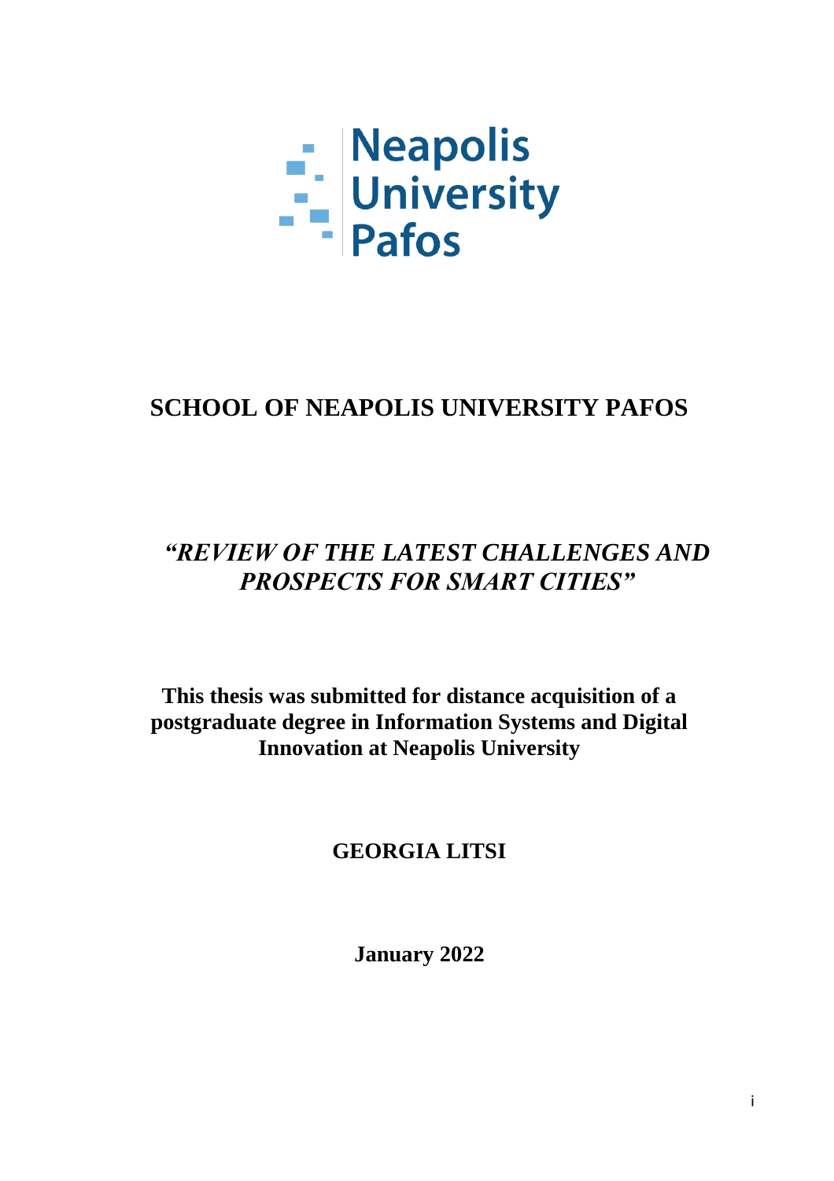Neapolis University Pafos

# SCHOOL OF NEAPOLIS UNIVERSITY PAFOS

## *"REVIEW OF THE LATEST CHALLENGES AND PROSPECTS FOR SMART CITIES"*

**This thesis was submitted for distance acquisition of a postgraduate degree in Information Systems and Digital Innovation at Neapolis University**

**GEORGIA LITSI**

**January 2022**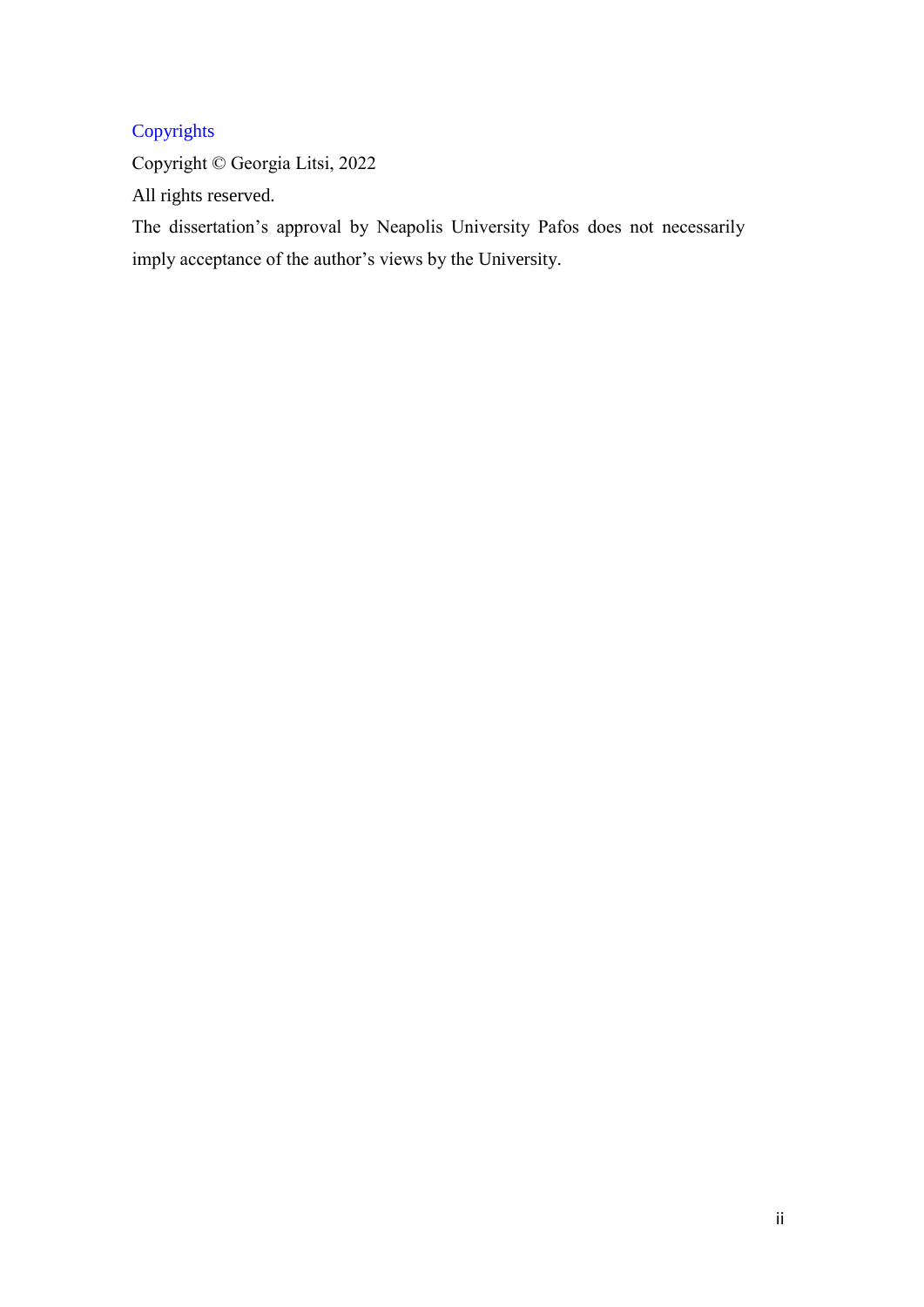## Copyrights

Copyright © Georgia Litsi, 2022

All rights reserved.

The dissertation's approval by Neapolis University Pafos does not necessarily imply acceptance of the author's views by the University.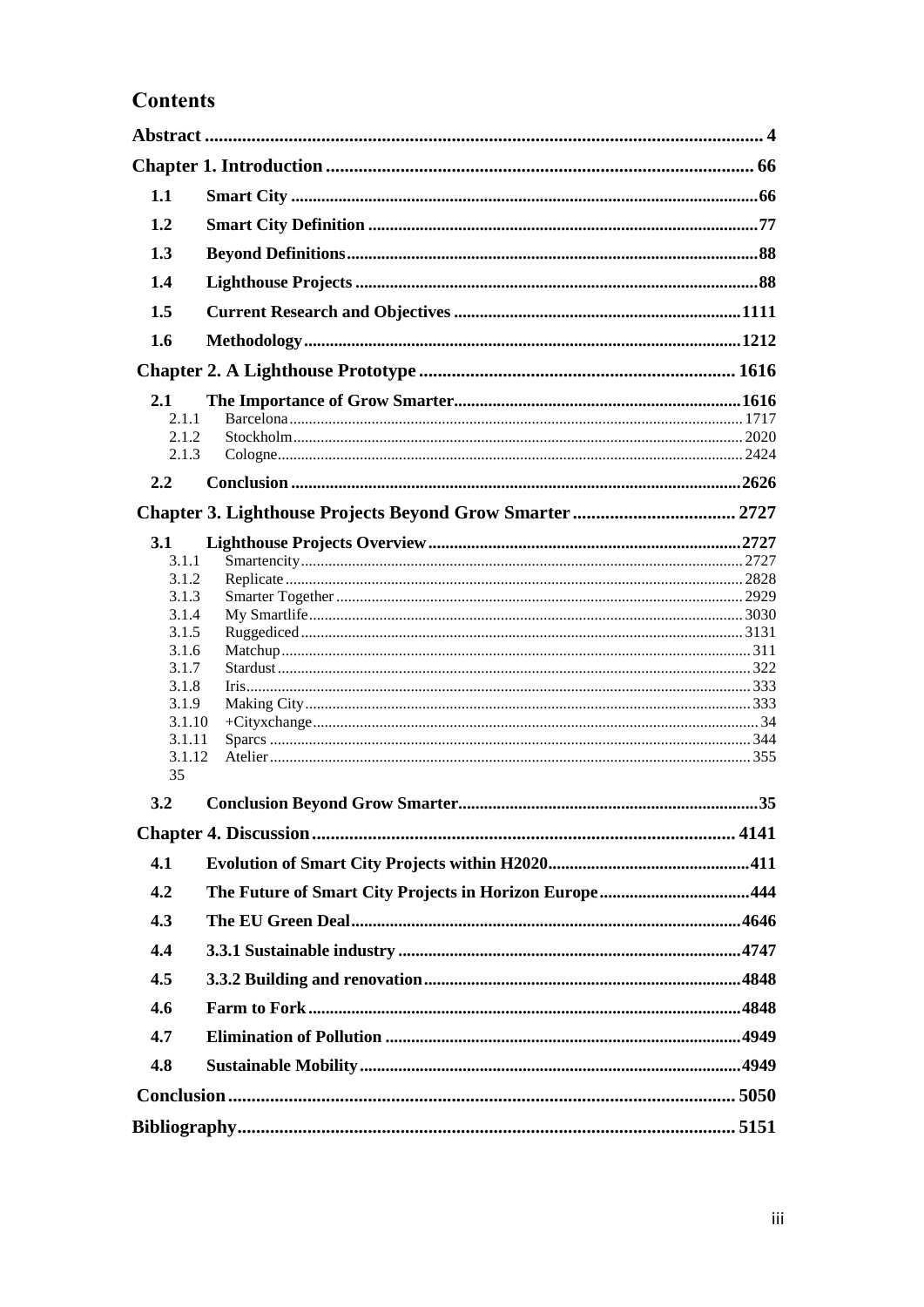# Contents

Abstract ........ 4

Chapter 1. Introduction ........ 66

1.1 Smart City ........ 66

1.2 Smart City Definition ........ 77

1.3 Beyond Definitions ........ 88

1.4 Lighthouse Projects ........ 88

1.5 Current Research and Objectives ........ 1111

1.6 Methodology ........ 1212

Chapter 2. A Lighthouse Prototype ........ 1616

2.1 The Importance of Grow Smarter ........ 1616

2.1.1 Barcelona ........ 1717

2.1.2 Stockholm ........ 2020

2.1.3 Cologne ........ 2424

2.2 Conclusion ........ 2626

Chapter 3. Lighthouse Projects Beyond Grow Smarter ........ 2727

3.1 Lighthouse Projects Overview ........ 2727

3.1.1 Smartencity ........ 2727

3.1.2 Replicate ........ 2828

3.1.3 Smarter Together ........ 2929

3.1.4 My Smartlife ........ 3030

3.1.5 Ruggediced ........ 3131

3.1.6 Matchup ........ 311

3.1.7 Stardust ........ 322

3.1.8 Iris ........ 333

3.1.9 Making City ........ 333

3.1.10 +Cityxchange ........ 34

3.1.11 Sparcs ........ 344

3.1.12 Atelier ........ 355

35

3.2 Conclusion Beyond Grow Smarter ........ 35

Chapter 4. Discussion ........ 4141

4.1 Evolution of Smart City Projects within H2020 ........ 411

4.2 The Future of Smart City Projects in Horizon Europe ........ 444

4.3 The EU Green Deal ........ 4646

4.4 3.3.1 Sustainable industry ........ 4747

4.5 3.3.2 Building and renovation ........ 4848

4.6 Farm to Fork ........ 4848

4.7 Elimination of Pollution ........ 4949

4.8 Sustainable Mobility ........ 4949

Conclusion ........ 5050

Bibliography ........ 5151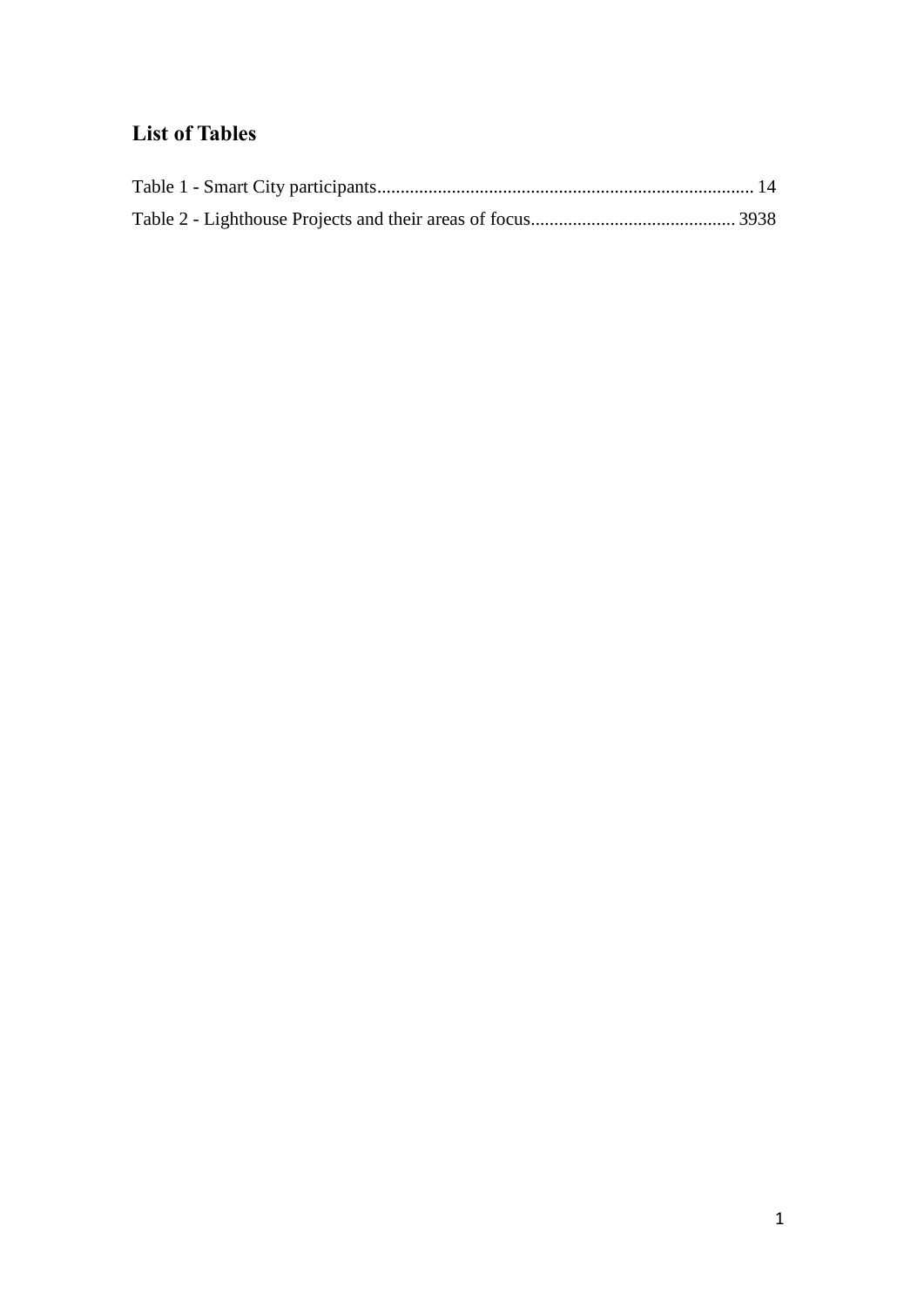## List of Tables

Table 1 - Smart City participants................................................................................ 14
Table 2 - Lighthouse Projects and their areas of focus............................................ 3938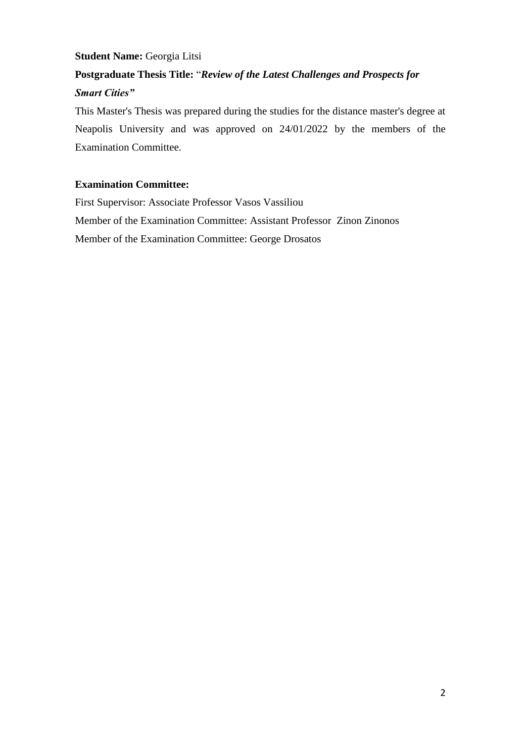**Student Name:** Georgia Litsi

**Postgraduate Thesis Title:** "*Review of the Latest Challenges and Prospects for Smart Cities"*

This Master's Thesis was prepared during the studies for the distance master's degree at Neapolis University and was approved on 24/01/2022 by the members of the Examination Committee.

**Examination Committee:**

First Supervisor: Associate Professor Vasos Vassiliou

Member of the Examination Committee: Assistant Professor Zinon Zinonos

Member of the Examination Committee: George Drosatos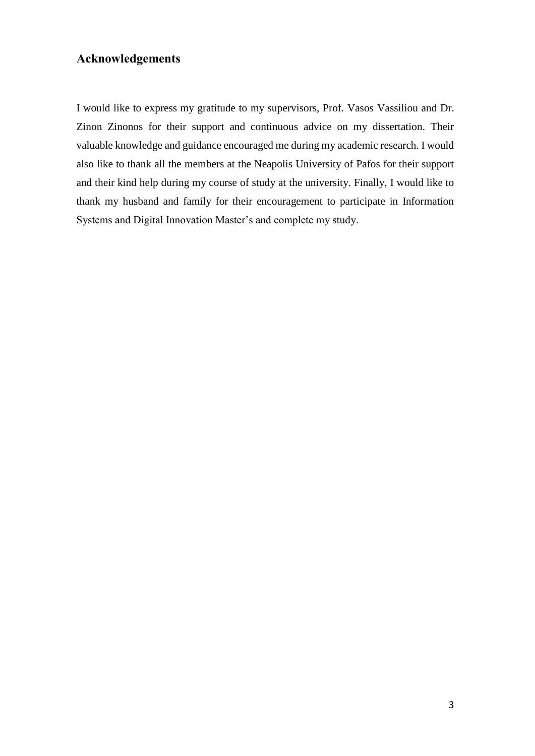## Acknowledgements

I would like to express my gratitude to my supervisors, Prof. Vasos Vassiliou and Dr. Zinon Zinonos for their support and continuous advice on my dissertation. Their valuable knowledge and guidance encouraged me during my academic research. I would also like to thank all the members at the Neapolis University of Pafos for their support and their kind help during my course of study at the university. Finally, I would like to thank my husband and family for their encouragement to participate in Information Systems and Digital Innovation Master's and complete my study.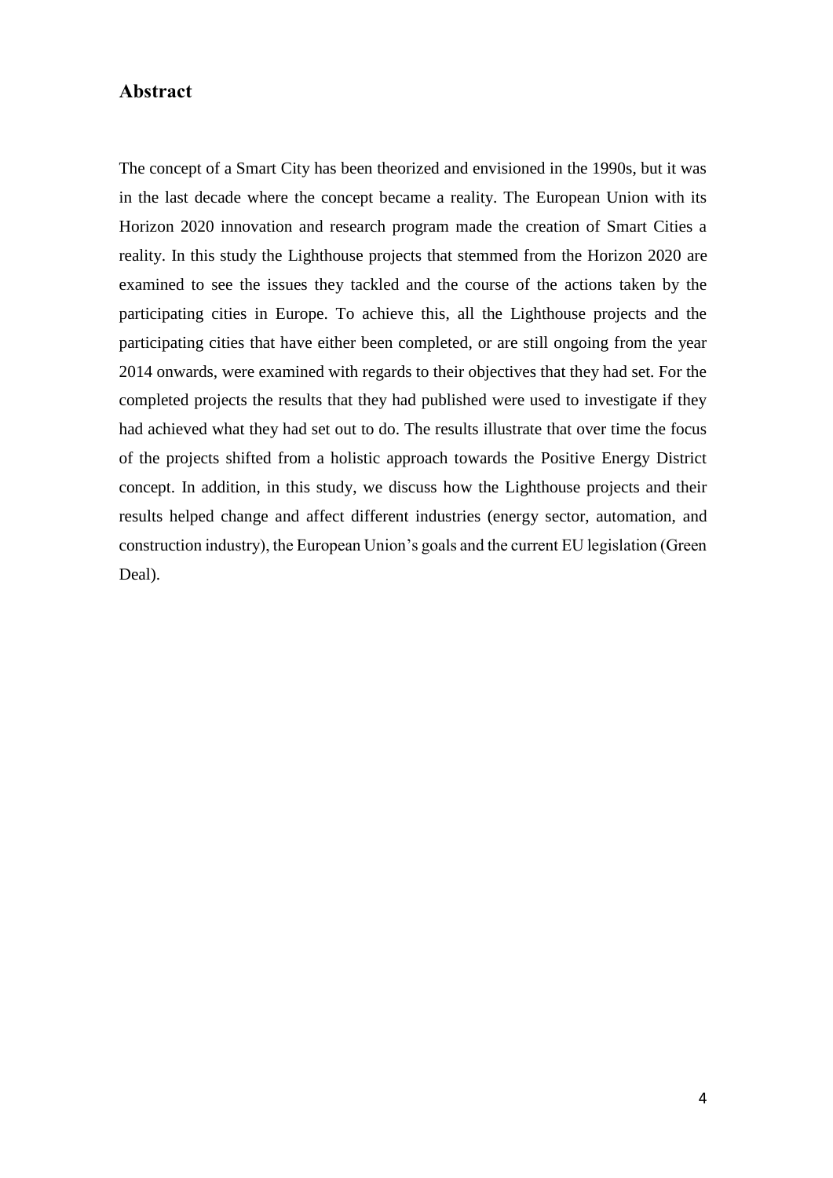## Abstract

The concept of a Smart City has been theorized and envisioned in the 1990s, but it was in the last decade where the concept became a reality. The European Union with its Horizon 2020 innovation and research program made the creation of Smart Cities a reality. In this study the Lighthouse projects that stemmed from the Horizon 2020 are examined to see the issues they tackled and the course of the actions taken by the participating cities in Europe. To achieve this, all the Lighthouse projects and the participating cities that have either been completed, or are still ongoing from the year 2014 onwards, were examined with regards to their objectives that they had set. For the completed projects the results that they had published were used to investigate if they had achieved what they had set out to do. The results illustrate that over time the focus of the projects shifted from a holistic approach towards the Positive Energy District concept. In addition, in this study, we discuss how the Lighthouse projects and their results helped change and affect different industries (energy sector, automation, and construction industry), the European Union's goals and the current EU legislation (Green Deal).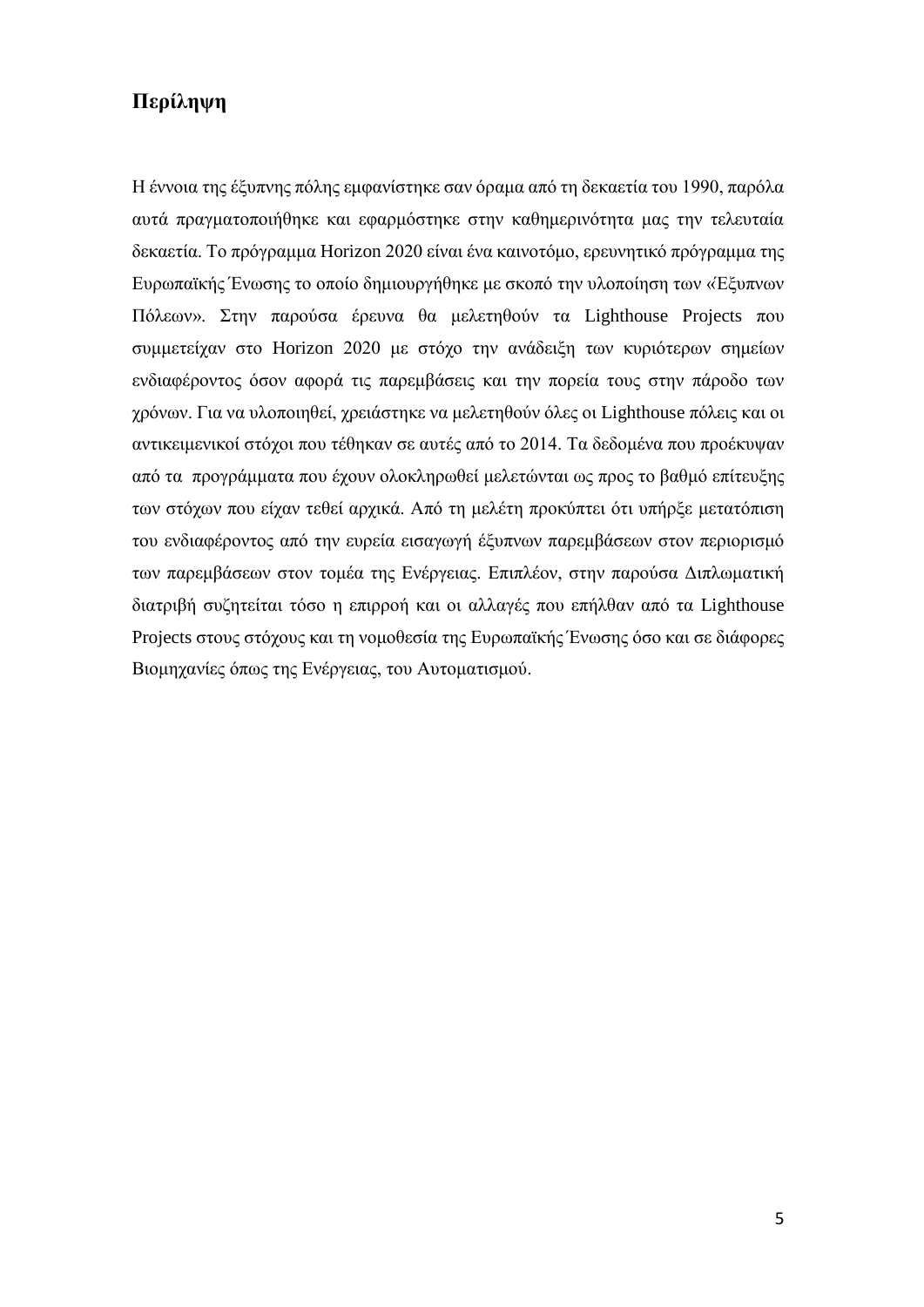# Περίληψη

Η έννοια της έξυπνης πόλης εμφανίστηκε σαν όραμα από τη δεκαετία του 1990, παρόλα αυτά πραγματοποιήθηκε και εφαρμόστηκε στην καθημερινότητα μας την τελευταία δεκαετία. Το πρόγραμμα Horizon 2020 είναι ένα καινοτόμο, ερευνητικό πρόγραμμα της Ευρωπαϊκής Ένωσης το οποίο δημιουργήθηκε με σκοπό την υλοποίηση των «Έξυπνων Πόλεων». Στην παρούσα έρευνα θα μελετηθούν τα Lighthouse Projects που συμμετείχαν στο Horizon 2020 με στόχο την ανάδειξη των κυριότερων σημείων ενδιαφέροντος όσον αφορά τις παρεμβάσεις και την πορεία τους στην πάροδο των χρόνων. Για να υλοποιηθεί, χρειάστηκε να μελετηθούν όλες οι Lighthouse πόλεις και οι αντικειμενικοί στόχοι που τέθηκαν σε αυτές από το 2014. Τα δεδομένα που προέκυψαν από τα προγράμματα που έχουν ολοκληρωθεί μελετώνται ως προς το βαθμό επίτευξης των στόχων που είχαν τεθεί αρχικά. Από τη μελέτη προκύπτει ότι υπήρξε μετατόπιση του ενδιαφέροντος από την ευρεία εισαγωγή έξυπνων παρεμβάσεων στον περιορισμό των παρεμβάσεων στον τομέα της Ενέργειας. Επιπλέον, στην παρούσα Διπλωματική διατριβή συζητείται τόσο η επιρροή και οι αλλαγές που επήλθαν από τα Lighthouse Projects στους στόχους και τη νομοθεσία της Ευρωπαϊκής Ένωσης όσο και σε διάφορες Βιομηχανίες όπως της Ενέργειας, του Αυτοματισμού.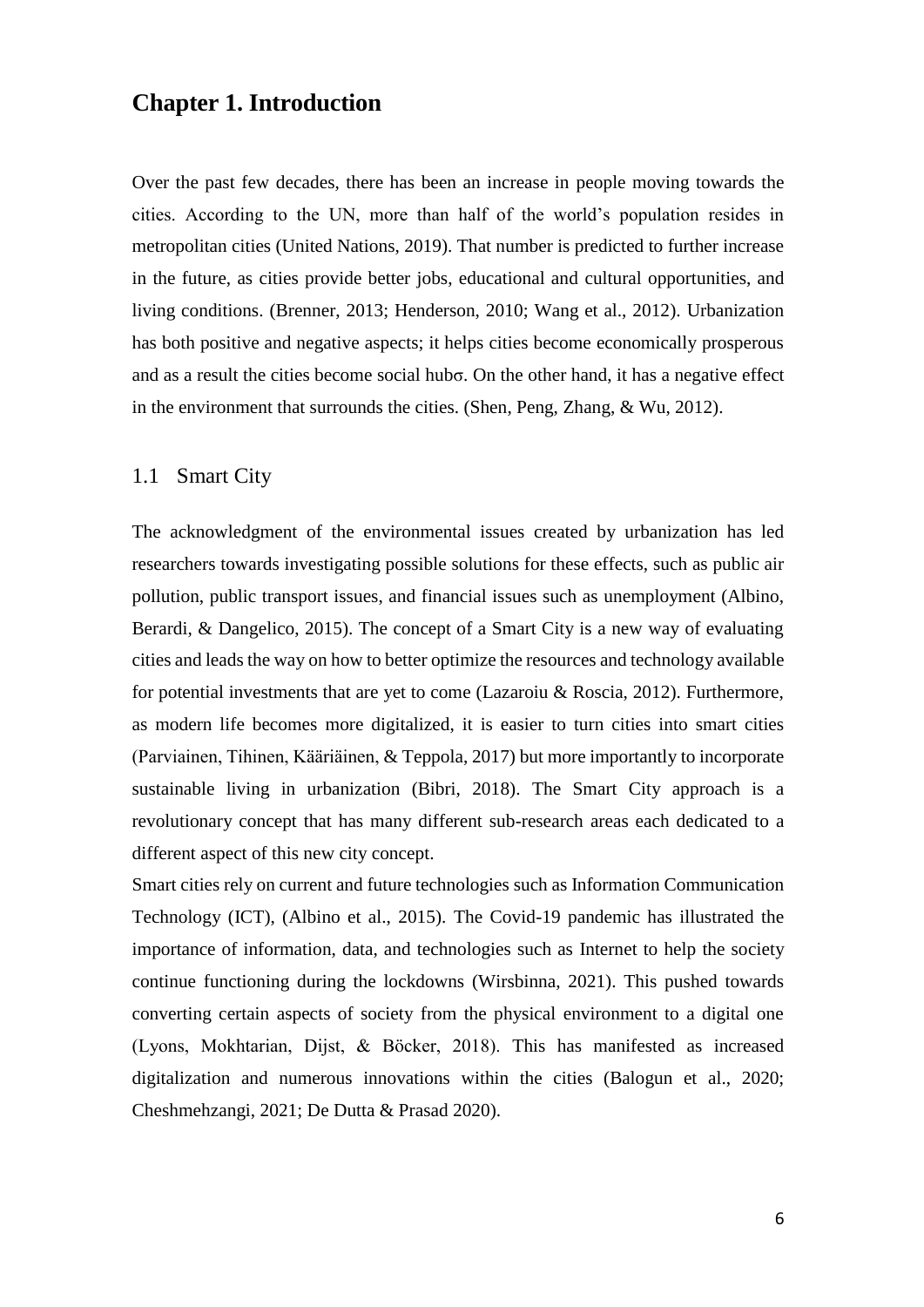# Chapter 1. Introduction

Over the past few decades, there has been an increase in people moving towards the cities. According to the UN, more than half of the world's population resides in metropolitan cities (United Nations, 2019). That number is predicted to further increase in the future, as cities provide better jobs, educational and cultural opportunities, and living conditions. (Brenner, 2013; Henderson, 2010; Wang et al., 2012). Urbanization has both positive and negative aspects; it helps cities become economically prosperous and as a result the cities become social hubσ. On the other hand, it has a negative effect in the environment that surrounds the cities. (Shen, Peng, Zhang, & Wu, 2012).

## 1.1 Smart City

The acknowledgment of the environmental issues created by urbanization has led researchers towards investigating possible solutions for these effects, such as public air pollution, public transport issues, and financial issues such as unemployment (Albino, Berardi, & Dangelico, 2015). The concept of a Smart City is a new way of evaluating cities and leads the way on how to better optimize the resources and technology available for potential investments that are yet to come (Lazaroiu & Roscia, 2012). Furthermore, as modern life becomes more digitalized, it is easier to turn cities into smart cities (Parviainen, Tihinen, Kääriäinen, & Teppola, 2017) but more importantly to incorporate sustainable living in urbanization (Bibri, 2018). The Smart City approach is a revolutionary concept that has many different sub-research areas each dedicated to a different aspect of this new city concept.

Smart cities rely on current and future technologies such as Information Communication Technology (ICT), (Albino et al., 2015). The Covid-19 pandemic has illustrated the importance of information, data, and technologies such as Internet to help the society continue functioning during the lockdowns (Wirsbinna, 2021). This pushed towards converting certain aspects of society from the physical environment to a digital one (Lyons, Mokhtarian, Dijst, & Böcker, 2018). This has manifested as increased digitalization and numerous innovations within the cities (Balogun et al., 2020; Cheshmehzangi, 2021; De Dutta & Prasad 2020).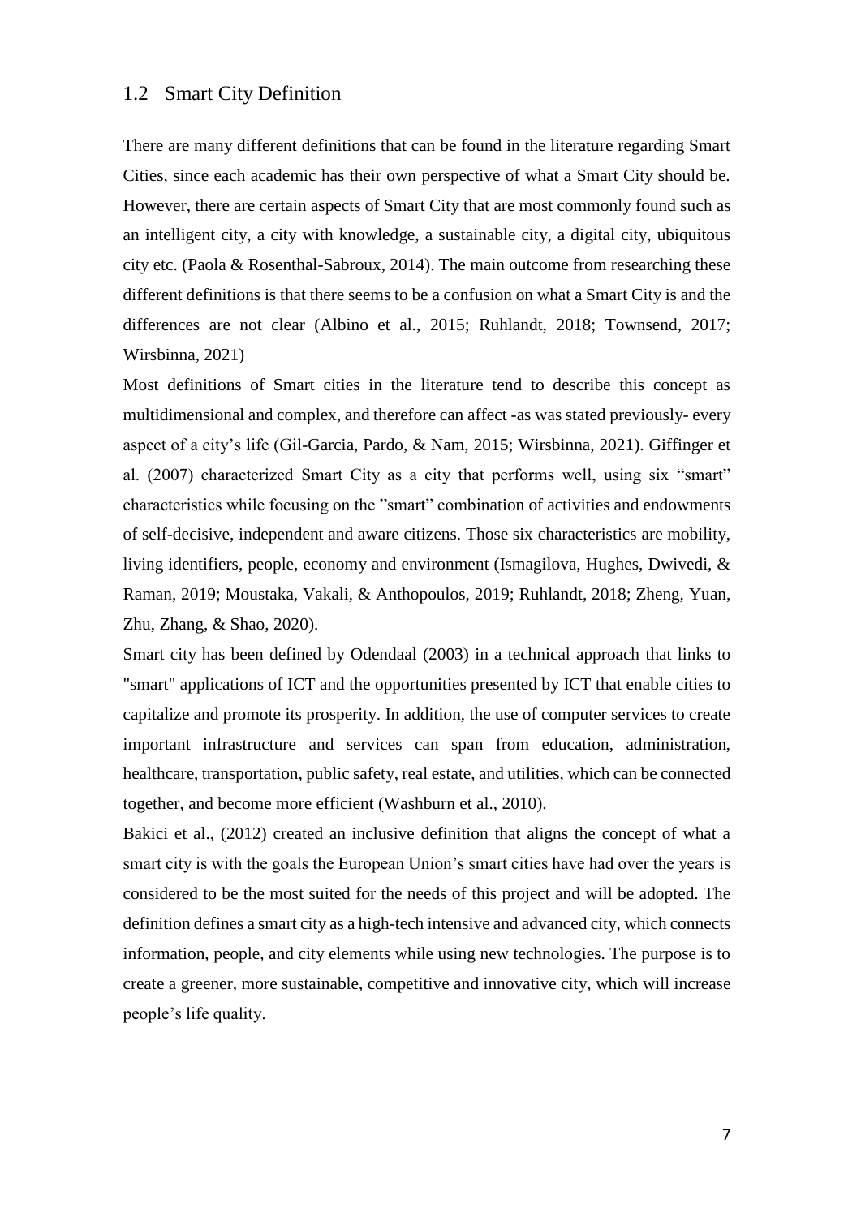## 1.2 Smart City Definition

There are many different definitions that can be found in the literature regarding Smart Cities, since each academic has their own perspective of what a Smart City should be. However, there are certain aspects of Smart City that are most commonly found such as an intelligent city, a city with knowledge, a sustainable city, a digital city, ubiquitous city etc. (Paola & Rosenthal-Sabroux, 2014). The main outcome from researching these different definitions is that there seems to be a confusion on what a Smart City is and the differences are not clear (Albino et al., 2015; Ruhlandt, 2018; Townsend, 2017; Wirsbinna, 2021)

Most definitions of Smart cities in the literature tend to describe this concept as multidimensional and complex, and therefore can affect -as was stated previously- every aspect of a city's life (Gil-Garcia, Pardo, & Nam, 2015; Wirsbinna, 2021). Giffinger et al. (2007) characterized Smart City as a city that performs well, using six "smart" characteristics while focusing on the "smart" combination of activities and endowments of self-decisive, independent and aware citizens. Those six characteristics are mobility, living identifiers, people, economy and environment (Ismagilova, Hughes, Dwivedi, & Raman, 2019; Moustaka, Vakali, & Anthopoulos, 2019; Ruhlandt, 2018; Zheng, Yuan, Zhu, Zhang, & Shao, 2020).

Smart city has been defined by Odendaal (2003) in a technical approach that links to "smart" applications of ICT and the opportunities presented by ICT that enable cities to capitalize and promote its prosperity. In addition, the use of computer services to create important infrastructure and services can span from education, administration, healthcare, transportation, public safety, real estate, and utilities, which can be connected together, and become more efficient (Washburn et al., 2010).

Bakici et al., (2012) created an inclusive definition that aligns the concept of what a smart city is with the goals the European Union's smart cities have had over the years is considered to be the most suited for the needs of this project and will be adopted. The definition defines a smart city as a high-tech intensive and advanced city, which connects information, people, and city elements while using new technologies. The purpose is to create a greener, more sustainable, competitive and innovative city, which will increase people's life quality.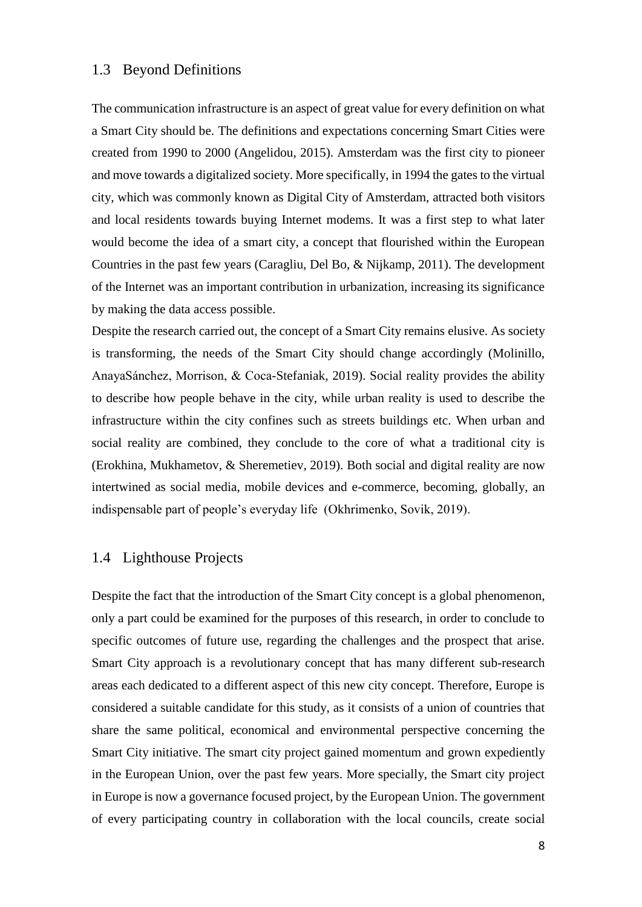## 1.3 Beyond Definitions

The communication infrastructure is an aspect of great value for every definition on what a Smart City should be. The definitions and expectations concerning Smart Cities were created from 1990 to 2000 (Angelidou, 2015). Amsterdam was the first city to pioneer and move towards a digitalized society. More specifically, in 1994 the gates to the virtual city, which was commonly known as Digital City of Amsterdam, attracted both visitors and local residents towards buying Internet modems. It was a first step to what later would become the idea of a smart city, a concept that flourished within the European Countries in the past few years (Caragliu, Del Bo, & Nijkamp, 2011). The development of the Internet was an important contribution in urbanization, increasing its significance by making the data access possible.

Despite the research carried out, the concept of a Smart City remains elusive. As society is transforming, the needs of the Smart City should change accordingly (Molinillo, AnayaSánchez, Morrison, & Coca-Stefaniak, 2019). Social reality provides the ability to describe how people behave in the city, while urban reality is used to describe the infrastructure within the city confines such as streets buildings etc. When urban and social reality are combined, they conclude to the core of what a traditional city is (Erokhina, Mukhametov, & Sheremetiev, 2019). Both social and digital reality are now intertwined as social media, mobile devices and e-commerce, becoming, globally, an indispensable part of people's everyday life (Okhrimenko, Sovik, 2019).

## 1.4 Lighthouse Projects

Despite the fact that the introduction of the Smart City concept is a global phenomenon, only a part could be examined for the purposes of this research, in order to conclude to specific outcomes of future use, regarding the challenges and the prospect that arise. Smart City approach is a revolutionary concept that has many different sub-research areas each dedicated to a different aspect of this new city concept. Therefore, Europe is considered a suitable candidate for this study, as it consists of a union of countries that share the same political, economical and environmental perspective concerning the Smart City initiative. The smart city project gained momentum and grown expediently in the European Union, over the past few years. More specially, the Smart city project in Europe is now a governance focused project, by the European Union. The government of every participating country in collaboration with the local councils, create social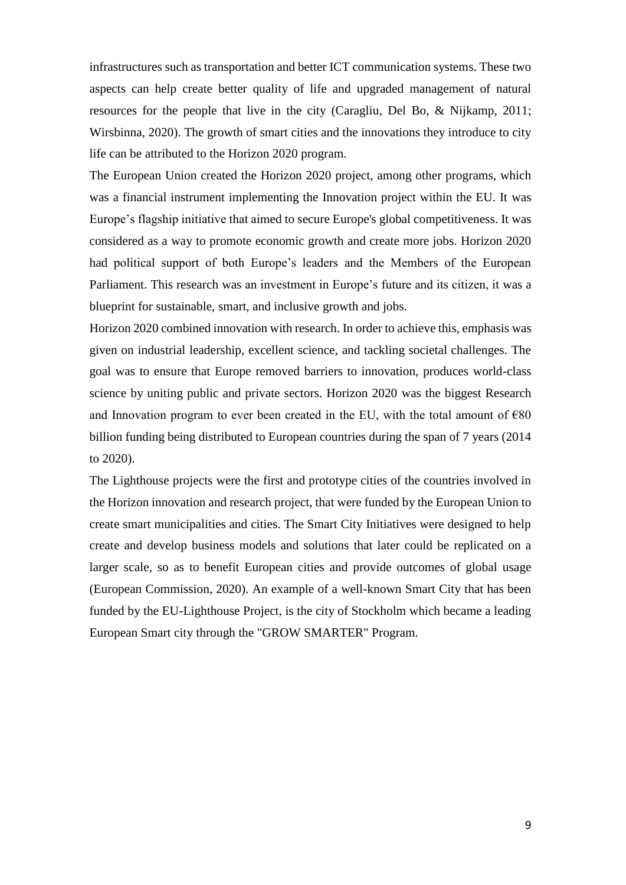infrastructures such as transportation and better ICT communication systems. These two aspects can help create better quality of life and upgraded management of natural resources for the people that live in the city (Caragliu, Del Bo, & Nijkamp, 2011; Wirsbinna, 2020). The growth of smart cities and the innovations they introduce to city life can be attributed to the Horizon 2020 program.

The European Union created the Horizon 2020 project, among other programs, which was a financial instrument implementing the Innovation project within the EU. It was Europe's flagship initiative that aimed to secure Europe's global competitiveness. It was considered as a way to promote economic growth and create more jobs. Horizon 2020 had political support of both Europe's leaders and the Members of the European Parliament. This research was an investment in Europe's future and its citizen, it was a blueprint for sustainable, smart, and inclusive growth and jobs.

Horizon 2020 combined innovation with research. In order to achieve this, emphasis was given on industrial leadership, excellent science, and tackling societal challenges. The goal was to ensure that Europe removed barriers to innovation, produces world-class science by uniting public and private sectors. Horizon 2020 was the biggest Research and Innovation program to ever been created in the EU, with the total amount of €80 billion funding being distributed to European countries during the span of 7 years (2014 to 2020).

The Lighthouse projects were the first and prototype cities of the countries involved in the Horizon innovation and research project, that were funded by the European Union to create smart municipalities and cities. The Smart City Initiatives were designed to help create and develop business models and solutions that later could be replicated on a larger scale, so as to benefit European cities and provide outcomes of global usage (European Commission, 2020). An example of a well-known Smart City that has been funded by the EU-Lighthouse Project, is the city of Stockholm which became a leading European Smart city through the "GROW SMARTER" Program.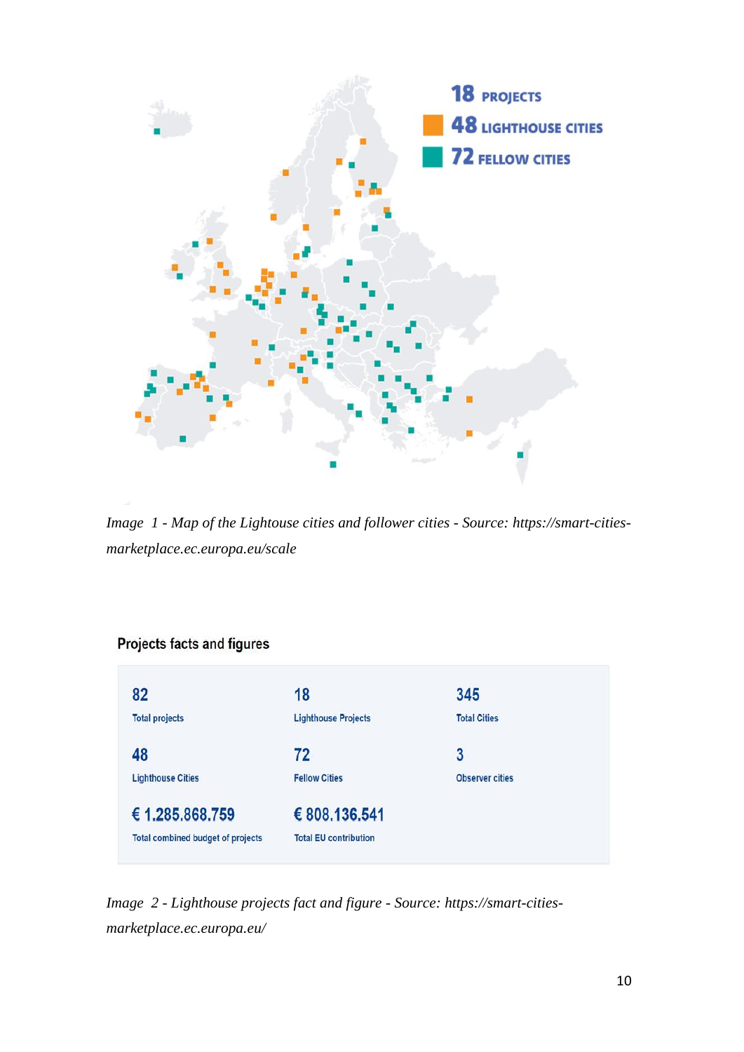*Image 1 - Map of the Lightouse cities and follower cities - Source: https://smart-cities-marketplace.ec.europa.eu/scale*

*Image 2 - Lighthouse projects fact and figure - Source: https://smart-cities-marketplace.ec.europa.eu/*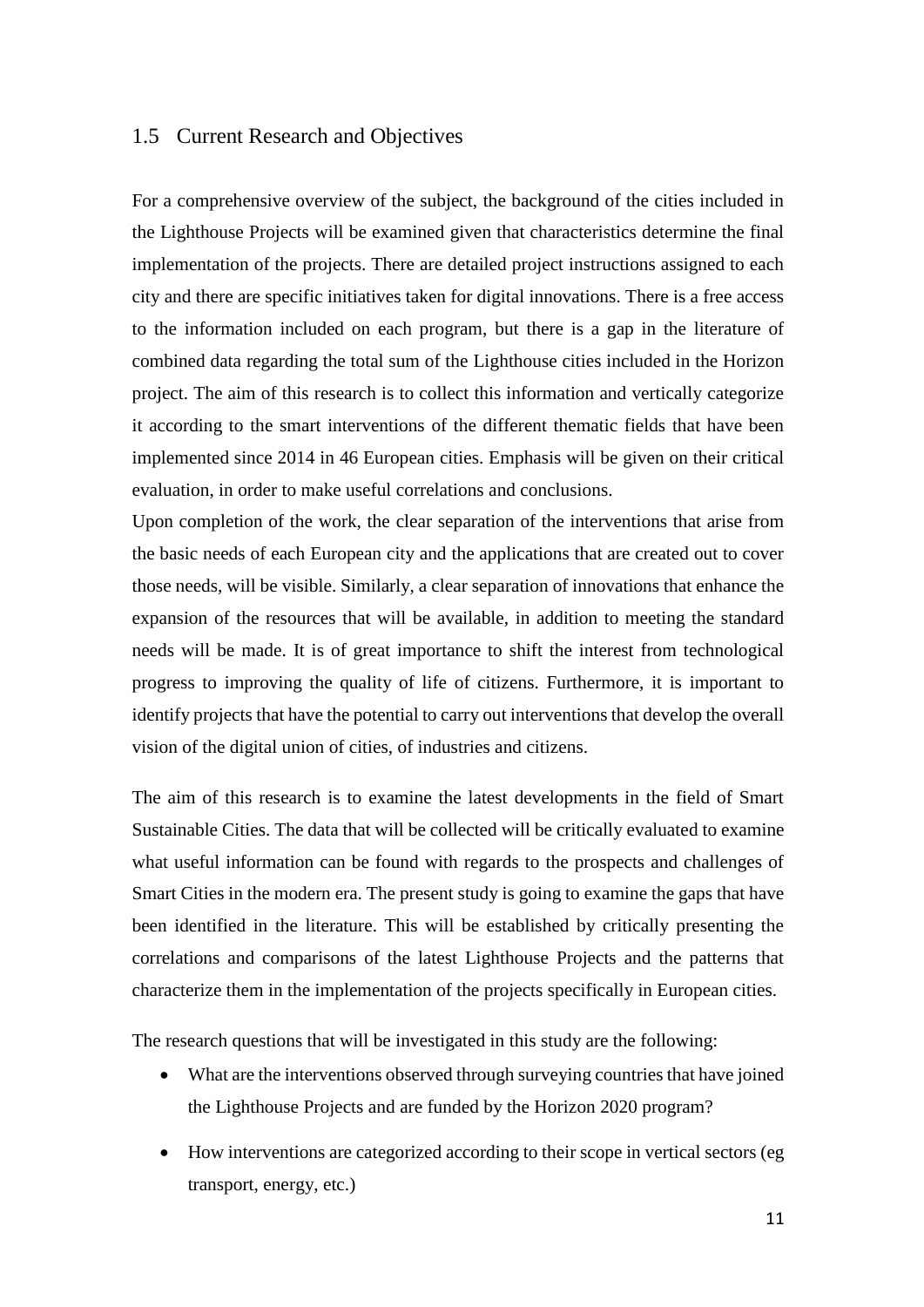## 1.5 Current Research and Objectives

For a comprehensive overview of the subject, the background of the cities included in the Lighthouse Projects will be examined given that characteristics determine the final implementation of the projects. There are detailed project instructions assigned to each city and there are specific initiatives taken for digital innovations. There is a free access to the information included on each program, but there is a gap in the literature of combined data regarding the total sum of the Lighthouse cities included in the Horizon project. The aim of this research is to collect this information and vertically categorize it according to the smart interventions of the different thematic fields that have been implemented since 2014 in 46 European cities. Emphasis will be given on their critical evaluation, in order to make useful correlations and conclusions.

Upon completion of the work, the clear separation of the interventions that arise from the basic needs of each European city and the applications that are created out to cover those needs, will be visible. Similarly, a clear separation of innovations that enhance the expansion of the resources that will be available, in addition to meeting the standard needs will be made. It is of great importance to shift the interest from technological progress to improving the quality of life of citizens. Furthermore, it is important to identify projects that have the potential to carry out interventions that develop the overall vision of the digital union of cities, of industries and citizens.

The aim of this research is to examine the latest developments in the field of Smart Sustainable Cities. The data that will be collected will be critically evaluated to examine what useful information can be found with regards to the prospects and challenges of Smart Cities in the modern era. The present study is going to examine the gaps that have been identified in the literature. This will be established by critically presenting the correlations and comparisons of the latest Lighthouse Projects and the patterns that characterize them in the implementation of the projects specifically in European cities.

The research questions that will be investigated in this study are the following:

- What are the interventions observed through surveying countries that have joined the Lighthouse Projects and are funded by the Horizon 2020 program?
- How interventions are categorized according to their scope in vertical sectors (eg transport, energy, etc.)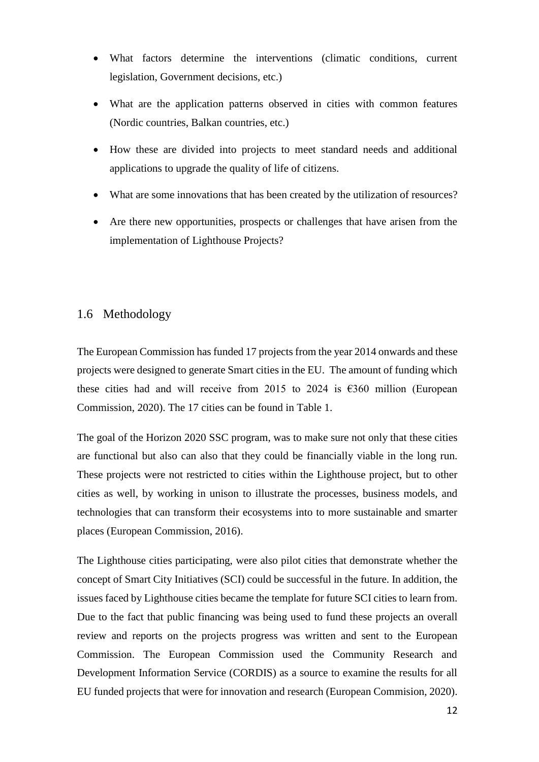- What factors determine the interventions (climatic conditions, current legislation, Government decisions, etc.)
- What are the application patterns observed in cities with common features (Nordic countries, Balkan countries, etc.)
- How these are divided into projects to meet standard needs and additional applications to upgrade the quality of life of citizens.
- What are some innovations that has been created by the utilization of resources?
- Are there new opportunities, prospects or challenges that have arisen from the implementation of Lighthouse Projects?

## 1.6 Methodology

The European Commission has funded 17 projects from the year 2014 onwards and these projects were designed to generate Smart cities in the EU. The amount of funding which these cities had and will receive from 2015 to 2024 is €360 million (European Commission, 2020). The 17 cities can be found in Table 1.

The goal of the Horizon 2020 SSC program, was to make sure not only that these cities are functional but also can also that they could be financially viable in the long run. These projects were not restricted to cities within the Lighthouse project, but to other cities as well, by working in unison to illustrate the processes, business models, and technologies that can transform their ecosystems into to more sustainable and smarter places (European Commission, 2016).

The Lighthouse cities participating, were also pilot cities that demonstrate whether the concept of Smart City Initiatives (SCI) could be successful in the future. In addition, the issues faced by Lighthouse cities became the template for future SCI cities to learn from. Due to the fact that public financing was being used to fund these projects an overall review and reports on the projects progress was written and sent to the European Commission. The European Commission used the Community Research and Development Information Service (CORDIS) as a source to examine the results for all EU funded projects that were for innovation and research (European Commision, 2020).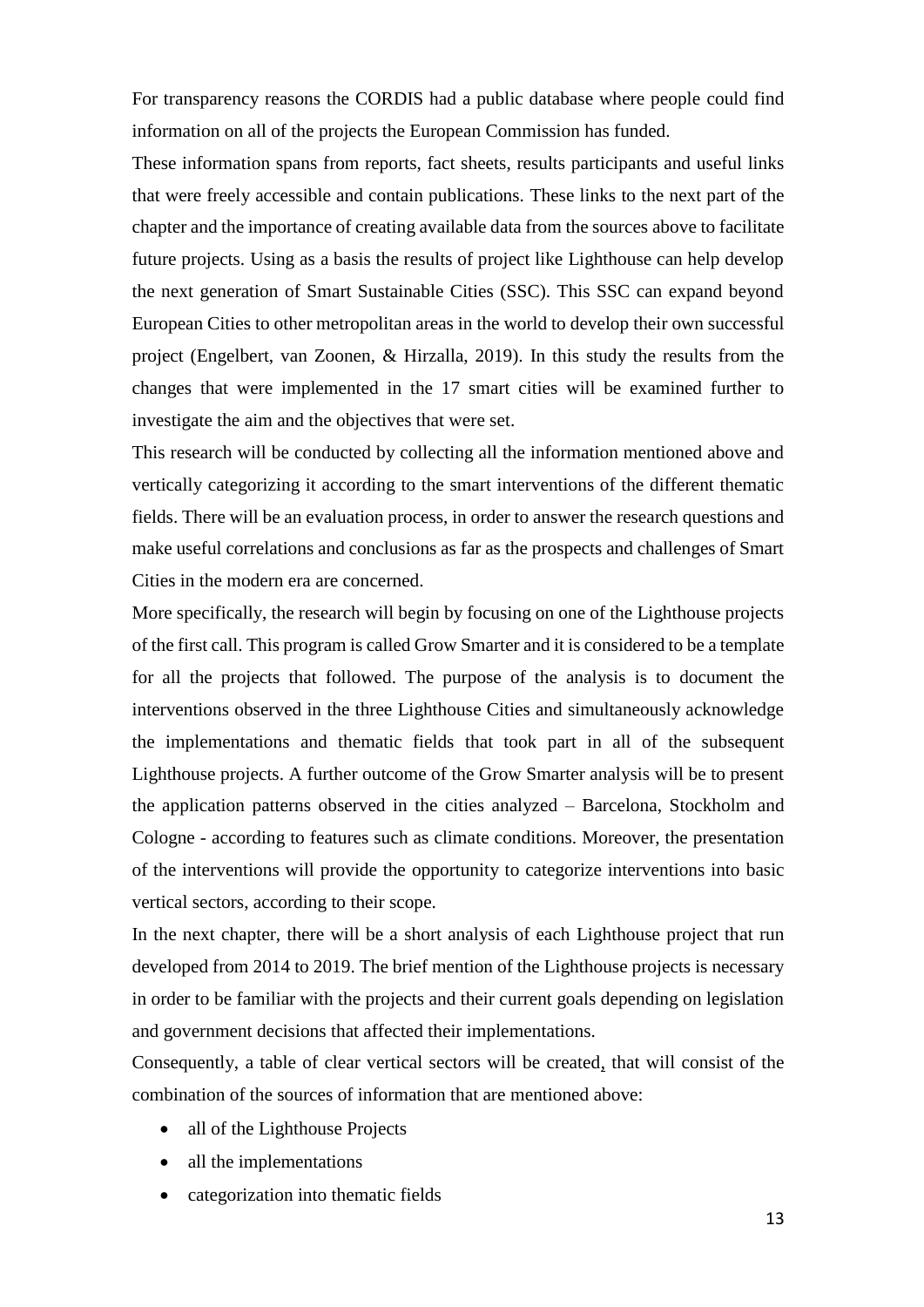For transparency reasons the CORDIS had a public database where people could find information on all of the projects the European Commission has funded.

These information spans from reports, fact sheets, results participants and useful links that were freely accessible and contain publications. These links to the next part of the chapter and the importance of creating available data from the sources above to facilitate future projects. Using as a basis the results of project like Lighthouse can help develop the next generation of Smart Sustainable Cities (SSC). This SSC can expand beyond European Cities to other metropolitan areas in the world to develop their own successful project (Engelbert, van Zoonen, & Hirzalla, 2019). In this study the results from the changes that were implemented in the 17 smart cities will be examined further to investigate the aim and the objectives that were set.

This research will be conducted by collecting all the information mentioned above and vertically categorizing it according to the smart interventions of the different thematic fields. There will be an evaluation process, in order to answer the research questions and make useful correlations and conclusions as far as the prospects and challenges of Smart Cities in the modern era are concerned.

More specifically, the research will begin by focusing on one of the Lighthouse projects of the first call. This program is called Grow Smarter and it is considered to be a template for all the projects that followed. The purpose of the analysis is to document the interventions observed in the three Lighthouse Cities and simultaneously acknowledge the implementations and thematic fields that took part in all of the subsequent Lighthouse projects. A further outcome of the Grow Smarter analysis will be to present the application patterns observed in the cities analyzed – Barcelona, Stockholm and Cologne - according to features such as climate conditions. Moreover, the presentation of the interventions will provide the opportunity to categorize interventions into basic vertical sectors, according to their scope.

In the next chapter, there will be a short analysis of each Lighthouse project that run developed from 2014 to 2019. The brief mention of the Lighthouse projects is necessary in order to be familiar with the projects and their current goals depending on legislation and government decisions that affected their implementations.

Consequently, a table of clear vertical sectors will be created, that will consist of the combination of the sources of information that are mentioned above:

- all of the Lighthouse Projects
- all the implementations
- categorization into thematic fields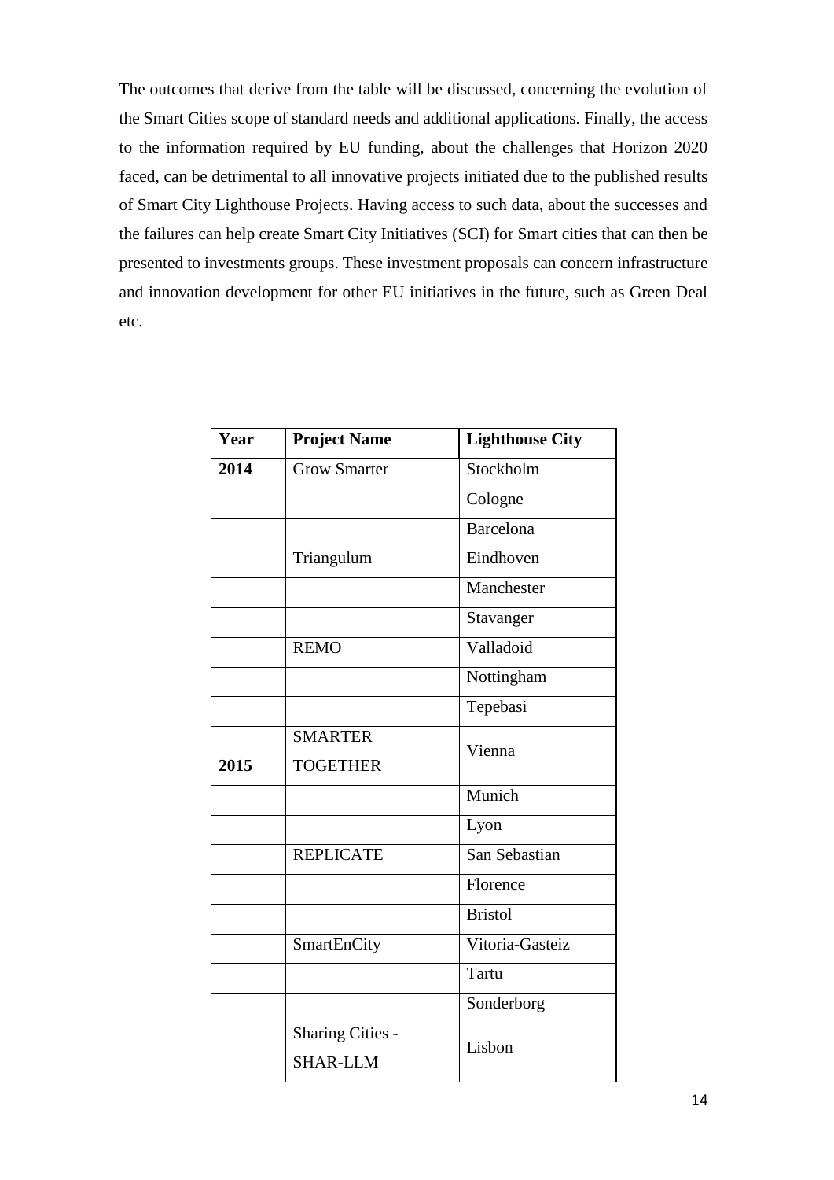The outcomes that derive from the table will be discussed, concerning the evolution of the Smart Cities scope of standard needs and additional applications. Finally, the access to the information required by EU funding, about the challenges that Horizon 2020 faced, can be detrimental to all innovative projects initiated due to the published results of Smart City Lighthouse Projects. Having access to such data, about the successes and the failures can help create Smart City Initiatives (SCI) for Smart cities that can then be presented to investments groups. These investment proposals can concern infrastructure and innovation development for other EU initiatives in the future, such as Green Deal etc.

| **Year** | **Project Name** | **Lighthouse City** |
|---|---|---|
| **2014** | Grow Smarter | Stockholm |
| | | Cologne |
| | | Barcelona |
| | Triangulum | Eindhoven |
| | | Manchester |
| | | Stavanger |
| | REMO | Valladoid |
| | | Nottingham |
| | | Tepebasi |
| **2015** | SMARTER TOGETHER | Vienna |
| | | Munich |
| | | Lyon |
| | REPLICATE | San Sebastian |
| | | Florence |
| | | Bristol |
| | SmartEnCity | Vitoria-Gasteiz |
| | | Tartu |
| | | Sonderborg |
| | Sharing Cities - SHAR-LLM | Lisbon |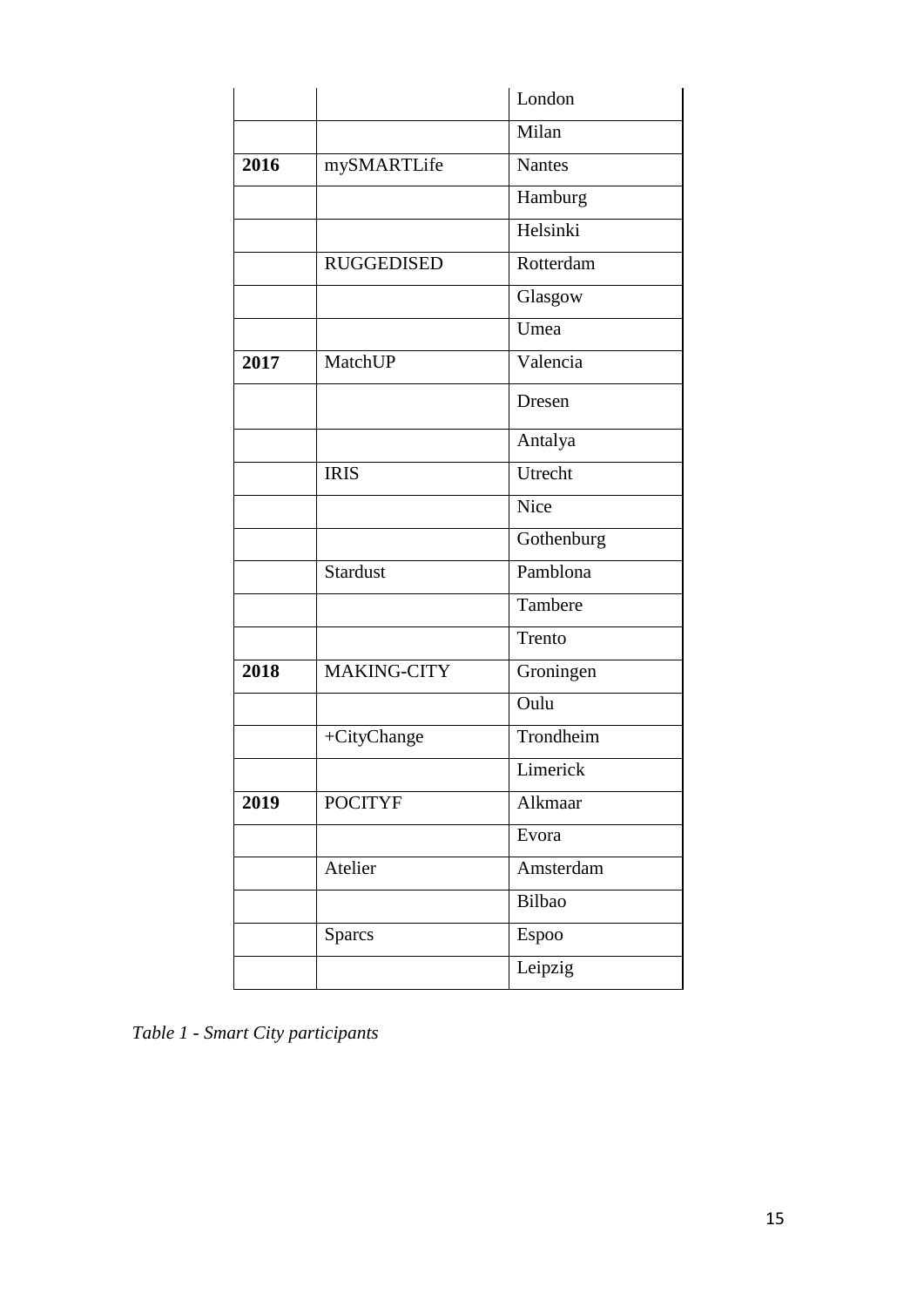| | | |
|---|---|---|
| | | London |
| | | Milan |
| **2016** | mySMARTLife | Nantes |
| | | Hamburg |
| | | Helsinki |
| | RUGGEDISED | Rotterdam |
| | | Glasgow |
| | | Umea |
| **2017** | MatchUP | Valencia |
| | | Dresen |
| | | Antalya |
| | IRIS | Utrecht |
| | | Nice |
| | | Gothenburg |
| | Stardust | Pamblona |
| | | Tambere |
| | | Trento |
| **2018** | MAKING-CITY | Groningen |
| | | Oulu |
| | +CityChange | Trondheim |
| | | Limerick |
| **2019** | POCITYF | Alkmaar |
| | | Evora |
| | Atelier | Amsterdam |
| | | Bilbao |
| | Sparcs | Espoo |
| | | Leipzig |

*Table 1 - Smart City participants*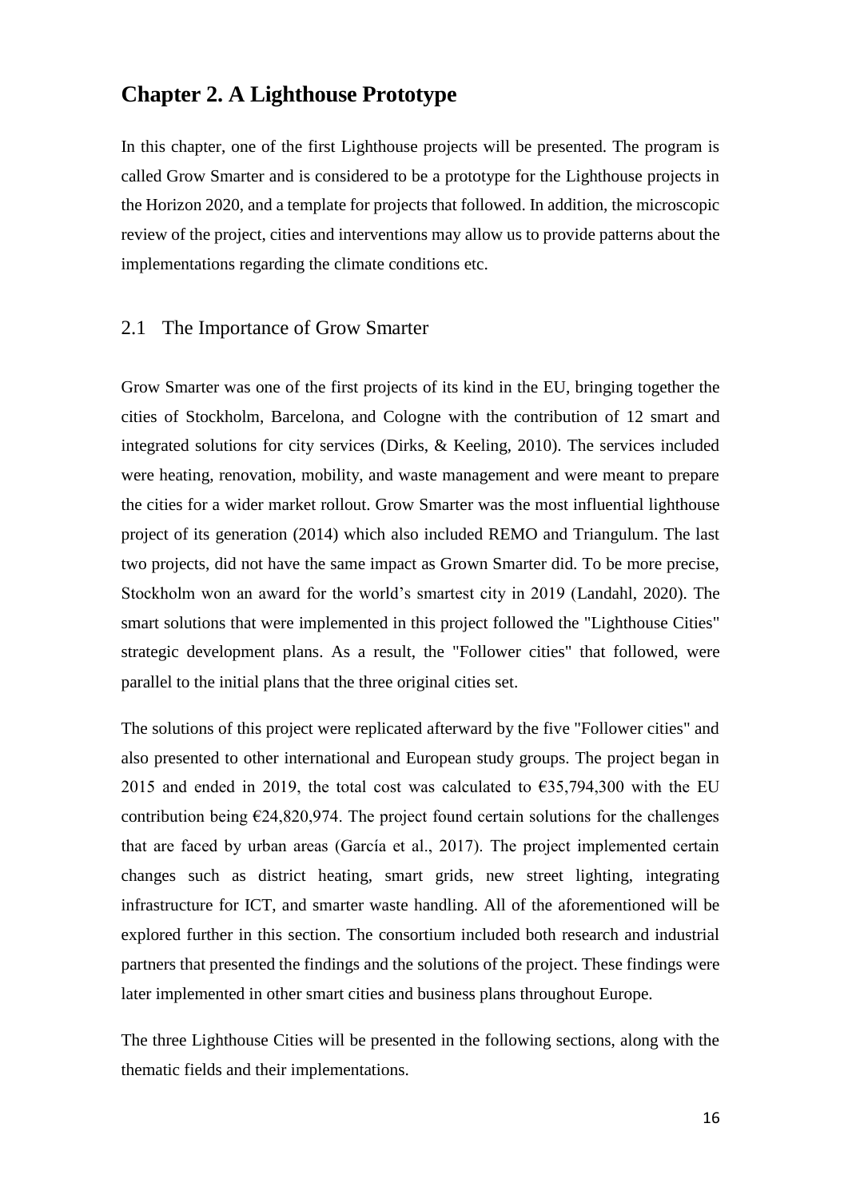# Chapter 2. A Lighthouse Prototype

In this chapter, one of the first Lighthouse projects will be presented. The program is called Grow Smarter and is considered to be a prototype for the Lighthouse projects in the Horizon 2020, and a template for projects that followed. In addition, the microscopic review of the project, cities and interventions may allow us to provide patterns about the implementations regarding the climate conditions etc.

## 2.1 The Importance of Grow Smarter

Grow Smarter was one of the first projects of its kind in the EU, bringing together the cities of Stockholm, Barcelona, and Cologne with the contribution of 12 smart and integrated solutions for city services (Dirks, & Keeling, 2010). The services included were heating, renovation, mobility, and waste management and were meant to prepare the cities for a wider market rollout. Grow Smarter was the most influential lighthouse project of its generation (2014) which also included REMO and Triangulum. The last two projects, did not have the same impact as Grown Smarter did. To be more precise, Stockholm won an award for the world's smartest city in 2019 (Landahl, 2020). The smart solutions that were implemented in this project followed the "Lighthouse Cities" strategic development plans. As a result, the "Follower cities" that followed, were parallel to the initial plans that the three original cities set.

The solutions of this project were replicated afterward by the five "Follower cities" and also presented to other international and European study groups. The project began in 2015 and ended in 2019, the total cost was calculated to €35,794,300 with the EU contribution being €24,820,974. The project found certain solutions for the challenges that are faced by urban areas (García et al., 2017). The project implemented certain changes such as district heating, smart grids, new street lighting, integrating infrastructure for ICT, and smarter waste handling. All of the aforementioned will be explored further in this section. The consortium included both research and industrial partners that presented the findings and the solutions of the project. These findings were later implemented in other smart cities and business plans throughout Europe.

The three Lighthouse Cities will be presented in the following sections, along with the thematic fields and their implementations.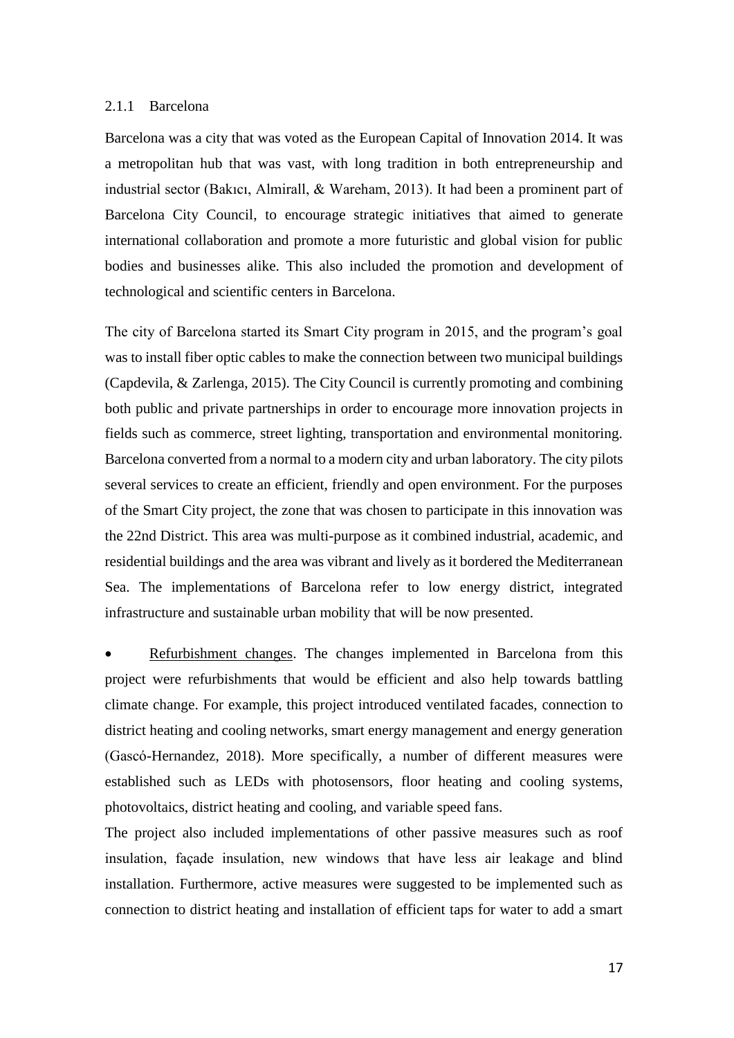### 2.1.1 Barcelona

Barcelona was a city that was voted as the European Capital of Innovation 2014. It was a metropolitan hub that was vast, with long tradition in both entrepreneurship and industrial sector (Bakıcı, Almirall, & Wareham, 2013). It had been a prominent part of Barcelona City Council, to encourage strategic initiatives that aimed to generate international collaboration and promote a more futuristic and global vision for public bodies and businesses alike. This also included the promotion and development of technological and scientific centers in Barcelona.

The city of Barcelona started its Smart City program in 2015, and the program's goal was to install fiber optic cables to make the connection between two municipal buildings (Capdevila, & Zarlenga, 2015). The City Council is currently promoting and combining both public and private partnerships in order to encourage more innovation projects in fields such as commerce, street lighting, transportation and environmental monitoring. Barcelona converted from a normal to a modern city and urban laboratory. The city pilots several services to create an efficient, friendly and open environment. For the purposes of the Smart City project, the zone that was chosen to participate in this innovation was the 22nd District. This area was multi-purpose as it combined industrial, academic, and residential buildings and the area was vibrant and lively as it bordered the Mediterranean Sea. The implementations of Barcelona refer to low energy district, integrated infrastructure and sustainable urban mobility that will be now presented.

- <u>Refurbishment changes</u>. The changes implemented in Barcelona from this project were refurbishments that would be efficient and also help towards battling climate change. For example, this project introduced ventilated facades, connection to district heating and cooling networks, smart energy management and energy generation (Gascó-Hernandez, 2018). More specifically, a number of different measures were established such as LEDs with photosensors, floor heating and cooling systems, photovoltaics, district heating and cooling, and variable speed fans.

The project also included implementations of other passive measures such as roof insulation, façade insulation, new windows that have less air leakage and blind installation. Furthermore, active measures were suggested to be implemented such as connection to district heating and installation of efficient taps for water to add a smart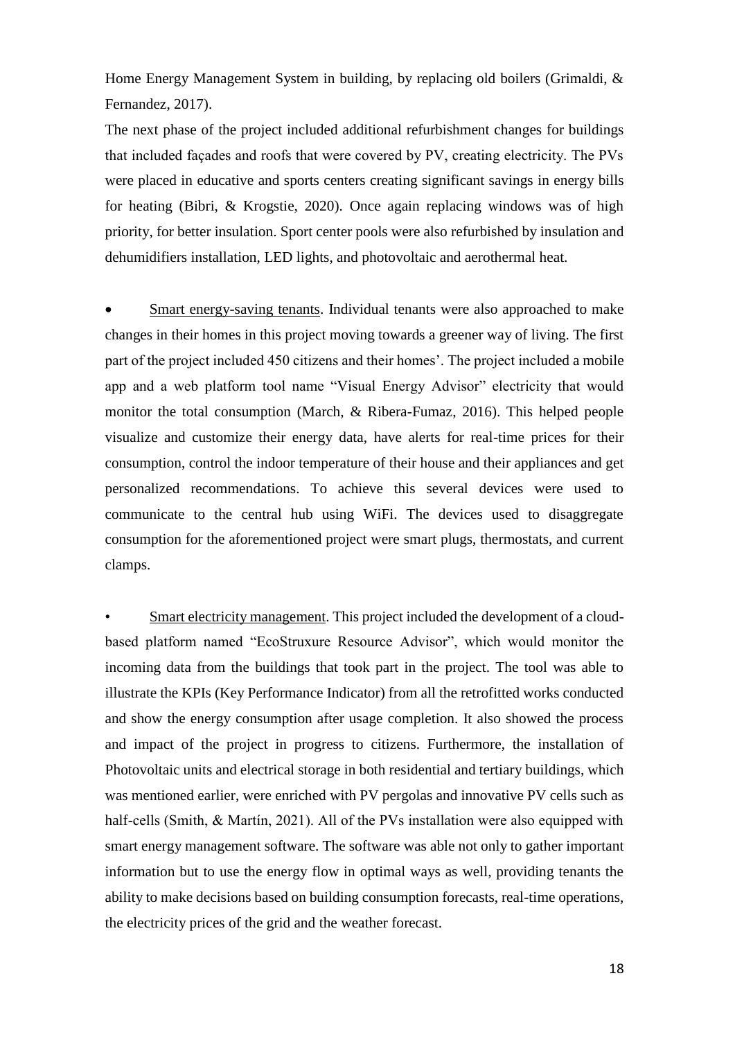Home Energy Management System in building, by replacing old boilers (Grimaldi, & Fernandez, 2017).

The next phase of the project included additional refurbishment changes for buildings that included façades and roofs that were covered by PV, creating electricity. The PVs were placed in educative and sports centers creating significant savings in energy bills for heating (Bibri, & Krogstie, 2020). Once again replacing windows was of high priority, for better insulation. Sport center pools were also refurbished by insulation and dehumidifiers installation, LED lights, and photovoltaic and aerothermal heat.

- Smart energy-saving tenants. Individual tenants were also approached to make changes in their homes in this project moving towards a greener way of living. The first part of the project included 450 citizens and their homes'. The project included a mobile app and a web platform tool name "Visual Energy Advisor" electricity that would monitor the total consumption (March, & Ribera-Fumaz, 2016). This helped people visualize and customize their energy data, have alerts for real-time prices for their consumption, control the indoor temperature of their house and their appliances and get personalized recommendations. To achieve this several devices were used to communicate to the central hub using WiFi. The devices used to disaggregate consumption for the aforementioned project were smart plugs, thermostats, and current clamps.

- Smart electricity management. This project included the development of a cloud-based platform named "EcoStruxure Resource Advisor", which would monitor the incoming data from the buildings that took part in the project. The tool was able to illustrate the KPIs (Key Performance Indicator) from all the retrofitted works conducted and show the energy consumption after usage completion. It also showed the process and impact of the project in progress to citizens. Furthermore, the installation of Photovoltaic units and electrical storage in both residential and tertiary buildings, which was mentioned earlier, were enriched with PV pergolas and innovative PV cells such as half-cells (Smith, & Martín, 2021). All of the PVs installation were also equipped with smart energy management software. The software was able not only to gather important information but to use the energy flow in optimal ways as well, providing tenants the ability to make decisions based on building consumption forecasts, real-time operations, the electricity prices of the grid and the weather forecast.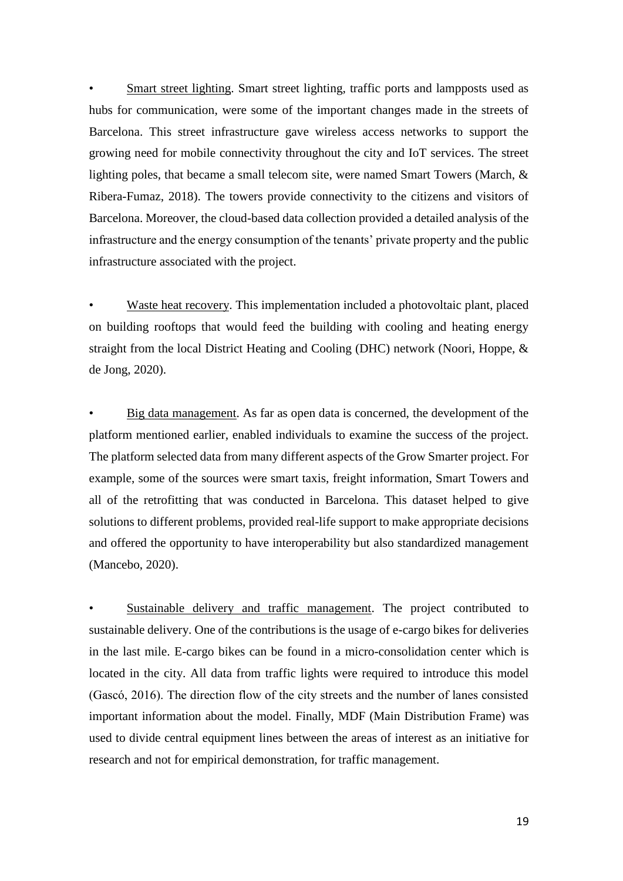- <u>Smart street lighting</u>. Smart street lighting, traffic ports and lampposts used as hubs for communication, were some of the important changes made in the streets of Barcelona. This street infrastructure gave wireless access networks to support the growing need for mobile connectivity throughout the city and IoT services. The street lighting poles, that became a small telecom site, were named Smart Towers (March, & Ribera-Fumaz, 2018). The towers provide connectivity to the citizens and visitors of Barcelona. Moreover, the cloud-based data collection provided a detailed analysis of the infrastructure and the energy consumption of the tenants' private property and the public infrastructure associated with the project.

- <u>Waste heat recovery</u>. This implementation included a photovoltaic plant, placed on building rooftops that would feed the building with cooling and heating energy straight from the local District Heating and Cooling (DHC) network (Noori, Hoppe, & de Jong, 2020).

- <u>Big data management</u>. As far as open data is concerned, the development of the platform mentioned earlier, enabled individuals to examine the success of the project. The platform selected data from many different aspects of the Grow Smarter project. For example, some of the sources were smart taxis, freight information, Smart Towers and all of the retrofitting that was conducted in Barcelona. This dataset helped to give solutions to different problems, provided real-life support to make appropriate decisions and offered the opportunity to have interoperability but also standardized management (Mancebo, 2020).

- <u>Sustainable delivery and traffic management</u>. The project contributed to sustainable delivery. One of the contributions is the usage of e-cargo bikes for deliveries in the last mile. E-cargo bikes can be found in a micro-consolidation center which is located in the city. All data from traffic lights were required to introduce this model (Gascó, 2016). The direction flow of the city streets and the number of lanes consisted important information about the model. Finally, MDF (Main Distribution Frame) was used to divide central equipment lines between the areas of interest as an initiative for research and not for empirical demonstration, for traffic management.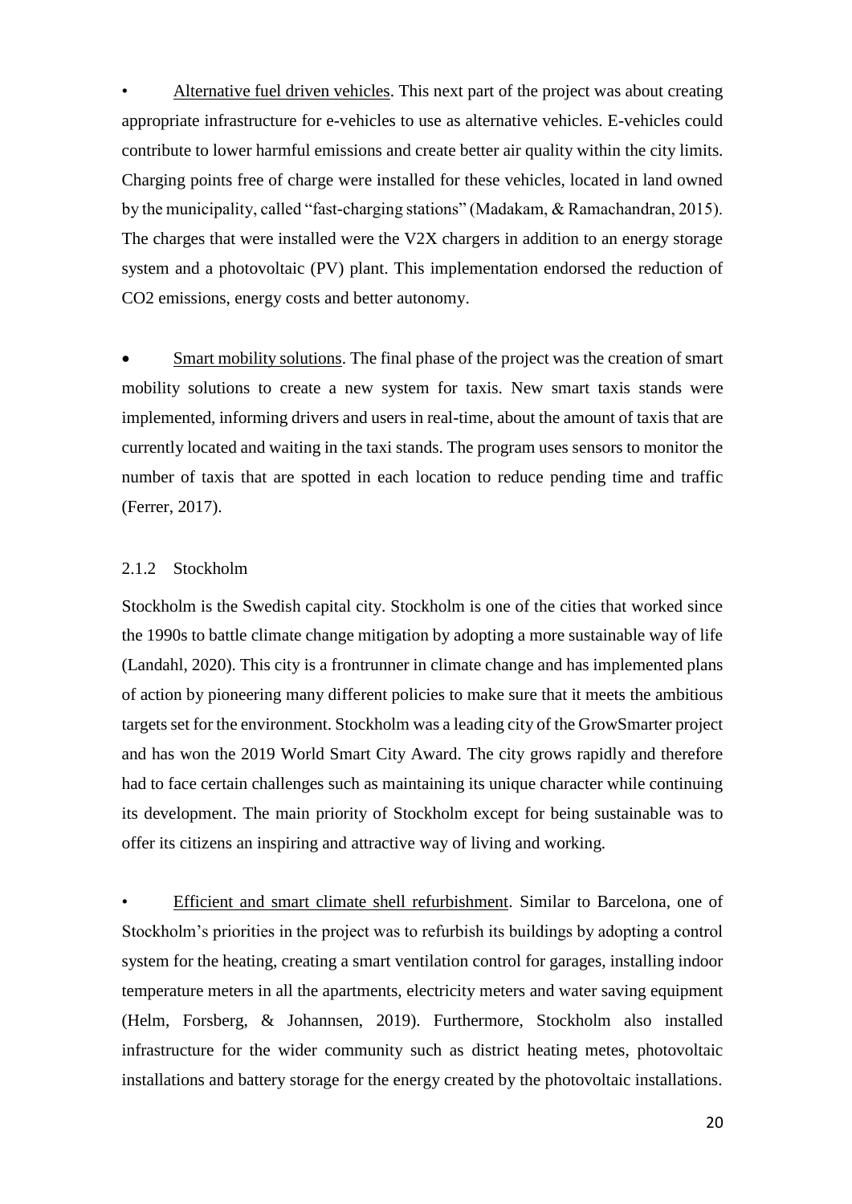- Alternative fuel driven vehicles. This next part of the project was about creating appropriate infrastructure for e-vehicles to use as alternative vehicles. E-vehicles could contribute to lower harmful emissions and create better air quality within the city limits. Charging points free of charge were installed for these vehicles, located in land owned by the municipality, called "fast-charging stations" (Madakam, & Ramachandran, 2015). The charges that were installed were the V2X chargers in addition to an energy storage system and a photovoltaic (PV) plant. This implementation endorsed the reduction of CO2 emissions, energy costs and better autonomy.

- Smart mobility solutions. The final phase of the project was the creation of smart mobility solutions to create a new system for taxis. New smart taxis stands were implemented, informing drivers and users in real-time, about the amount of taxis that are currently located and waiting in the taxi stands. The program uses sensors to monitor the number of taxis that are spotted in each location to reduce pending time and traffic (Ferrer, 2017).

### 2.1.2 Stockholm

Stockholm is the Swedish capital city. Stockholm is one of the cities that worked since the 1990s to battle climate change mitigation by adopting a more sustainable way of life (Landahl, 2020). This city is a frontrunner in climate change and has implemented plans of action by pioneering many different policies to make sure that it meets the ambitious targets set for the environment. Stockholm was a leading city of the GrowSmarter project and has won the 2019 World Smart City Award. The city grows rapidly and therefore had to face certain challenges such as maintaining its unique character while continuing its development. The main priority of Stockholm except for being sustainable was to offer its citizens an inspiring and attractive way of living and working.

- Efficient and smart climate shell refurbishment. Similar to Barcelona, one of Stockholm's priorities in the project was to refurbish its buildings by adopting a control system for the heating, creating a smart ventilation control for garages, installing indoor temperature meters in all the apartments, electricity meters and water saving equipment (Helm, Forsberg, & Johannsen, 2019). Furthermore, Stockholm also installed infrastructure for the wider community such as district heating metes, photovoltaic installations and battery storage for the energy created by the photovoltaic installations.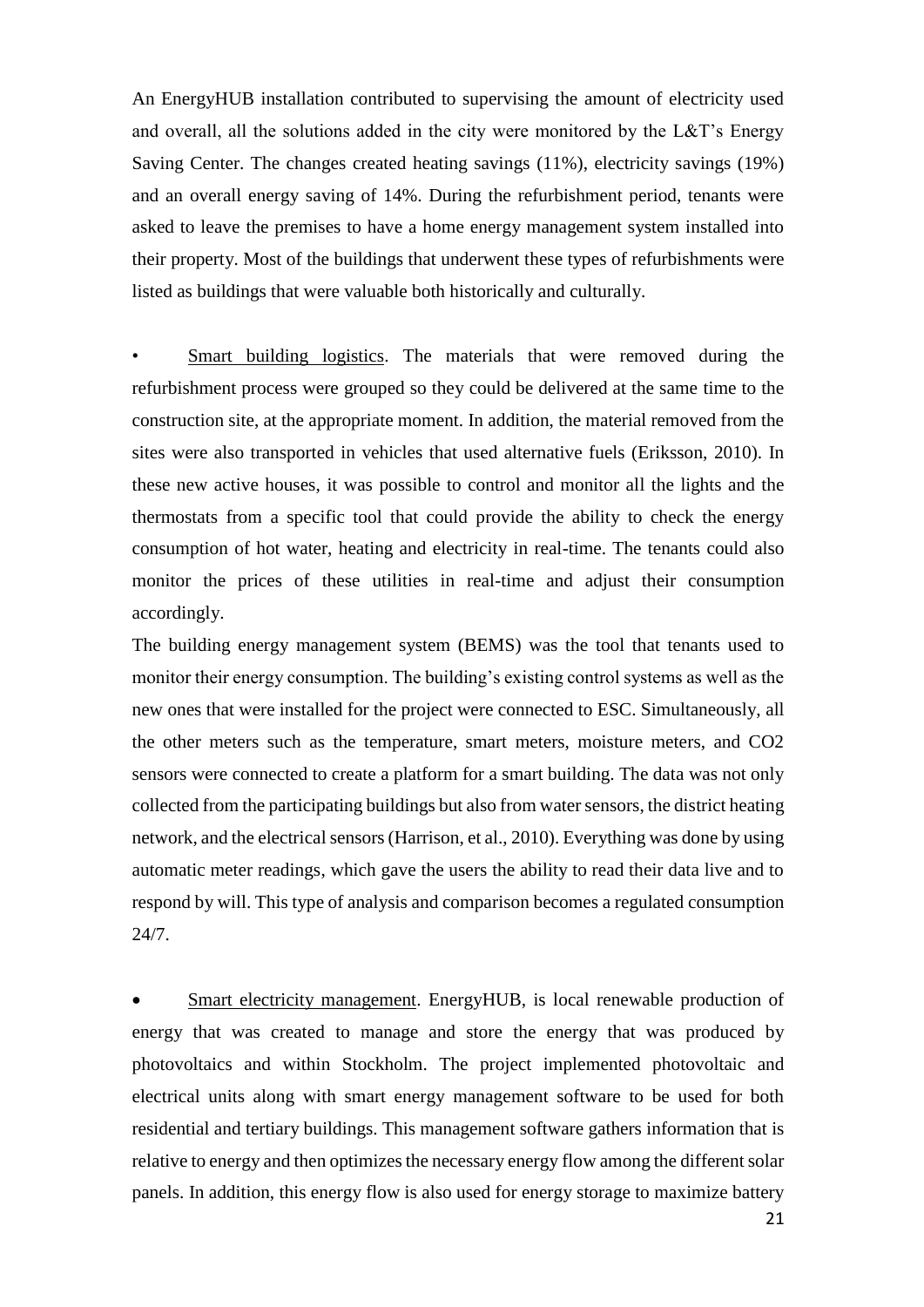An EnergyHUB installation contributed to supervising the amount of electricity used and overall, all the solutions added in the city were monitored by the L&T's Energy Saving Center. The changes created heating savings (11%), electricity savings (19%) and an overall energy saving of 14%. During the refurbishment period, tenants were asked to leave the premises to have a home energy management system installed into their property. Most of the buildings that underwent these types of refurbishments were listed as buildings that were valuable both historically and culturally.

- Smart building logistics. The materials that were removed during the refurbishment process were grouped so they could be delivered at the same time to the construction site, at the appropriate moment. In addition, the material removed from the sites were also transported in vehicles that used alternative fuels (Eriksson, 2010). In these new active houses, it was possible to control and monitor all the lights and the thermostats from a specific tool that could provide the ability to check the energy consumption of hot water, heating and electricity in real-time. The tenants could also monitor the prices of these utilities in real-time and adjust their consumption accordingly.

The building energy management system (BEMS) was the tool that tenants used to monitor their energy consumption. The building's existing control systems as well as the new ones that were installed for the project were connected to ESC. Simultaneously, all the other meters such as the temperature, smart meters, moisture meters, and $CO_2$ sensors were connected to create a platform for a smart building. The data was not only collected from the participating buildings but also from water sensors, the district heating network, and the electrical sensors (Harrison, et al., 2010). Everything was done by using automatic meter readings, which gave the users the ability to read their data live and to respond by will. This type of analysis and comparison becomes a regulated consumption 24/7.

- Smart electricity management. EnergyHUB, is local renewable production of energy that was created to manage and store the energy that was produced by photovoltaics and within Stockholm. The project implemented photovoltaic and electrical units along with smart energy management software to be used for both residential and tertiary buildings. This management software gathers information that is relative to energy and then optimizes the necessary energy flow among the different solar panels. In addition, this energy flow is also used for energy storage to maximize battery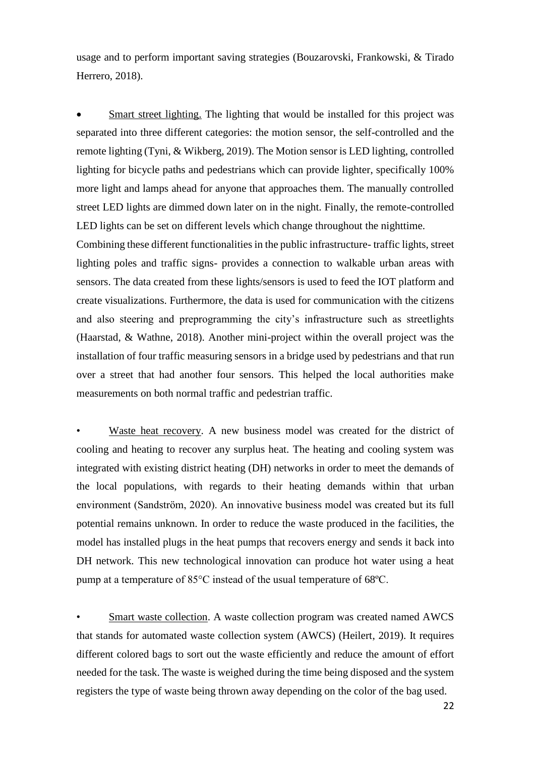usage and to perform important saving strategies (Bouzarovski, Frankowski, & Tirado Herrero, 2018).

- Smart street lighting. The lighting that would be installed for this project was separated into three different categories: the motion sensor, the self-controlled and the remote lighting (Tyni, & Wikberg, 2019). The Motion sensor is LED lighting, controlled lighting for bicycle paths and pedestrians which can provide lighter, specifically 100% more light and lamps ahead for anyone that approaches them. The manually controlled street LED lights are dimmed down later on in the night. Finally, the remote-controlled LED lights can be set on different levels which change throughout the nighttime.

Combining these different functionalities in the public infrastructure- traffic lights, street lighting poles and traffic signs- provides a connection to walkable urban areas with sensors. The data created from these lights/sensors is used to feed the IOT platform and create visualizations. Furthermore, the data is used for communication with the citizens and also steering and preprogramming the city's infrastructure such as streetlights (Haarstad, & Wathne, 2018). Another mini-project within the overall project was the installation of four traffic measuring sensors in a bridge used by pedestrians and that run over a street that had another four sensors. This helped the local authorities make measurements on both normal traffic and pedestrian traffic.

- Waste heat recovery. A new business model was created for the district of cooling and heating to recover any surplus heat. The heating and cooling system was integrated with existing district heating (DH) networks in order to meet the demands of the local populations, with regards to their heating demands within that urban environment (Sandström, 2020). An innovative business model was created but its full potential remains unknown. In order to reduce the waste produced in the facilities, the model has installed plugs in the heat pumps that recovers energy and sends it back into DH network. This new technological innovation can produce hot water using a heat pump at a temperature of 85°C instead of the usual temperature of 68ºC.

- Smart waste collection. A waste collection program was created named AWCS that stands for automated waste collection system (AWCS) (Heilert, 2019). It requires different colored bags to sort out the waste efficiently and reduce the amount of effort needed for the task. The waste is weighed during the time being disposed and the system registers the type of waste being thrown away depending on the color of the bag used.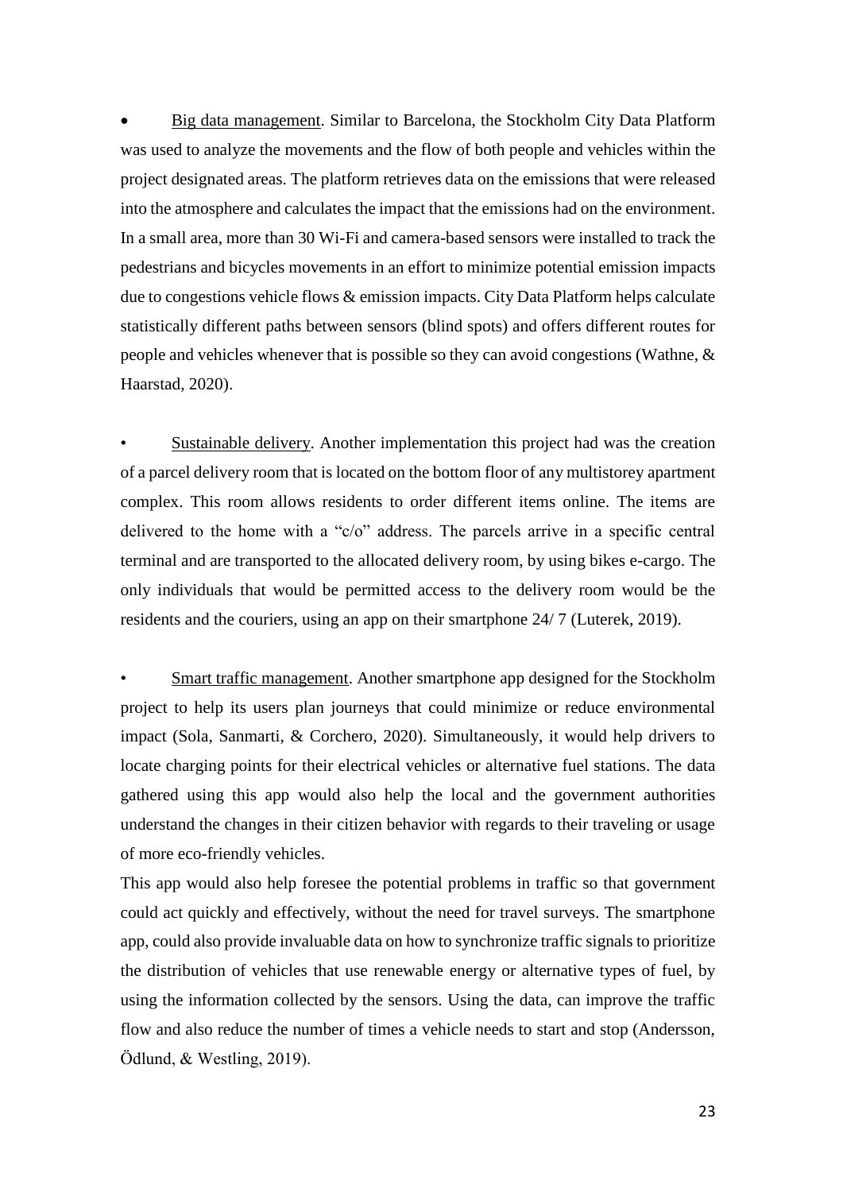- <u>Big data management</u>. Similar to Barcelona, the Stockholm City Data Platform was used to analyze the movements and the flow of both people and vehicles within the project designated areas. The platform retrieves data on the emissions that were released into the atmosphere and calculates the impact that the emissions had on the environment. In a small area, more than 30 Wi-Fi and camera-based sensors were installed to track the pedestrians and bicycles movements in an effort to minimize potential emission impacts due to congestions vehicle flows & emission impacts. City Data Platform helps calculate statistically different paths between sensors (blind spots) and offers different routes for people and vehicles whenever that is possible so they can avoid congestions (Wathne, & Haarstad, 2020).

- <u>Sustainable delivery</u>. Another implementation this project had was the creation of a parcel delivery room that is located on the bottom floor of any multistorey apartment complex. This room allows residents to order different items online. The items are delivered to the home with a "c/o" address. The parcels arrive in a specific central terminal and are transported to the allocated delivery room, by using bikes e-cargo. The only individuals that would be permitted access to the delivery room would be the residents and the couriers, using an app on their smartphone 24/ 7 (Luterek, 2019).

- <u>Smart traffic management</u>. Another smartphone app designed for the Stockholm project to help its users plan journeys that could minimize or reduce environmental impact (Sola, Sanmarti, & Corchero, 2020). Simultaneously, it would help drivers to locate charging points for their electrical vehicles or alternative fuel stations. The data gathered using this app would also help the local and the government authorities understand the changes in their citizen behavior with regards to their traveling or usage of more eco-friendly vehicles.

This app would also help foresee the potential problems in traffic so that government could act quickly and effectively, without the need for travel surveys. The smartphone app, could also provide invaluable data on how to synchronize traffic signals to prioritize the distribution of vehicles that use renewable energy or alternative types of fuel, by using the information collected by the sensors. Using the data, can improve the traffic flow and also reduce the number of times a vehicle needs to start and stop (Andersson, Ödlund, & Westling, 2019).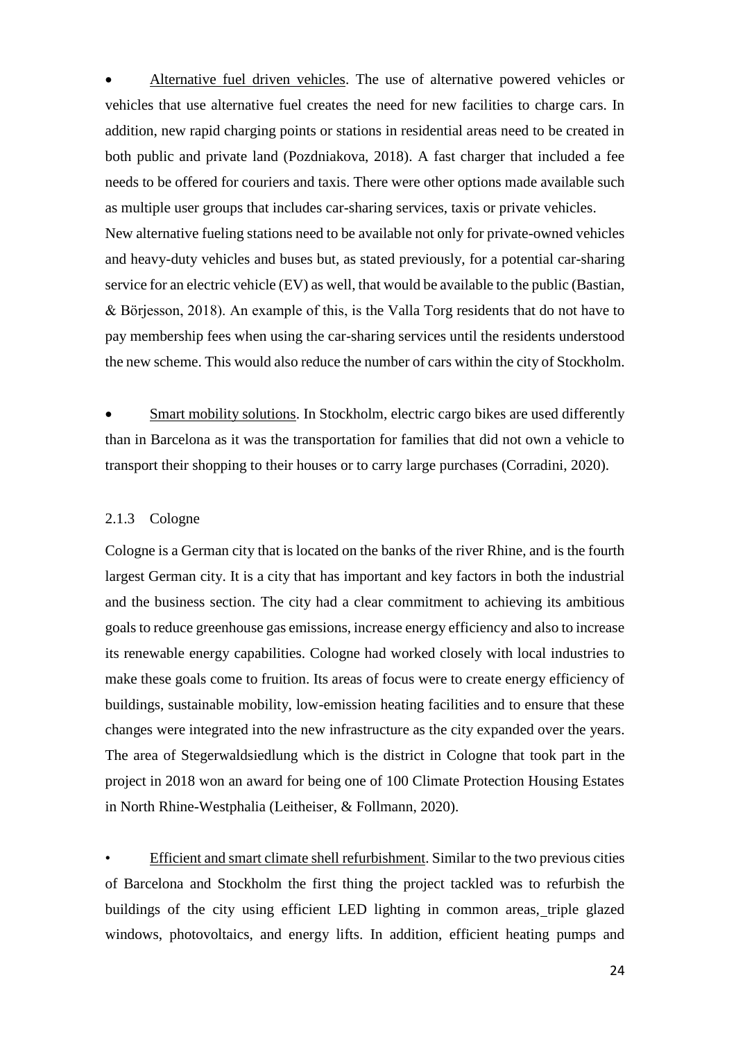- <u>Alternative fuel driven vehicles</u>. The use of alternative powered vehicles or vehicles that use alternative fuel creates the need for new facilities to charge cars. In addition, new rapid charging points or stations in residential areas need to be created in both public and private land (Pozdniakova, 2018). A fast charger that included a fee needs to be offered for couriers and taxis. There were other options made available such as multiple user groups that includes car-sharing services, taxis or private vehicles.

  New alternative fueling stations need to be available not only for private-owned vehicles and heavy-duty vehicles and buses but, as stated previously, for a potential car-sharing service for an electric vehicle (EV) as well, that would be available to the public (Bastian, & Börjesson, 2018). An example of this, is the Valla Torg residents that do not have to pay membership fees when using the car-sharing services until the residents understood the new scheme. This would also reduce the number of cars within the city of Stockholm.

- <u>Smart mobility solutions</u>. In Stockholm, electric cargo bikes are used differently than in Barcelona as it was the transportation for families that did not own a vehicle to transport their shopping to their houses or to carry large purchases (Corradini, 2020).

### 2.1.3 Cologne

Cologne is a German city that is located on the banks of the river Rhine, and is the fourth largest German city. It is a city that has important and key factors in both the industrial and the business section. The city had a clear commitment to achieving its ambitious goals to reduce greenhouse gas emissions, increase energy efficiency and also to increase its renewable energy capabilities. Cologne had worked closely with local industries to make these goals come to fruition. Its areas of focus were to create energy efficiency of buildings, sustainable mobility, low-emission heating facilities and to ensure that these changes were integrated into the new infrastructure as the city expanded over the years. The area of Stegerwaldsiedlung which is the district in Cologne that took part in the project in 2018 won an award for being one of 100 Climate Protection Housing Estates in North Rhine-Westphalia (Leitheiser, & Follmann, 2020).

- <u>Efficient and smart climate shell refurbishment</u>. Similar to the two previous cities of Barcelona and Stockholm the first thing the project tackled was to refurbish the buildings of the city using efficient LED lighting in common areas, triple glazed windows, photovoltaics, and energy lifts. In addition, efficient heating pumps and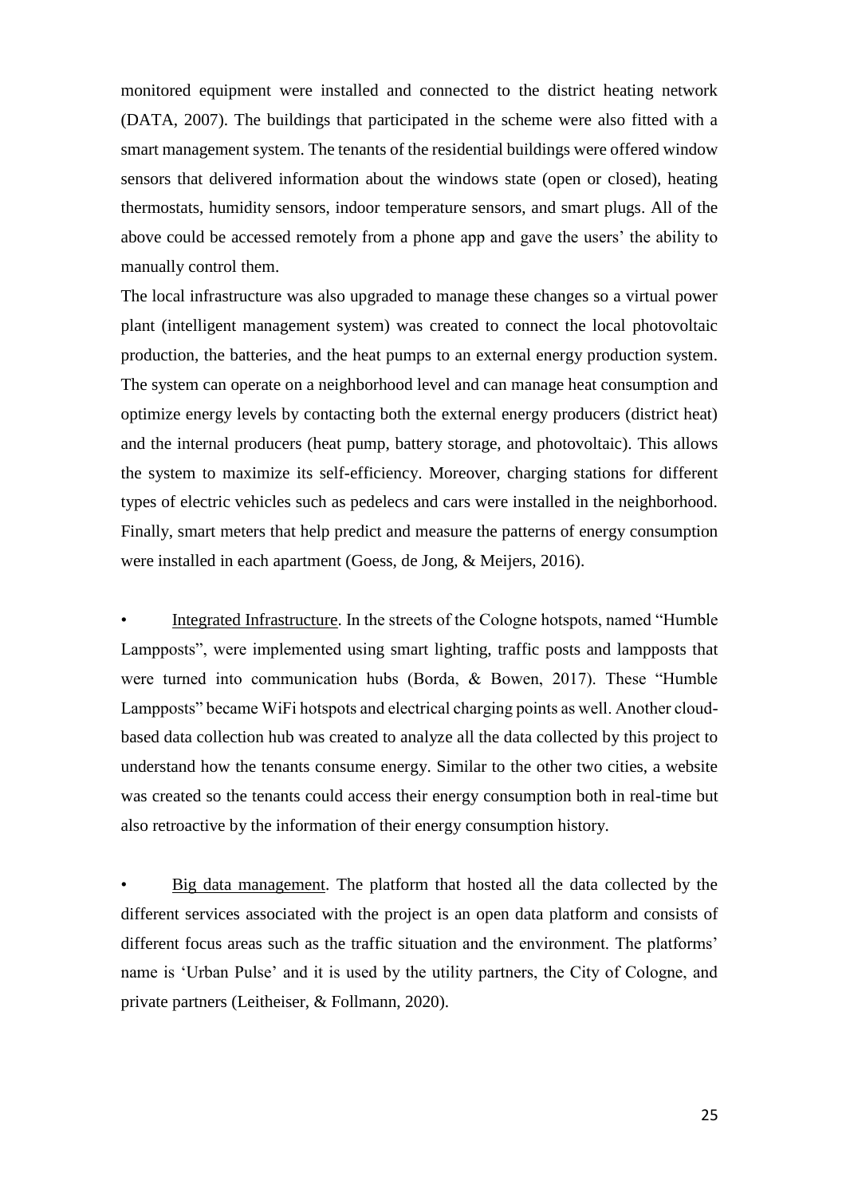monitored equipment were installed and connected to the district heating network (DATA, 2007). The buildings that participated in the scheme were also fitted with a smart management system. The tenants of the residential buildings were offered window sensors that delivered information about the windows state (open or closed), heating thermostats, humidity sensors, indoor temperature sensors, and smart plugs. All of the above could be accessed remotely from a phone app and gave the users' the ability to manually control them.

The local infrastructure was also upgraded to manage these changes so a virtual power plant (intelligent management system) was created to connect the local photovoltaic production, the batteries, and the heat pumps to an external energy production system. The system can operate on a neighborhood level and can manage heat consumption and optimize energy levels by contacting both the external energy producers (district heat) and the internal producers (heat pump, battery storage, and photovoltaic). This allows the system to maximize its self-efficiency. Moreover, charging stations for different types of electric vehicles such as pedelecs and cars were installed in the neighborhood. Finally, smart meters that help predict and measure the patterns of energy consumption were installed in each apartment (Goess, de Jong, & Meijers, 2016).

- Integrated Infrastructure. In the streets of the Cologne hotspots, named "Humble Lampposts", were implemented using smart lighting, traffic posts and lampposts that were turned into communication hubs (Borda, & Bowen, 2017). These "Humble Lampposts" became WiFi hotspots and electrical charging points as well. Another cloud-based data collection hub was created to analyze all the data collected by this project to understand how the tenants consume energy. Similar to the other two cities, a website was created so the tenants could access their energy consumption both in real-time but also retroactive by the information of their energy consumption history.

- Big data management. The platform that hosted all the data collected by the different services associated with the project is an open data platform and consists of different focus areas such as the traffic situation and the environment. The platforms' name is 'Urban Pulse' and it is used by the utility partners, the City of Cologne, and private partners (Leitheiser, & Follmann, 2020).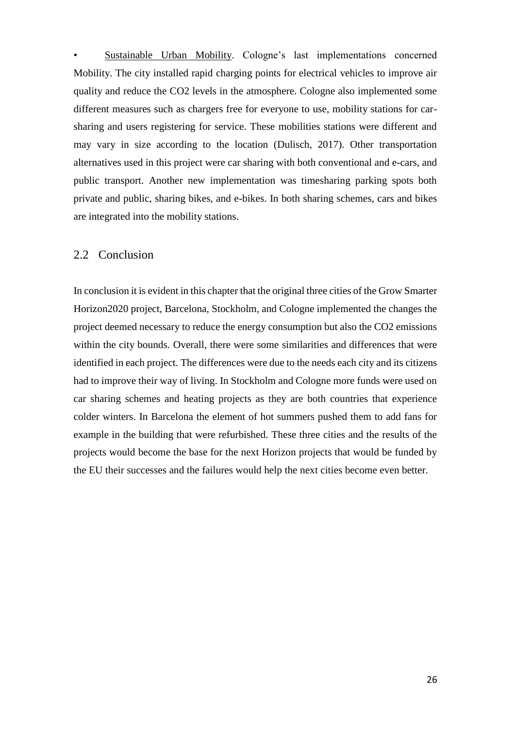- <u>Sustainable Urban Mobility</u>. Cologne's last implementations concerned Mobility. The city installed rapid charging points for electrical vehicles to improve air quality and reduce the $CO_2$ levels in the atmosphere. Cologne also implemented some different measures such as chargers free for everyone to use, mobility stations for car-sharing and users registering for service. These mobilities stations were different and may vary in size according to the location (Dulisch, 2017). Other transportation alternatives used in this project were car sharing with both conventional and e-cars, and public transport. Another new implementation was timesharing parking spots both private and public, sharing bikes, and e-bikes. In both sharing schemes, cars and bikes are integrated into the mobility stations.

## 2.2 Conclusion

In conclusion it is evident in this chapter that the original three cities of the Grow Smarter Horizon2020 project, Barcelona, Stockholm, and Cologne implemented the changes the project deemed necessary to reduce the energy consumption but also the $CO_2$ emissions within the city bounds. Overall, there were some similarities and differences that were identified in each project. The differences were due to the needs each city and its citizens had to improve their way of living. In Stockholm and Cologne more funds were used on car sharing schemes and heating projects as they are both countries that experience colder winters. In Barcelona the element of hot summers pushed them to add fans for example in the building that were refurbished. These three cities and the results of the projects would become the base for the next Horizon projects that would be funded by the EU their successes and the failures would help the next cities become even better.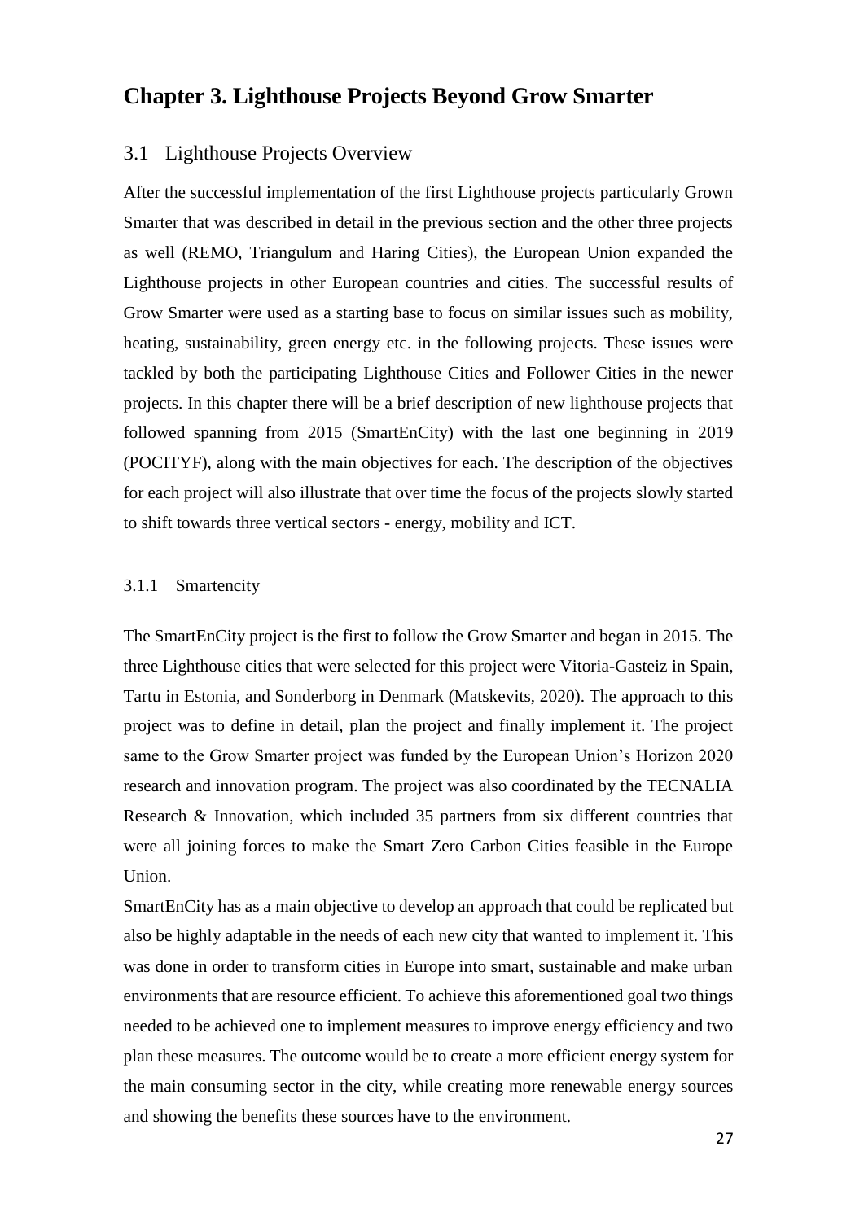# Chapter 3. Lighthouse Projects Beyond Grow Smarter

## 3.1 Lighthouse Projects Overview

After the successful implementation of the first Lighthouse projects particularly Grown Smarter that was described in detail in the previous section and the other three projects as well (REMO, Triangulum and Haring Cities), the European Union expanded the Lighthouse projects in other European countries and cities. The successful results of Grow Smarter were used as a starting base to focus on similar issues such as mobility, heating, sustainability, green energy etc. in the following projects. These issues were tackled by both the participating Lighthouse Cities and Follower Cities in the newer projects. In this chapter there will be a brief description of new lighthouse projects that followed spanning from 2015 (SmartEnCity) with the last one beginning in 2019 (POCITYF), along with the main objectives for each. The description of the objectives for each project will also illustrate that over time the focus of the projects slowly started to shift towards three vertical sectors - energy, mobility and ICT.

### 3.1.1 Smartencity

The SmartEnCity project is the first to follow the Grow Smarter and began in 2015. The three Lighthouse cities that were selected for this project were Vitoria-Gasteiz in Spain, Tartu in Estonia, and Sonderborg in Denmark (Matskevits, 2020). The approach to this project was to define in detail, plan the project and finally implement it. The project same to the Grow Smarter project was funded by the European Union's Horizon 2020 research and innovation program. The project was also coordinated by the TECNALIA Research & Innovation, which included 35 partners from six different countries that were all joining forces to make the Smart Zero Carbon Cities feasible in the Europe Union.

SmartEnCity has as a main objective to develop an approach that could be replicated but also be highly adaptable in the needs of each new city that wanted to implement it. This was done in order to transform cities in Europe into smart, sustainable and make urban environments that are resource efficient. To achieve this aforementioned goal two things needed to be achieved one to implement measures to improve energy efficiency and two plan these measures. The outcome would be to create a more efficient energy system for the main consuming sector in the city, while creating more renewable energy sources and showing the benefits these sources have to the environment.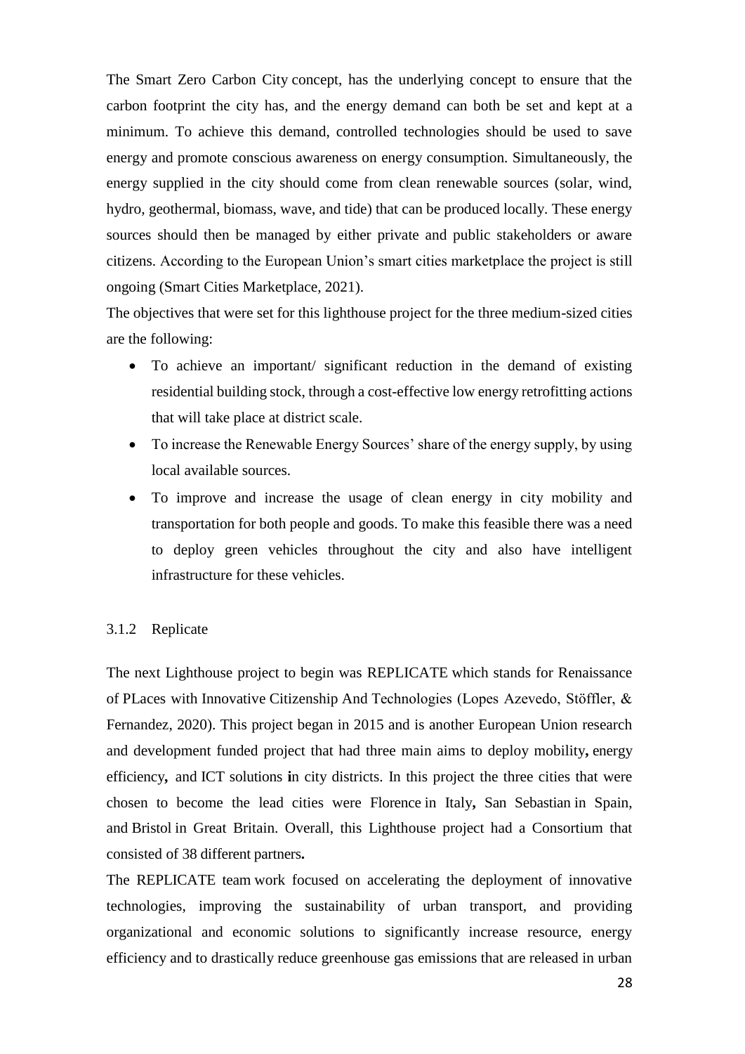The Smart Zero Carbon City concept, has the underlying concept to ensure that the carbon footprint the city has, and the energy demand can both be set and kept at a minimum. To achieve this demand, controlled technologies should be used to save energy and promote conscious awareness on energy consumption. Simultaneously, the energy supplied in the city should come from clean renewable sources (solar, wind, hydro, geothermal, biomass, wave, and tide) that can be produced locally. These energy sources should then be managed by either private and public stakeholders or aware citizens. According to the European Union's smart cities marketplace the project is still ongoing (Smart Cities Marketplace, 2021).

The objectives that were set for this lighthouse project for the three medium-sized cities are the following:

- To achieve an important/ significant reduction in the demand of existing residential building stock, through a cost-effective low energy retrofitting actions that will take place at district scale.
- To increase the Renewable Energy Sources' share of the energy supply, by using local available sources.
- To improve and increase the usage of clean energy in city mobility and transportation for both people and goods. To make this feasible there was a need to deploy green vehicles throughout the city and also have intelligent infrastructure for these vehicles.

### 3.1.2 Replicate

The next Lighthouse project to begin was REPLICATE which stands for Renaissance of PLaces with Innovative Citizenship And Technologies (Lopes Azevedo, Stöffler, & Fernandez, 2020). This project began in 2015 and is another European Union research and development funded project that had three main aims to deploy mobility**,** energy efficiency**,** and ICT solutions **i**n city districts. In this project the three cities that were chosen to become the lead cities were Florence in Italy**,** San Sebastian in Spain, and Bristol in Great Britain. Overall, this Lighthouse project had a Consortium that consisted of 38 different partners**.**

The REPLICATE team work focused on accelerating the deployment of innovative technologies, improving the sustainability of urban transport, and providing organizational and economic solutions to significantly increase resource, energy efficiency and to drastically reduce greenhouse gas emissions that are released in urban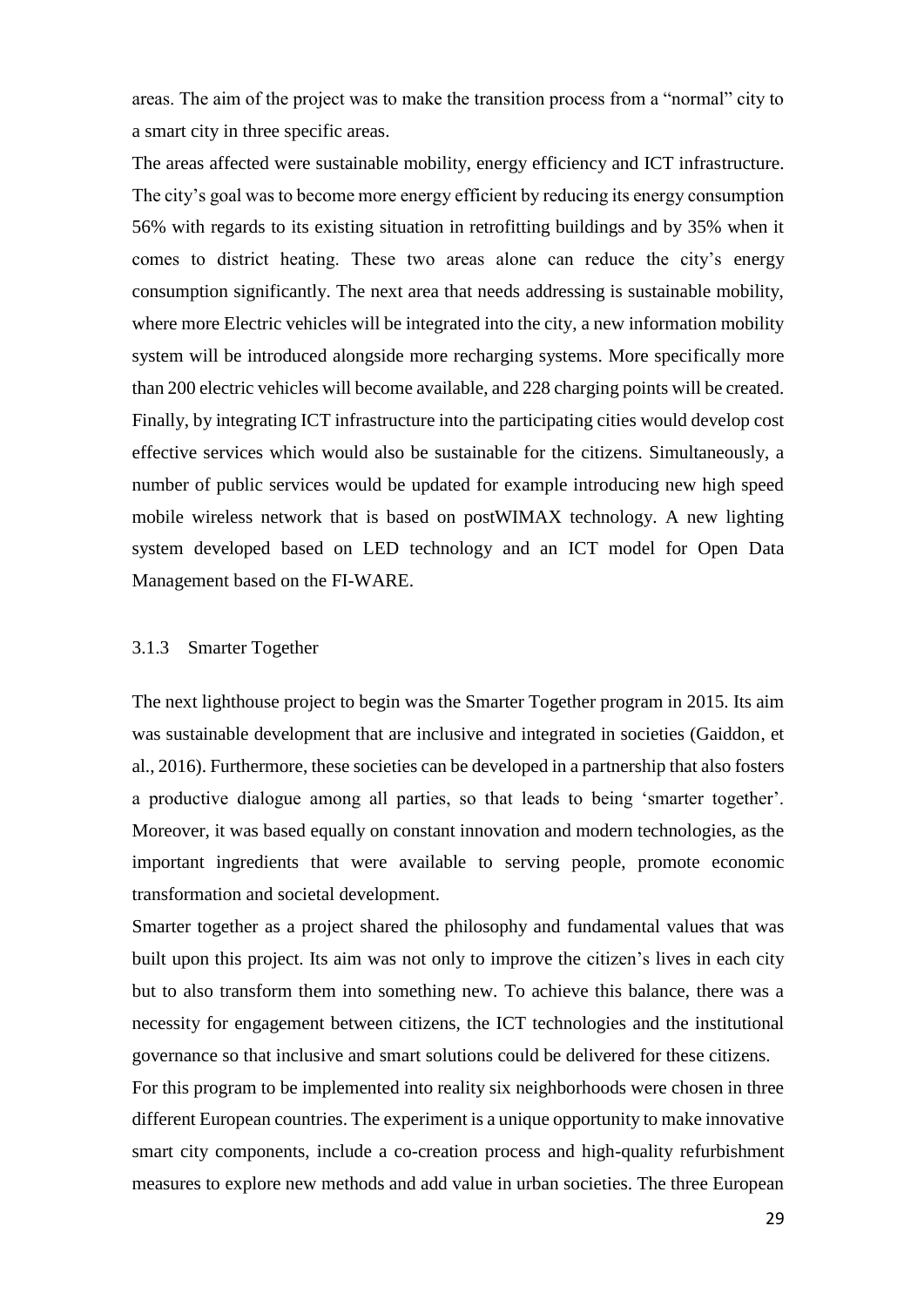areas. The aim of the project was to make the transition process from a "normal" city to a smart city in three specific areas.

The areas affected were sustainable mobility, energy efficiency and ICT infrastructure. The city's goal was to become more energy efficient by reducing its energy consumption 56% with regards to its existing situation in retrofitting buildings and by 35% when it comes to district heating. These two areas alone can reduce the city's energy consumption significantly. The next area that needs addressing is sustainable mobility, where more Electric vehicles will be integrated into the city, a new information mobility system will be introduced alongside more recharging systems. More specifically more than 200 electric vehicles will become available, and 228 charging points will be created. Finally, by integrating ICT infrastructure into the participating cities would develop cost effective services which would also be sustainable for the citizens. Simultaneously, a number of public services would be updated for example introducing new high speed mobile wireless network that is based on postWIMAX technology. A new lighting system developed based on LED technology and an ICT model for Open Data Management based on the FI-WARE.

### 3.1.3 Smarter Together

The next lighthouse project to begin was the Smarter Together program in 2015. Its aim was sustainable development that are inclusive and integrated in societies (Gaiddon, et al., 2016). Furthermore, these societies can be developed in a partnership that also fosters a productive dialogue among all parties, so that leads to being 'smarter together'. Moreover, it was based equally on constant innovation and modern technologies, as the important ingredients that were available to serving people, promote economic transformation and societal development.

Smarter together as a project shared the philosophy and fundamental values that was built upon this project. Its aim was not only to improve the citizen's lives in each city but to also transform them into something new. To achieve this balance, there was a necessity for engagement between citizens, the ICT technologies and the institutional governance so that inclusive and smart solutions could be delivered for these citizens.

For this program to be implemented into reality six neighborhoods were chosen in three different European countries. The experiment is a unique opportunity to make innovative smart city components, include a co-creation process and high-quality refurbishment measures to explore new methods and add value in urban societies. The three European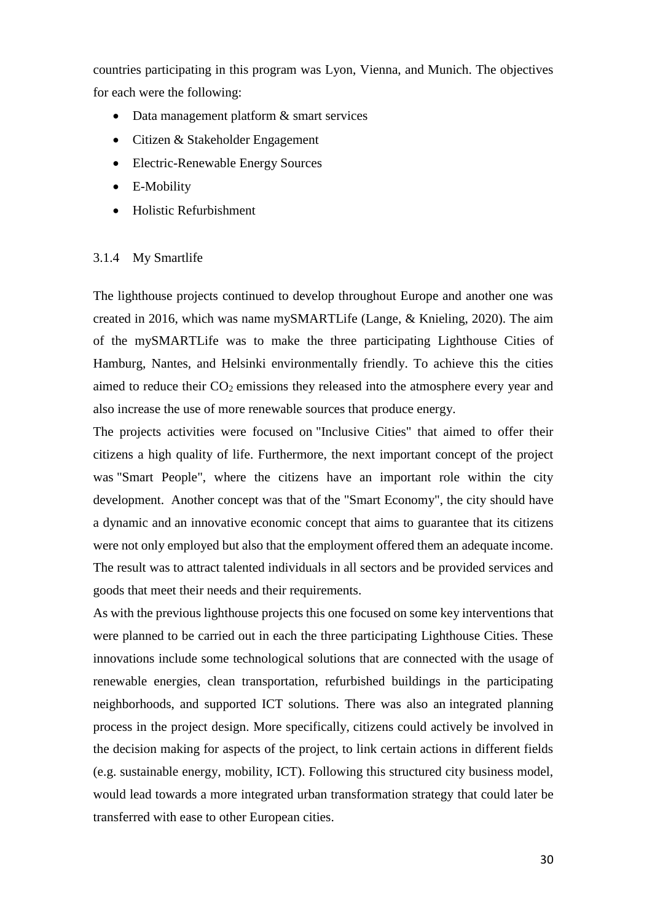countries participating in this program was Lyon, Vienna, and Munich. The objectives for each were the following:

- Data management platform & smart services
- Citizen & Stakeholder Engagement
- Electric-Renewable Energy Sources
- E-Mobility
- Holistic Refurbishment

### 3.1.4 My Smartlife

The lighthouse projects continued to develop throughout Europe and another one was created in 2016, which was name mySMARTLife (Lange, & Knieling, 2020). The aim of the mySMARTLife was to make the three participating Lighthouse Cities of Hamburg, Nantes, and Helsinki environmentally friendly. To achieve this the cities aimed to reduce their $CO_2$ emissions they released into the atmosphere every year and also increase the use of more renewable sources that produce energy.

The projects activities were focused on "Inclusive Cities" that aimed to offer their citizens a high quality of life. Furthermore, the next important concept of the project was "Smart People", where the citizens have an important role within the city development. Another concept was that of the "Smart Economy", the city should have a dynamic and an innovative economic concept that aims to guarantee that its citizens were not only employed but also that the employment offered them an adequate income. The result was to attract talented individuals in all sectors and be provided services and goods that meet their needs and their requirements.

As with the previous lighthouse projects this one focused on some key interventions that were planned to be carried out in each the three participating Lighthouse Cities. These innovations include some technological solutions that are connected with the usage of renewable energies, clean transportation, refurbished buildings in the participating neighborhoods, and supported ICT solutions. There was also an integrated planning process in the project design. More specifically, citizens could actively be involved in the decision making for aspects of the project, to link certain actions in different fields (e.g. sustainable energy, mobility, ICT). Following this structured city business model, would lead towards a more integrated urban transformation strategy that could later be transferred with ease to other European cities.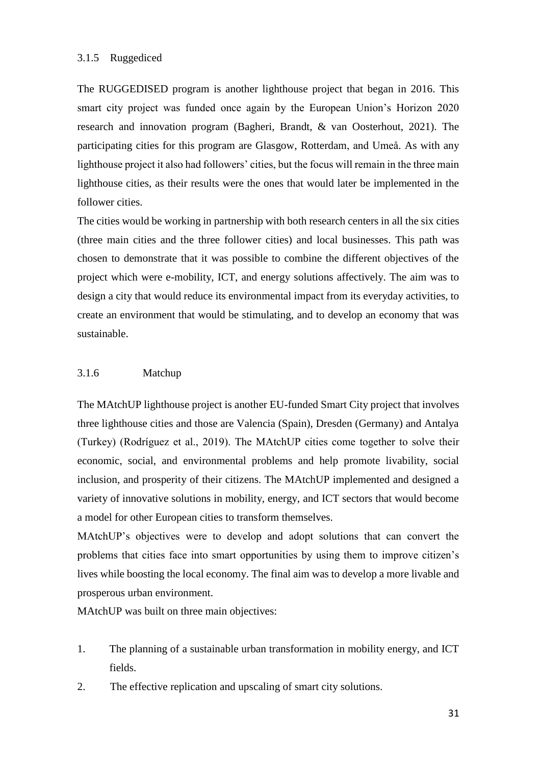### 3.1.5 Ruggediced

The RUGGEDISED program is another lighthouse project that began in 2016. This smart city project was funded once again by the European Union's Horizon 2020 research and innovation program (Bagheri, Brandt, & van Oosterhout, 2021). The participating cities for this program are Glasgow, Rotterdam, and Umeå. As with any lighthouse project it also had followers' cities, but the focus will remain in the three main lighthouse cities, as their results were the ones that would later be implemented in the follower cities.

The cities would be working in partnership with both research centers in all the six cities (three main cities and the three follower cities) and local businesses. This path was chosen to demonstrate that it was possible to combine the different objectives of the project which were e-mobility, ICT, and energy solutions affectively. The aim was to design a city that would reduce its environmental impact from its everyday activities, to create an environment that would be stimulating, and to develop an economy that was sustainable.

### 3.1.6 Matchup

The MAtchUP lighthouse project is another EU-funded Smart City project that involves three lighthouse cities and those are Valencia (Spain), Dresden (Germany) and Antalya (Turkey) (Rodríguez et al., 2019). The MAtchUP cities come together to solve their economic, social, and environmental problems and help promote livability, social inclusion, and prosperity of their citizens. The MAtchUP implemented and designed a variety of innovative solutions in mobility, energy, and ICT sectors that would become a model for other European cities to transform themselves.

MAtchUP's objectives were to develop and adopt solutions that can convert the problems that cities face into smart opportunities by using them to improve citizen's lives while boosting the local economy. The final aim was to develop a more livable and prosperous urban environment.

MAtchUP was built on three main objectives:

1. The planning of a sustainable urban transformation in mobility energy, and ICT fields.
2. The effective replication and upscaling of smart city solutions.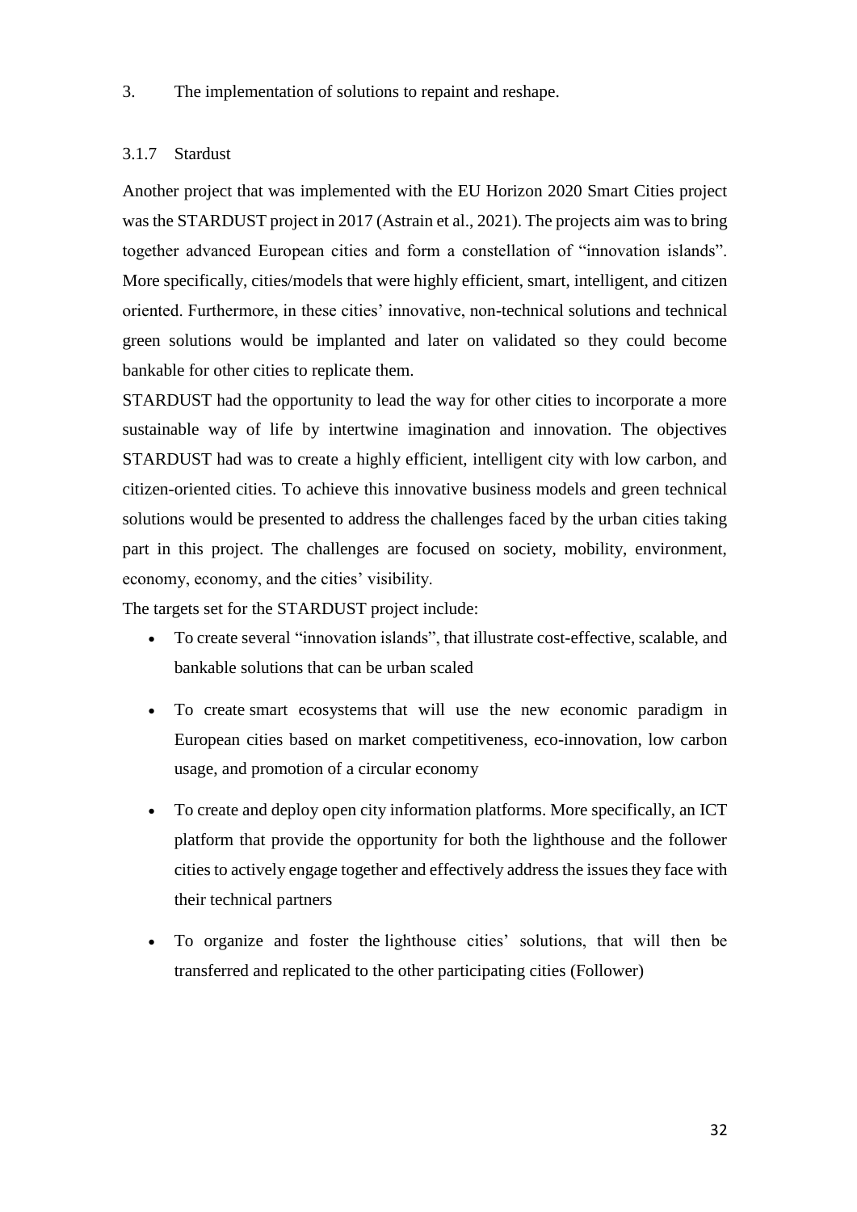3. The implementation of solutions to repaint and reshape.

### 3.1.7 Stardust

Another project that was implemented with the EU Horizon 2020 Smart Cities project was the STARDUST project in 2017 (Astrain et al., 2021). The projects aim was to bring together advanced European cities and form a constellation of "innovation islands". More specifically, cities/models that were highly efficient, smart, intelligent, and citizen oriented. Furthermore, in these cities' innovative, non-technical solutions and technical green solutions would be implanted and later on validated so they could become bankable for other cities to replicate them.

STARDUST had the opportunity to lead the way for other cities to incorporate a more sustainable way of life by intertwine imagination and innovation. The objectives STARDUST had was to create a highly efficient, intelligent city with low carbon, and citizen-oriented cities. To achieve this innovative business models and green technical solutions would be presented to address the challenges faced by the urban cities taking part in this project. The challenges are focused on society, mobility, environment, economy, economy, and the cities' visibility.

The targets set for the STARDUST project include:

- To create several "innovation islands", that illustrate cost-effective, scalable, and bankable solutions that can be urban scaled
- To create smart ecosystems that will use the new economic paradigm in European cities based on market competitiveness, eco-innovation, low carbon usage, and promotion of a circular economy
- To create and deploy open city information platforms. More specifically, an ICT platform that provide the opportunity for both the lighthouse and the follower cities to actively engage together and effectively address the issues they face with their technical partners
- To organize and foster the lighthouse cities' solutions, that will then be transferred and replicated to the other participating cities (Follower)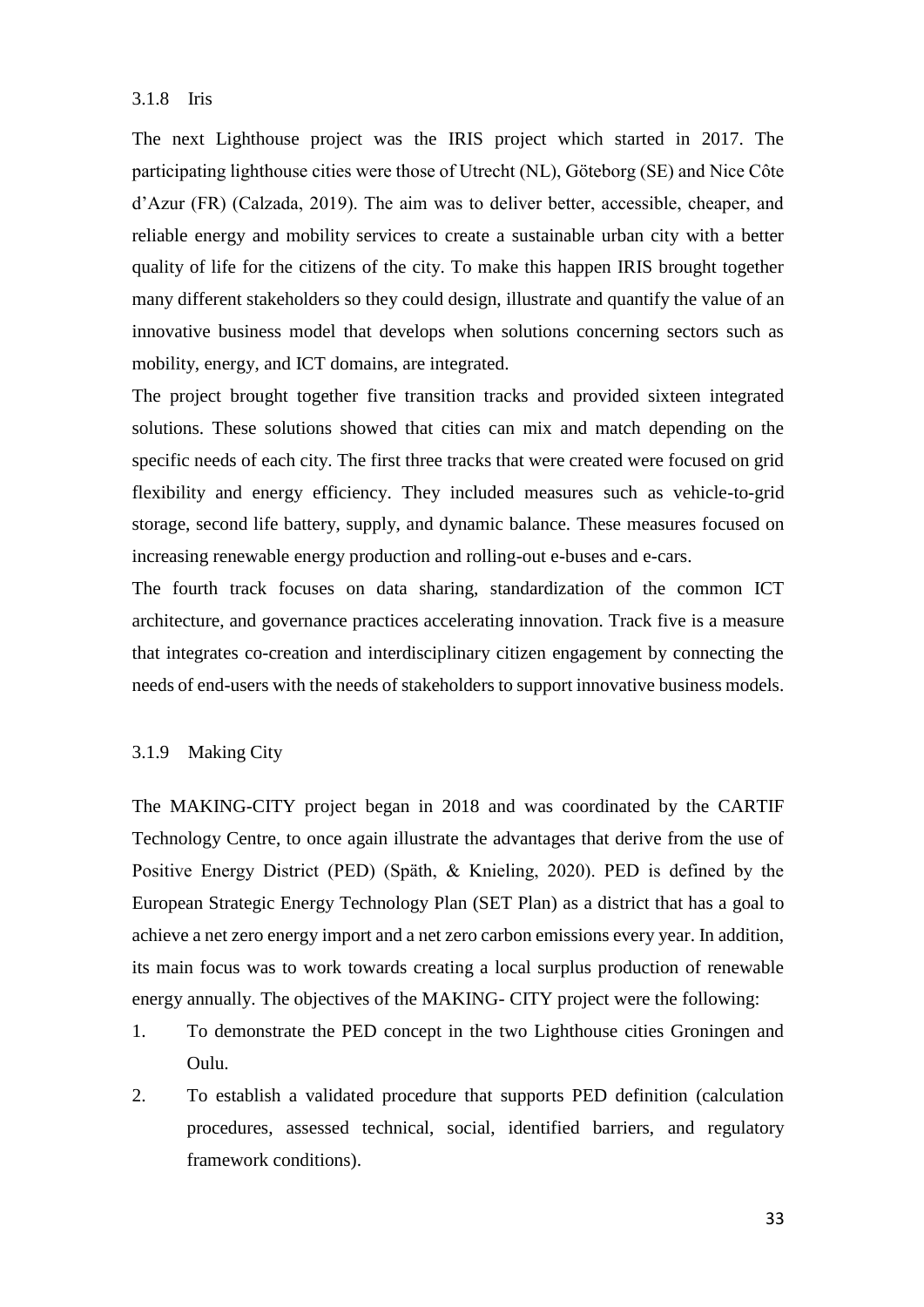### 3.1.8 Iris

The next Lighthouse project was the IRIS project which started in 2017. The participating lighthouse cities were those of Utrecht (NL), Göteborg (SE) and Nice Côte d'Azur (FR) (Calzada, 2019). The aim was to deliver better, accessible, cheaper, and reliable energy and mobility services to create a sustainable urban city with a better quality of life for the citizens of the city. To make this happen IRIS brought together many different stakeholders so they could design, illustrate and quantify the value of an innovative business model that develops when solutions concerning sectors such as mobility, energy, and ICT domains, are integrated.

The project brought together five transition tracks and provided sixteen integrated solutions. These solutions showed that cities can mix and match depending on the specific needs of each city. The first three tracks that were created were focused on grid flexibility and energy efficiency. They included measures such as vehicle-to-grid storage, second life battery, supply, and dynamic balance. These measures focused on increasing renewable energy production and rolling-out e-buses and e-cars.

The fourth track focuses on data sharing, standardization of the common ICT architecture, and governance practices accelerating innovation. Track five is a measure that integrates co-creation and interdisciplinary citizen engagement by connecting the needs of end-users with the needs of stakeholders to support innovative business models.

### 3.1.9 Making City

The MAKING-CITY project began in 2018 and was coordinated by the CARTIF Technology Centre, to once again illustrate the advantages that derive from the use of Positive Energy District (PED) (Späth, & Knieling, 2020). PED is defined by the European Strategic Energy Technology Plan (SET Plan) as a district that has a goal to achieve a net zero energy import and a net zero carbon emissions every year. In addition, its main focus was to work towards creating a local surplus production of renewable energy annually. The objectives of the MAKING- CITY project were the following:

1. To demonstrate the PED concept in the two Lighthouse cities Groningen and Oulu.
2. To establish a validated procedure that supports PED definition (calculation procedures, assessed technical, social, identified barriers, and regulatory framework conditions).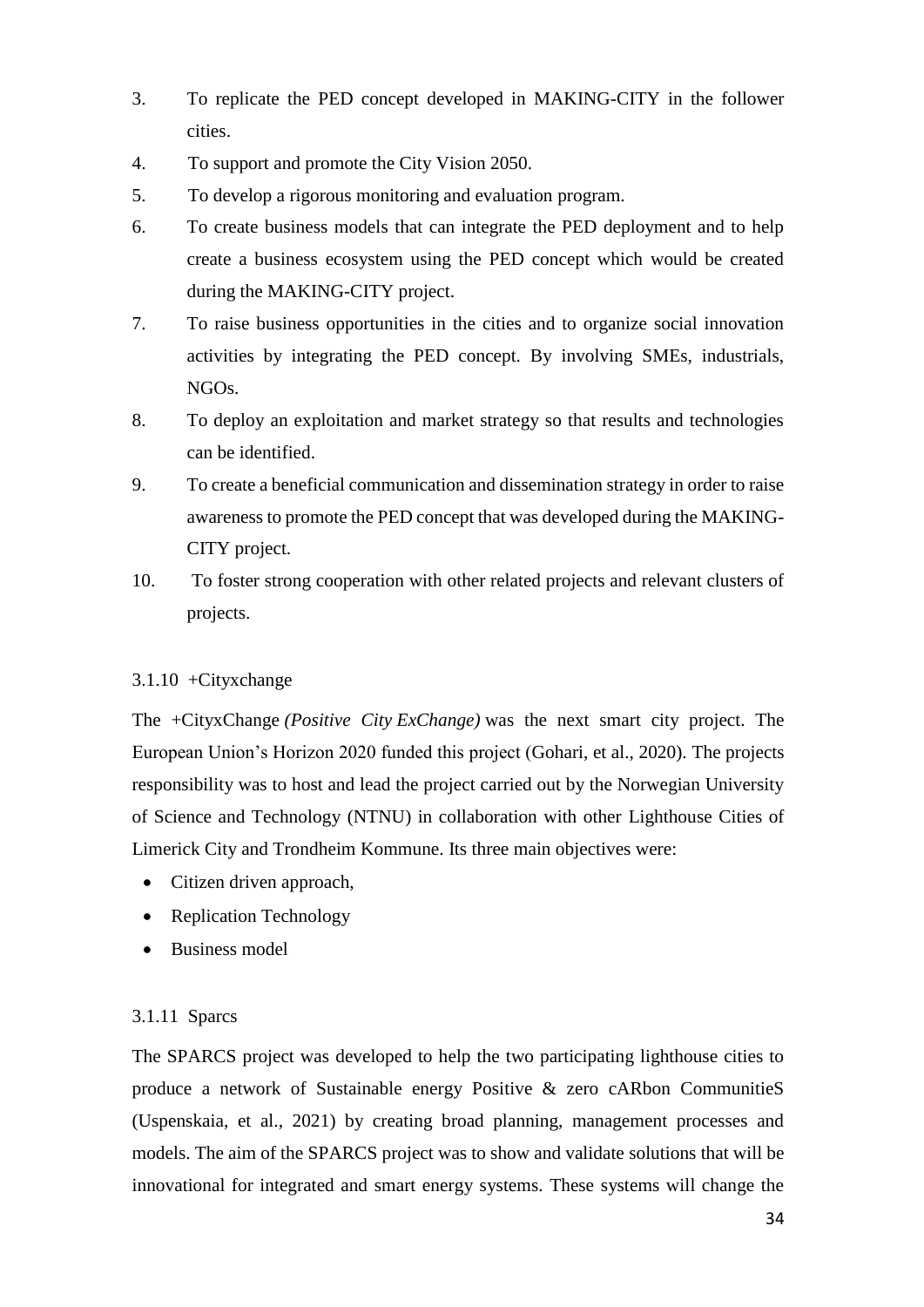3. To replicate the PED concept developed in MAKING-CITY in the follower cities.
4. To support and promote the City Vision 2050.
5. To develop a rigorous monitoring and evaluation program.
6. To create business models that can integrate the PED deployment and to help create a business ecosystem using the PED concept which would be created during the MAKING-CITY project.
7. To raise business opportunities in the cities and to organize social innovation activities by integrating the PED concept. By involving SMEs, industrials, NGOs.
8. To deploy an exploitation and market strategy so that results and technologies can be identified.
9. To create a beneficial communication and dissemination strategy in order to raise awareness to promote the PED concept that was developed during the MAKING-CITY project.
10. To foster strong cooperation with other related projects and relevant clusters of projects.

### 3.1.10 +Cityxchange

The +CityxChange *(Positive City ExChange)* was the next smart city project. The European Union's Horizon 2020 funded this project (Gohari, et al., 2020). The projects responsibility was to host and lead the project carried out by the Norwegian University of Science and Technology (NTNU) in collaboration with other Lighthouse Cities of Limerick City and Trondheim Kommune. Its three main objectives were:

- Citizen driven approach,
- Replication Technology
- Business model

### 3.1.11 Sparcs

The SPARCS project was developed to help the two participating lighthouse cities to produce a network of Sustainable energy Positive & zero cARbon CommunitieS (Uspenskaia, et al., 2021) by creating broad planning, management processes and models. The aim of the SPARCS project was to show and validate solutions that will be innovational for integrated and smart energy systems. These systems will change the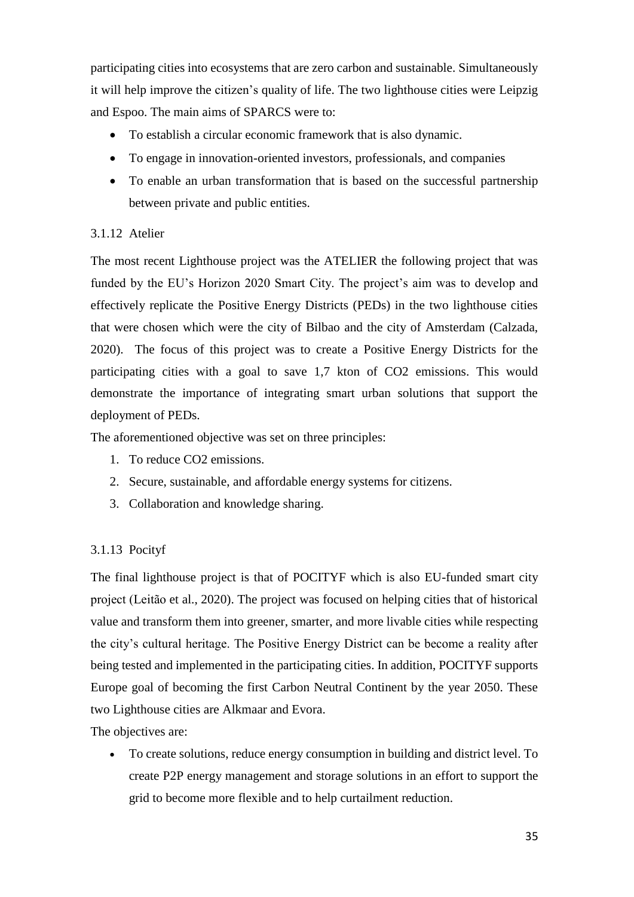participating cities into ecosystems that are zero carbon and sustainable. Simultaneously it will help improve the citizen's quality of life. The two lighthouse cities were Leipzig and Espoo. The main aims of SPARCS were to:

- To establish a circular economic framework that is also dynamic.
- To engage in innovation-oriented investors, professionals, and companies
- To enable an urban transformation that is based on the successful partnership between private and public entities.

### 3.1.12 Atelier

The most recent Lighthouse project was the ATELIER the following project that was funded by the EU's Horizon 2020 Smart City. The project's aim was to develop and effectively replicate the Positive Energy Districts (PEDs) in the two lighthouse cities that were chosen which were the city of Bilbao and the city of Amsterdam (Calzada, 2020). The focus of this project was to create a Positive Energy Districts for the participating cities with a goal to save 1,7 kton of $CO_2$ emissions. This would demonstrate the importance of integrating smart urban solutions that support the deployment of PEDs.

The aforementioned objective was set on three principles:

1. To reduce $CO_2$ emissions.
2. Secure, sustainable, and affordable energy systems for citizens.
3. Collaboration and knowledge sharing.

### 3.1.13 Pocityf

The final lighthouse project is that of POCITYF which is also EU-funded smart city project (Leitão et al., 2020). The project was focused on helping cities that of historical value and transform them into greener, smarter, and more livable cities while respecting the city's cultural heritage. The Positive Energy District can be become a reality after being tested and implemented in the participating cities. In addition, POCITYF supports Europe goal of becoming the first Carbon Neutral Continent by the year 2050. These two Lighthouse cities are Alkmaar and Evora.

The objectives are:

- To create solutions, reduce energy consumption in building and district level. To create P2P energy management and storage solutions in an effort to support the grid to become more flexible and to help curtailment reduction.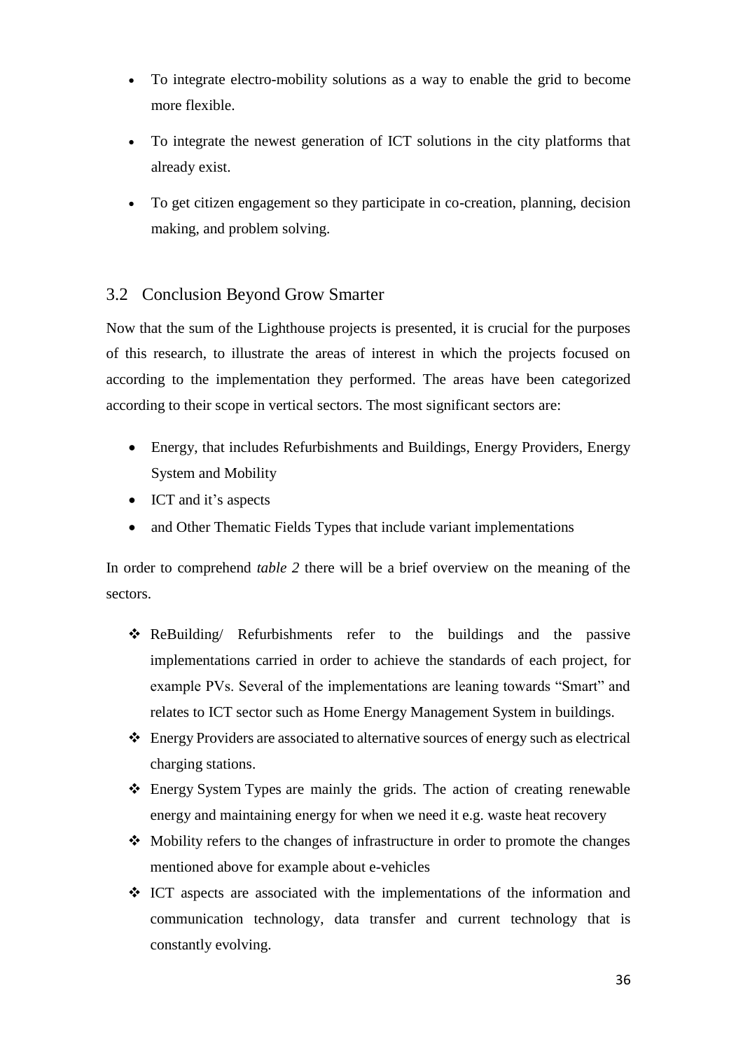- To integrate electro-mobility solutions as a way to enable the grid to become more flexible.
- To integrate the newest generation of ICT solutions in the city platforms that already exist.
- To get citizen engagement so they participate in co-creation, planning, decision making, and problem solving.

## 3.2 Conclusion Beyond Grow Smarter

Now that the sum of the Lighthouse projects is presented, it is crucial for the purposes of this research, to illustrate the areas of interest in which the projects focused on according to the implementation they performed. The areas have been categorized according to their scope in vertical sectors. The most significant sectors are:

- Energy, that includes Refurbishments and Buildings, Energy Providers, Energy System and Mobility
- ICT and it's aspects
- and Other Thematic Fields Types that include variant implementations

In order to comprehend *table 2* there will be a brief overview on the meaning of the sectors.

- ❖ ReBuilding/ Refurbishments refer to the buildings and the passive implementations carried in order to achieve the standards of each project, for example PVs. Several of the implementations are leaning towards "Smart" and relates to ICT sector such as Home Energy Management System in buildings.
- ❖ Energy Providers are associated to alternative sources of energy such as electrical charging stations.
- ❖ Energy System Types are mainly the grids. The action of creating renewable energy and maintaining energy for when we need it e.g. waste heat recovery
- ❖ Mobility refers to the changes of infrastructure in order to promote the changes mentioned above for example about e-vehicles
- ❖ ICT aspects are associated with the implementations of the information and communication technology, data transfer and current technology that is constantly evolving.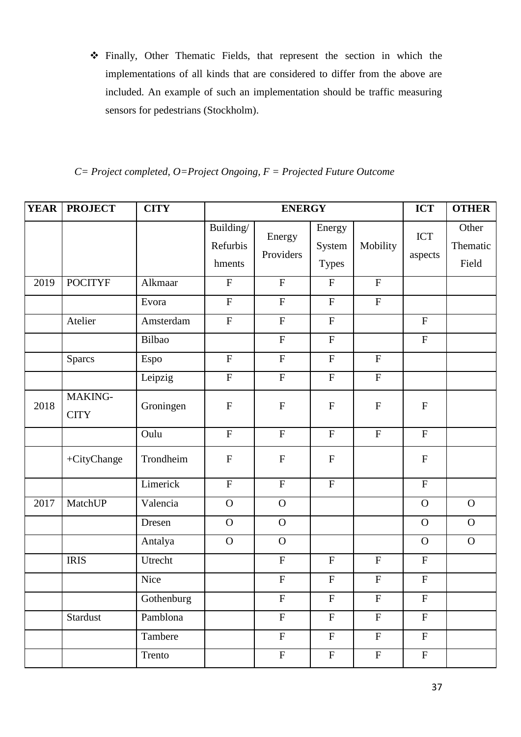- Finally, Other Thematic Fields, that represent the section in which the implementations of all kinds that are considered to differ from the above are included. An example of such an implementation should be traffic measuring sensors for pedestrians (Stockholm).

*C= Project completed, O=Project Ongoing, F = Projected Future Outcome*

| **YEAR** | **PROJECT** | **CITY** | **ENERGY** | | | | **ICT** | **OTHER** |
|---|---|---|---|---|---|---|---|---|
| | | | Building/ Refurbishments | Energy Providers | Energy System Types | Mobility | ICT aspects | Other Thematic Field |
| 2019 | POCITYF | Alkmaar | F | F | F | F | | |
| | | Evora | F | F | F | F | | |
| | Atelier | Amsterdam | F | F | F | | F | |
| | | Bilbao | | F | F | | F | |
| | Sparcs | Espo | F | F | F | F | | |
| | | Leipzig | F | F | F | F | | |
| 2018 | MAKING-CITY | Groningen | F | F | F | F | F | |
| | | Oulu | F | F | F | F | F | |
| | +CityChange | Trondheim | F | F | F | | F | |
| | | Limerick | F | F | F | | F | |
| 2017 | MatchUP | Valencia | O | O | | | O | O |
| | | Dresen | O | O | | | O | O |
| | | Antalya | O | O | | | O | O |
| | IRIS | Utrecht | | F | F | F | F | |
| | | Nice | | F | F | F | F | |
| | | Gothenburg | | F | F | F | F | |
| | Stardust | Pamblona | | F | F | F | F | |
| | | Tambere | | F | F | F | F | |
| | | Trento | | F | F | F | F | |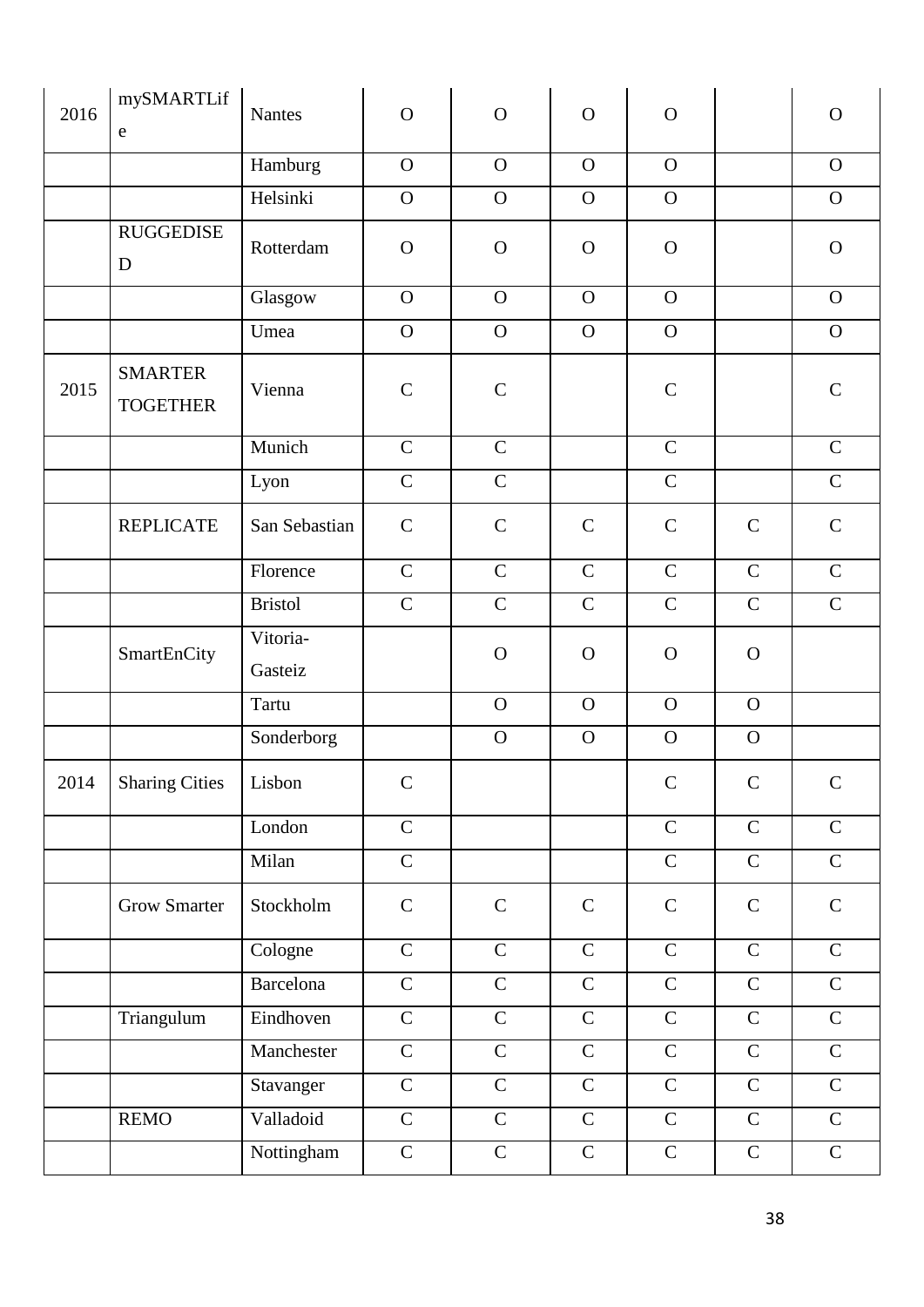| | | | | | | | | |
|---|---|---|---|---|---|---|---|---|
| 2016 | mySMARTLife | Nantes | O | O | O | O | | O |
| | | Hamburg | O | O | O | O | | O |
| | | Helsinki | O | O | O | O | | O |
| | RUGGEDISED | Rotterdam | O | O | O | O | | O |
| | | Glasgow | O | O | O | O | | O |
| | | Umea | O | O | O | O | | O |
| 2015 | SMARTER TOGETHER | Vienna | C | C | | C | | C |
| | | Munich | C | C | | C | | C |
| | | Lyon | C | C | | C | | C |
| | REPLICATE | San Sebastian | C | C | C | C | C | C |
| | | Florence | C | C | C | C | C | C |
| | | Bristol | C | C | C | C | C | C |
| | SmartEnCity | Vitoria-Gasteiz | | O | O | O | O | |
| | | Tartu | | O | O | O | O | |
| | | Sonderborg | | O | O | O | O | |
| 2014 | Sharing Cities | Lisbon | C | | | C | C | C |
| | | London | C | | | C | C | C |
| | | Milan | C | | | C | C | C |
| | Grow Smarter | Stockholm | C | C | C | C | C | C |
| | | Cologne | C | C | C | C | C | C |
| | | Barcelona | C | C | C | C | C | C |
| | Triangulum | Eindhoven | C | C | C | C | C | C |
| | | Manchester | C | C | C | C | C | C |
| | | Stavanger | C | C | C | C | C | C |
| | REMO | Valladoid | C | C | C | C | C | C |
| | | Nottingham | C | C | C | C | C | C |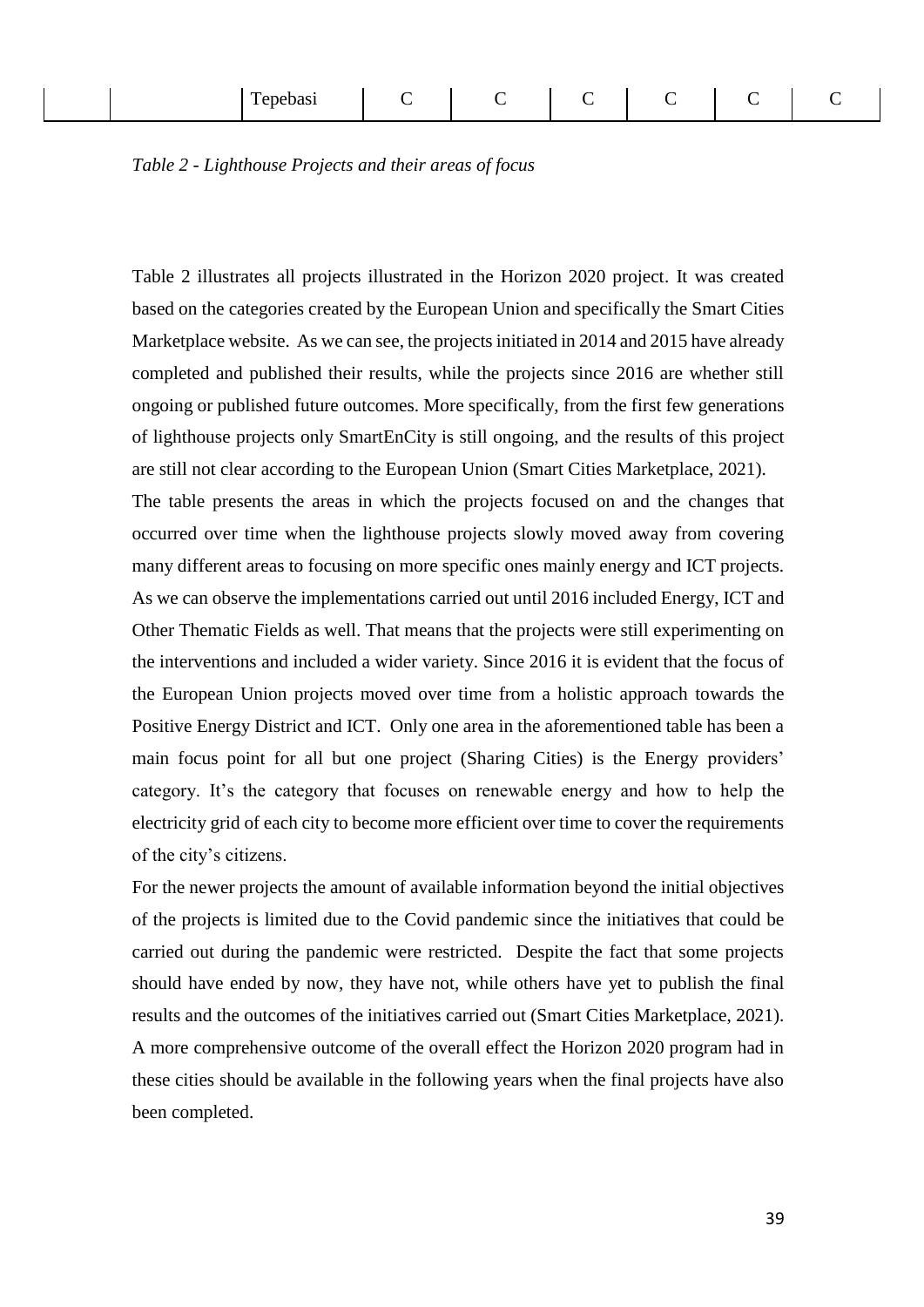|  |  | Tepebasi | C | C | C | C | C | C |
|---|---|---|---|---|---|---|---|---|

*Table 2 - Lighthouse Projects and their areas of focus*

Table 2 illustrates all projects illustrated in the Horizon 2020 project. It was created based on the categories created by the European Union and specifically the Smart Cities Marketplace website. As we can see, the projects initiated in 2014 and 2015 have already completed and published their results, while the projects since 2016 are whether still ongoing or published future outcomes. More specifically, from the first few generations of lighthouse projects only SmartEnCity is still ongoing, and the results of this project are still not clear according to the European Union (Smart Cities Marketplace, 2021).

The table presents the areas in which the projects focused on and the changes that occurred over time when the lighthouse projects slowly moved away from covering many different areas to focusing on more specific ones mainly energy and ICT projects. As we can observe the implementations carried out until 2016 included Energy, ICT and Other Thematic Fields as well. That means that the projects were still experimenting on the interventions and included a wider variety. Since 2016 it is evident that the focus of the European Union projects moved over time from a holistic approach towards the Positive Energy District and ICT. Only one area in the aforementioned table has been a main focus point for all but one project (Sharing Cities) is the Energy providers' category. It's the category that focuses on renewable energy and how to help the electricity grid of each city to become more efficient over time to cover the requirements of the city's citizens.

For the newer projects the amount of available information beyond the initial objectives of the projects is limited due to the Covid pandemic since the initiatives that could be carried out during the pandemic were restricted. Despite the fact that some projects should have ended by now, they have not, while others have yet to publish the final results and the outcomes of the initiatives carried out (Smart Cities Marketplace, 2021). A more comprehensive outcome of the overall effect the Horizon 2020 program had in these cities should be available in the following years when the final projects have also been completed.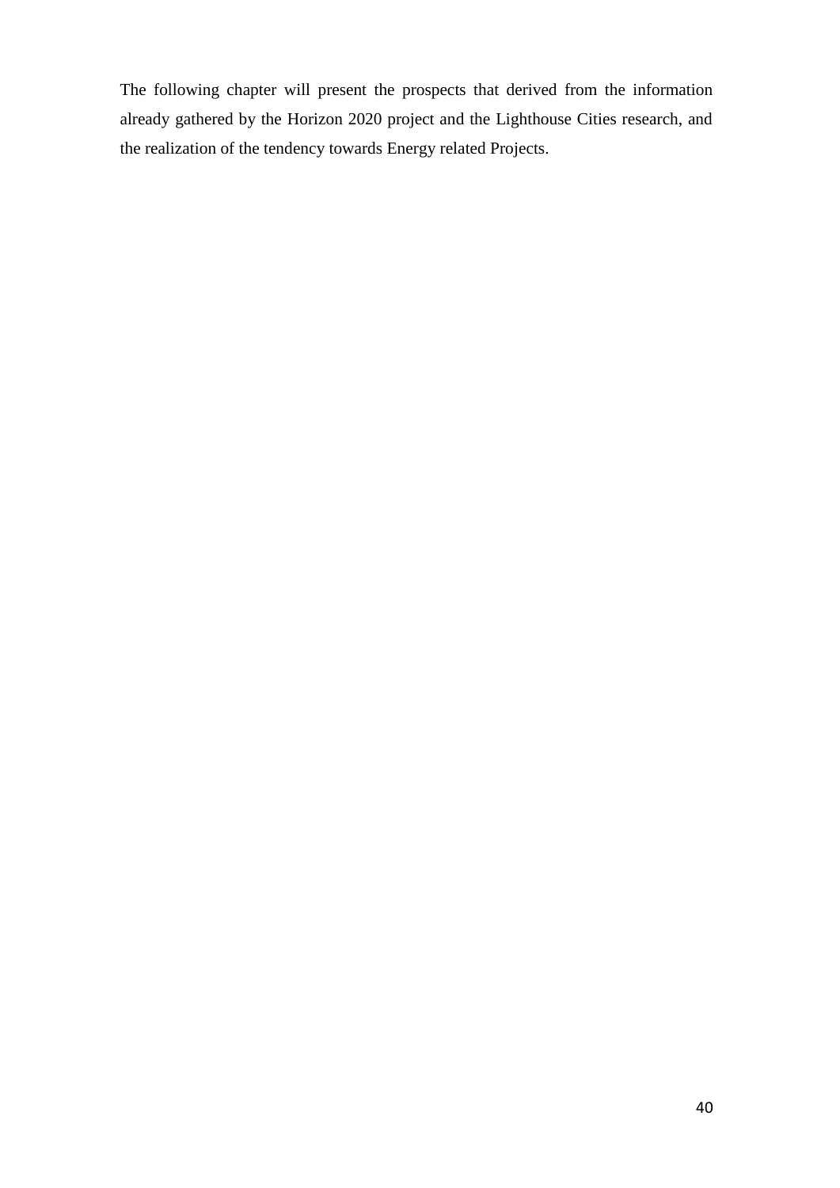The following chapter will present the prospects that derived from the information already gathered by the Horizon 2020 project and the Lighthouse Cities research, and the realization of the tendency towards Energy related Projects.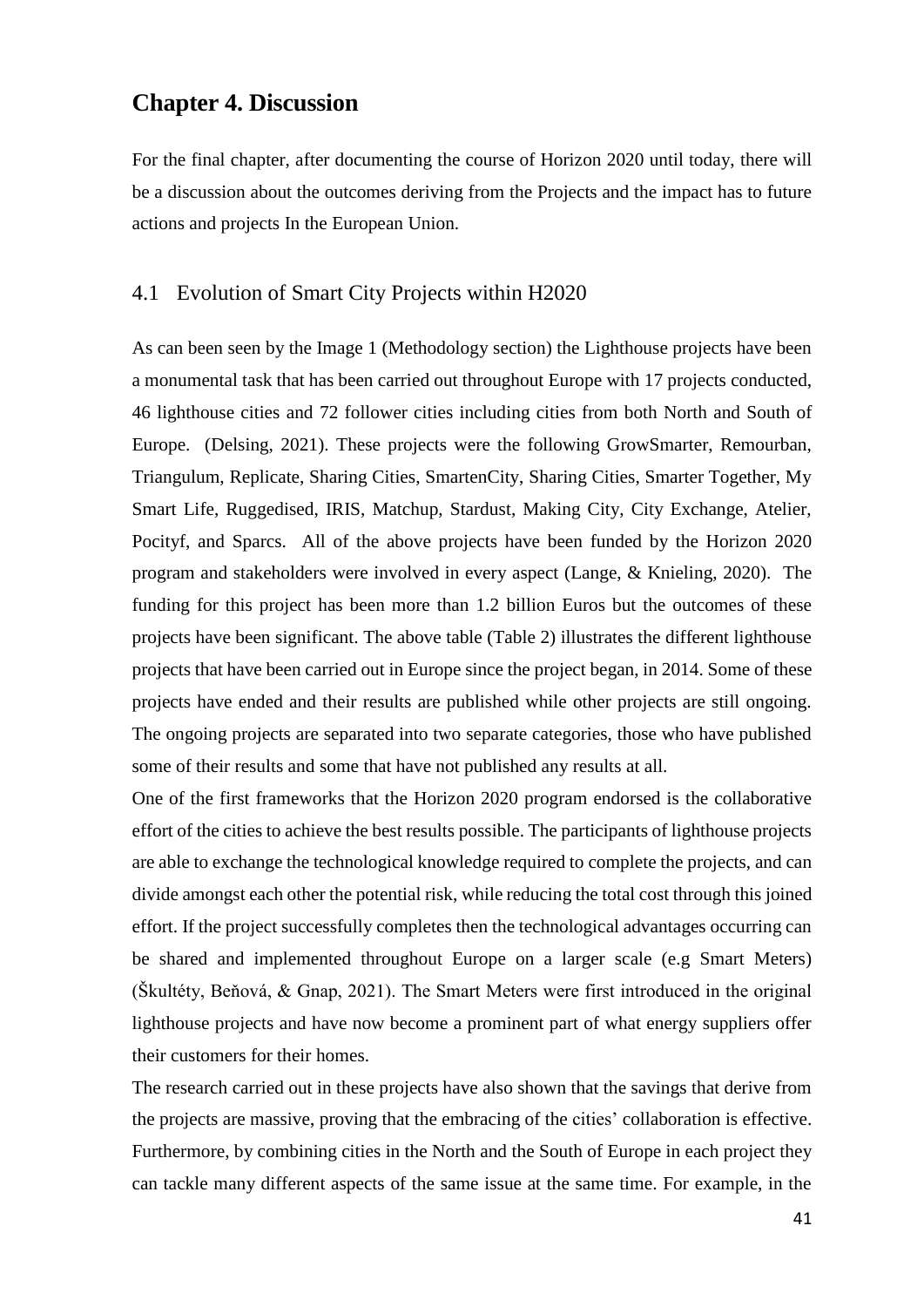# Chapter 4. Discussion

For the final chapter, after documenting the course of Horizon 2020 until today, there will be a discussion about the outcomes deriving from the Projects and the impact has to future actions and projects In the European Union.

## 4.1 Evolution of Smart City Projects within H2020

As can been seen by the Image 1 (Methodology section) the Lighthouse projects have been a monumental task that has been carried out throughout Europe with 17 projects conducted, 46 lighthouse cities and 72 follower cities including cities from both North and South of Europe. (Delsing, 2021). These projects were the following GrowSmarter, Remourban, Triangulum, Replicate, Sharing Cities, SmartenCity, Sharing Cities, Smarter Together, My Smart Life, Ruggedised, IRIS, Matchup, Stardust, Making City, City Exchange, Atelier, Pocityf, and Sparcs. All of the above projects have been funded by the Horizon 2020 program and stakeholders were involved in every aspect (Lange, & Knieling, 2020). The funding for this project has been more than 1.2 billion Euros but the outcomes of these projects have been significant. The above table (Table 2) illustrates the different lighthouse projects that have been carried out in Europe since the project began, in 2014. Some of these projects have ended and their results are published while other projects are still ongoing. The ongoing projects are separated into two separate categories, those who have published some of their results and some that have not published any results at all.

One of the first frameworks that the Horizon 2020 program endorsed is the collaborative effort of the cities to achieve the best results possible. The participants of lighthouse projects are able to exchange the technological knowledge required to complete the projects, and can divide amongst each other the potential risk, while reducing the total cost through this joined effort. If the project successfully completes then the technological advantages occurring can be shared and implemented throughout Europe on a larger scale (e.g Smart Meters) (Škultéty, Beňová, & Gnap, 2021). The Smart Meters were first introduced in the original lighthouse projects and have now become a prominent part of what energy suppliers offer their customers for their homes.

The research carried out in these projects have also shown that the savings that derive from the projects are massive, proving that the embracing of the cities' collaboration is effective. Furthermore, by combining cities in the North and the South of Europe in each project they can tackle many different aspects of the same issue at the same time. For example, in the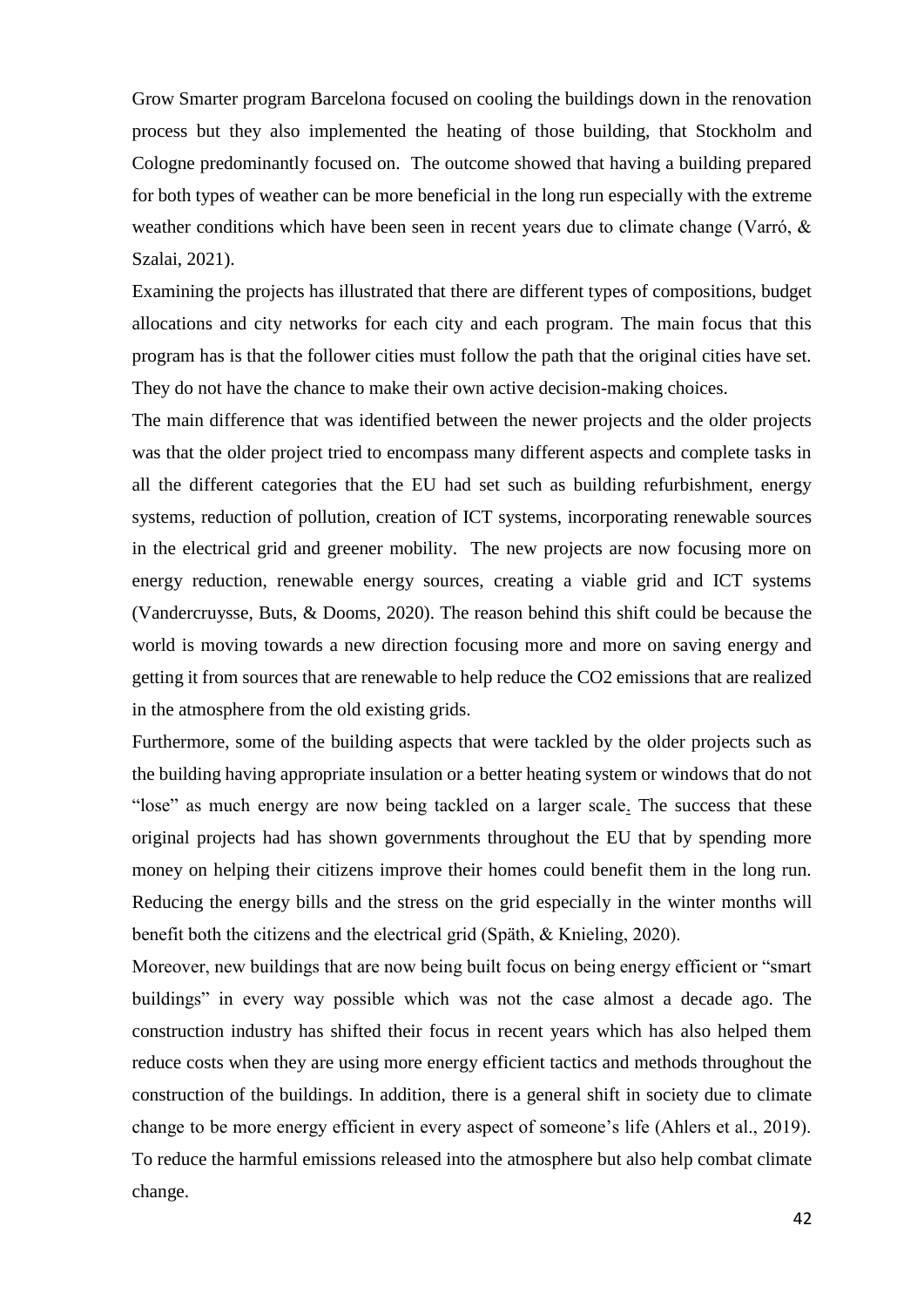Grow Smarter program Barcelona focused on cooling the buildings down in the renovation process but they also implemented the heating of those building, that Stockholm and Cologne predominantly focused on. The outcome showed that having a building prepared for both types of weather can be more beneficial in the long run especially with the extreme weather conditions which have been seen in recent years due to climate change (Varró, & Szalai, 2021).

Examining the projects has illustrated that there are different types of compositions, budget allocations and city networks for each city and each program. The main focus that this program has is that the follower cities must follow the path that the original cities have set. They do not have the chance to make their own active decision-making choices.

The main difference that was identified between the newer projects and the older projects was that the older project tried to encompass many different aspects and complete tasks in all the different categories that the EU had set such as building refurbishment, energy systems, reduction of pollution, creation of ICT systems, incorporating renewable sources in the electrical grid and greener mobility. The new projects are now focusing more on energy reduction, renewable energy sources, creating a viable grid and ICT systems (Vandercruysse, Buts, & Dooms, 2020). The reason behind this shift could be because the world is moving towards a new direction focusing more and more on saving energy and getting it from sources that are renewable to help reduce the $CO_2$ emissions that are realized in the atmosphere from the old existing grids.

Furthermore, some of the building aspects that were tackled by the older projects such as the building having appropriate insulation or a better heating system or windows that do not "lose" as much energy are now being tackled on a larger scale. The success that these original projects had has shown governments throughout the EU that by spending more money on helping their citizens improve their homes could benefit them in the long run. Reducing the energy bills and the stress on the grid especially in the winter months will benefit both the citizens and the electrical grid (Späth, & Knieling, 2020).

Moreover, new buildings that are now being built focus on being energy efficient or "smart buildings" in every way possible which was not the case almost a decade ago. The construction industry has shifted their focus in recent years which has also helped them reduce costs when they are using more energy efficient tactics and methods throughout the construction of the buildings. In addition, there is a general shift in society due to climate change to be more energy efficient in every aspect of someone's life (Ahlers et al., 2019). To reduce the harmful emissions released into the atmosphere but also help combat climate change.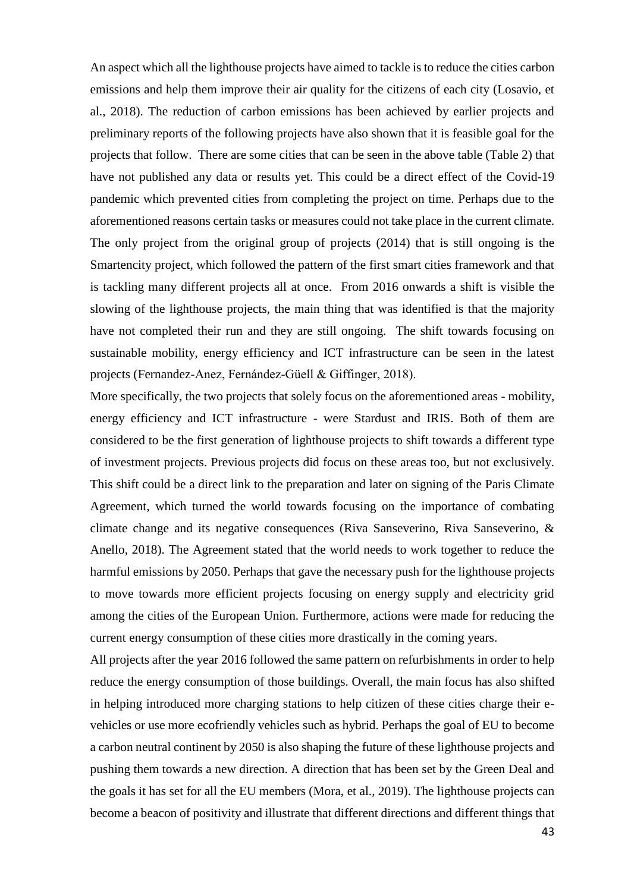An aspect which all the lighthouse projects have aimed to tackle is to reduce the cities carbon emissions and help them improve their air quality for the citizens of each city (Losavio, et al., 2018). The reduction of carbon emissions has been achieved by earlier projects and preliminary reports of the following projects have also shown that it is feasible goal for the projects that follow. There are some cities that can be seen in the above table (Table 2) that have not published any data or results yet. This could be a direct effect of the Covid-19 pandemic which prevented cities from completing the project on time. Perhaps due to the aforementioned reasons certain tasks or measures could not take place in the current climate. The only project from the original group of projects (2014) that is still ongoing is the Smartencity project, which followed the pattern of the first smart cities framework and that is tackling many different projects all at once. From 2016 onwards a shift is visible the slowing of the lighthouse projects, the main thing that was identified is that the majority have not completed their run and they are still ongoing. The shift towards focusing on sustainable mobility, energy efficiency and ICT infrastructure can be seen in the latest projects (Fernandez-Anez, Fernández-Güell & Giffinger, 2018).

More specifically, the two projects that solely focus on the aforementioned areas - mobility, energy efficiency and ICT infrastructure - were Stardust and IRIS. Both of them are considered to be the first generation of lighthouse projects to shift towards a different type of investment projects. Previous projects did focus on these areas too, but not exclusively. This shift could be a direct link to the preparation and later on signing of the Paris Climate Agreement, which turned the world towards focusing on the importance of combating climate change and its negative consequences (Riva Sanseverino, Riva Sanseverino, & Anello, 2018). The Agreement stated that the world needs to work together to reduce the harmful emissions by 2050. Perhaps that gave the necessary push for the lighthouse projects to move towards more efficient projects focusing on energy supply and electricity grid among the cities of the European Union. Furthermore, actions were made for reducing the current energy consumption of these cities more drastically in the coming years.

All projects after the year 2016 followed the same pattern on refurbishments in order to help reduce the energy consumption of those buildings. Overall, the main focus has also shifted in helping introduced more charging stations to help citizen of these cities charge their e-vehicles or use more ecofriendly vehicles such as hybrid. Perhaps the goal of EU to become a carbon neutral continent by 2050 is also shaping the future of these lighthouse projects and pushing them towards a new direction. A direction that has been set by the Green Deal and the goals it has set for all the EU members (Mora, et al., 2019). The lighthouse projects can become a beacon of positivity and illustrate that different directions and different things that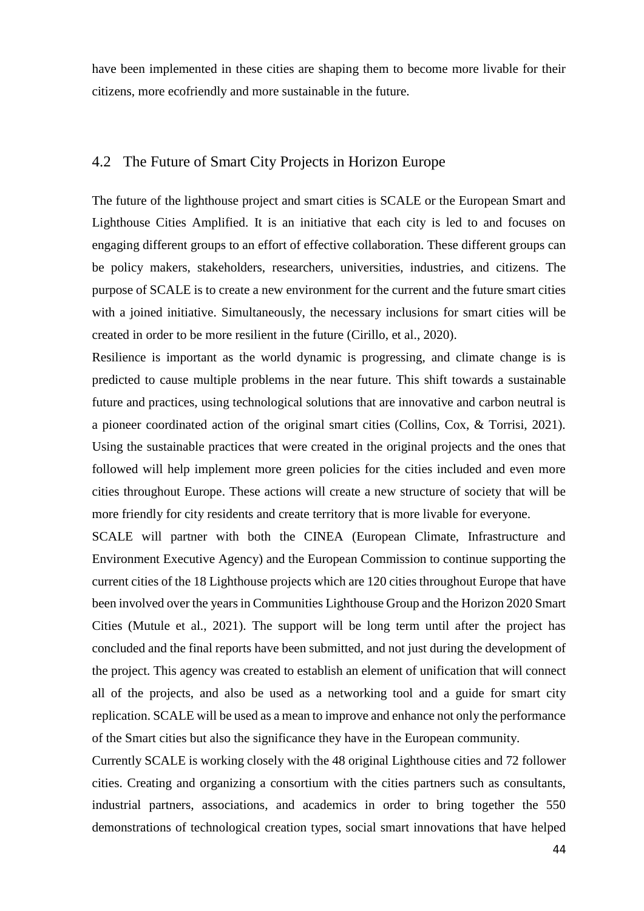have been implemented in these cities are shaping them to become more livable for their citizens, more ecofriendly and more sustainable in the future.

## 4.2 The Future of Smart City Projects in Horizon Europe

The future of the lighthouse project and smart cities is SCALE or the European Smart and Lighthouse Cities Amplified. It is an initiative that each city is led to and focuses on engaging different groups to an effort of effective collaboration. These different groups can be policy makers, stakeholders, researchers, universities, industries, and citizens. The purpose of SCALE is to create a new environment for the current and the future smart cities with a joined initiative. Simultaneously, the necessary inclusions for smart cities will be created in order to be more resilient in the future (Cirillo, et al., 2020).

Resilience is important as the world dynamic is progressing, and climate change is is predicted to cause multiple problems in the near future. This shift towards a sustainable future and practices, using technological solutions that are innovative and carbon neutral is a pioneer coordinated action of the original smart cities (Collins, Cox, & Torrisi, 2021). Using the sustainable practices that were created in the original projects and the ones that followed will help implement more green policies for the cities included and even more cities throughout Europe. These actions will create a new structure of society that will be more friendly for city residents and create territory that is more livable for everyone.

SCALE will partner with both the CINEA (European Climate, Infrastructure and Environment Executive Agency) and the European Commission to continue supporting the current cities of the 18 Lighthouse projects which are 120 cities throughout Europe that have been involved over the years in Communities Lighthouse Group and the Horizon 2020 Smart Cities (Mutule et al., 2021). The support will be long term until after the project has concluded and the final reports have been submitted, and not just during the development of the project. This agency was created to establish an element of unification that will connect all of the projects, and also be used as a networking tool and a guide for smart city replication. SCALE will be used as a mean to improve and enhance not only the performance of the Smart cities but also the significance they have in the European community.

Currently SCALE is working closely with the 48 original Lighthouse cities and 72 follower cities. Creating and organizing a consortium with the cities partners such as consultants, industrial partners, associations, and academics in order to bring together the 550 demonstrations of technological creation types, social smart innovations that have helped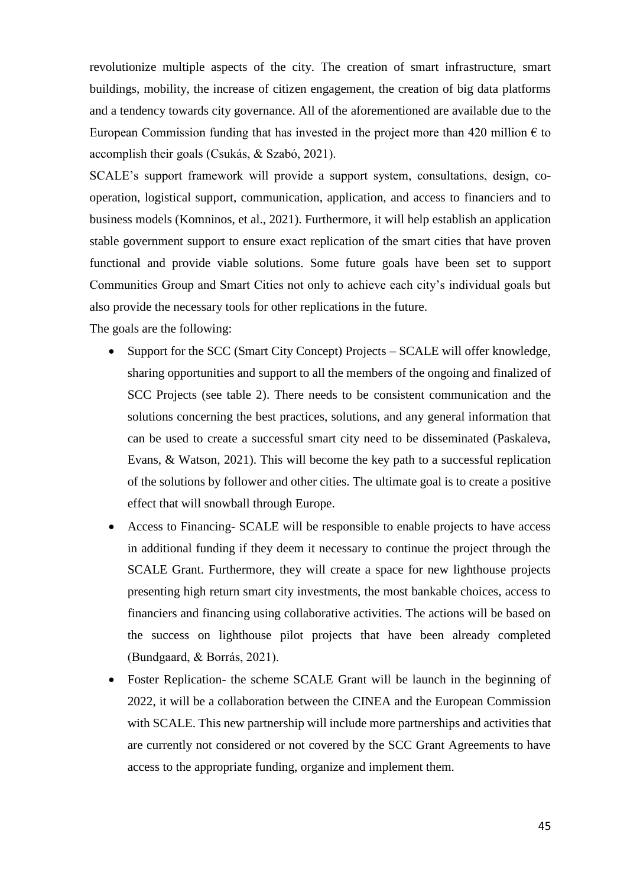revolutionize multiple aspects of the city. The creation of smart infrastructure, smart buildings, mobility, the increase of citizen engagement, the creation of big data platforms and a tendency towards city governance. All of the aforementioned are available due to the European Commission funding that has invested in the project more than 420 million € to accomplish their goals (Csukás, & Szabó, 2021).

SCALE's support framework will provide a support system, consultations, design, co-operation, logistical support, communication, application, and access to financiers and to business models (Komninos, et al., 2021). Furthermore, it will help establish an application stable government support to ensure exact replication of the smart cities that have proven functional and provide viable solutions. Some future goals have been set to support Communities Group and Smart Cities not only to achieve each city's individual goals but also provide the necessary tools for other replications in the future.

The goals are the following:

- Support for the SCC (Smart City Concept) Projects – SCALE will offer knowledge, sharing opportunities and support to all the members of the ongoing and finalized of SCC Projects (see table 2). There needs to be consistent communication and the solutions concerning the best practices, solutions, and any general information that can be used to create a successful smart city need to be disseminated (Paskaleva, Evans, & Watson, 2021). This will become the key path to a successful replication of the solutions by follower and other cities. The ultimate goal is to create a positive effect that will snowball through Europe.
- Access to Financing- SCALE will be responsible to enable projects to have access in additional funding if they deem it necessary to continue the project through the SCALE Grant. Furthermore, they will create a space for new lighthouse projects presenting high return smart city investments, the most bankable choices, access to financiers and financing using collaborative activities. The actions will be based on the success on lighthouse pilot projects that have been already completed (Bundgaard, & Borrás, 2021).
- Foster Replication- the scheme SCALE Grant will be launch in the beginning of 2022, it will be a collaboration between the CINEA and the European Commission with SCALE. This new partnership will include more partnerships and activities that are currently not considered or not covered by the SCC Grant Agreements to have access to the appropriate funding, organize and implement them.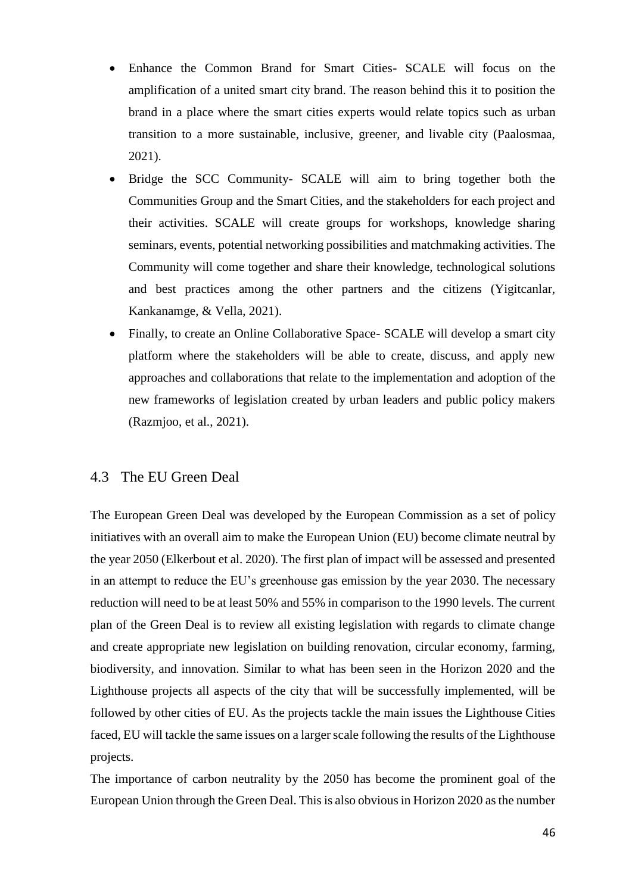- Enhance the Common Brand for Smart Cities- SCALE will focus on the amplification of a united smart city brand. The reason behind this it to position the brand in a place where the smart cities experts would relate topics such as urban transition to a more sustainable, inclusive, greener, and livable city (Paalosmaa, 2021).
- Bridge the SCC Community- SCALE will aim to bring together both the Communities Group and the Smart Cities, and the stakeholders for each project and their activities. SCALE will create groups for workshops, knowledge sharing seminars, events, potential networking possibilities and matchmaking activities. The Community will come together and share their knowledge, technological solutions and best practices among the other partners and the citizens (Yigitcanlar, Kankanamge, & Vella, 2021).
- Finally, to create an Online Collaborative Space- SCALE will develop a smart city platform where the stakeholders will be able to create, discuss, and apply new approaches and collaborations that relate to the implementation and adoption of the new frameworks of legislation created by urban leaders and public policy makers (Razmjoo, et al., 2021).

## 4.3 The EU Green Deal

The European Green Deal was developed by the European Commission as a set of policy initiatives with an overall aim to make the European Union (EU) become climate neutral by the year 2050 (Elkerbout et al. 2020). The first plan of impact will be assessed and presented in an attempt to reduce the EU's greenhouse gas emission by the year 2030. The necessary reduction will need to be at least 50% and 55% in comparison to the 1990 levels. The current plan of the Green Deal is to review all existing legislation with regards to climate change and create appropriate new legislation on building renovation, circular economy, farming, biodiversity, and innovation. Similar to what has been seen in the Horizon 2020 and the Lighthouse projects all aspects of the city that will be successfully implemented, will be followed by other cities of EU. As the projects tackle the main issues the Lighthouse Cities faced, EU will tackle the same issues on a larger scale following the results of the Lighthouse projects.

The importance of carbon neutrality by the 2050 has become the prominent goal of the European Union through the Green Deal. This is also obvious in Horizon 2020 as the number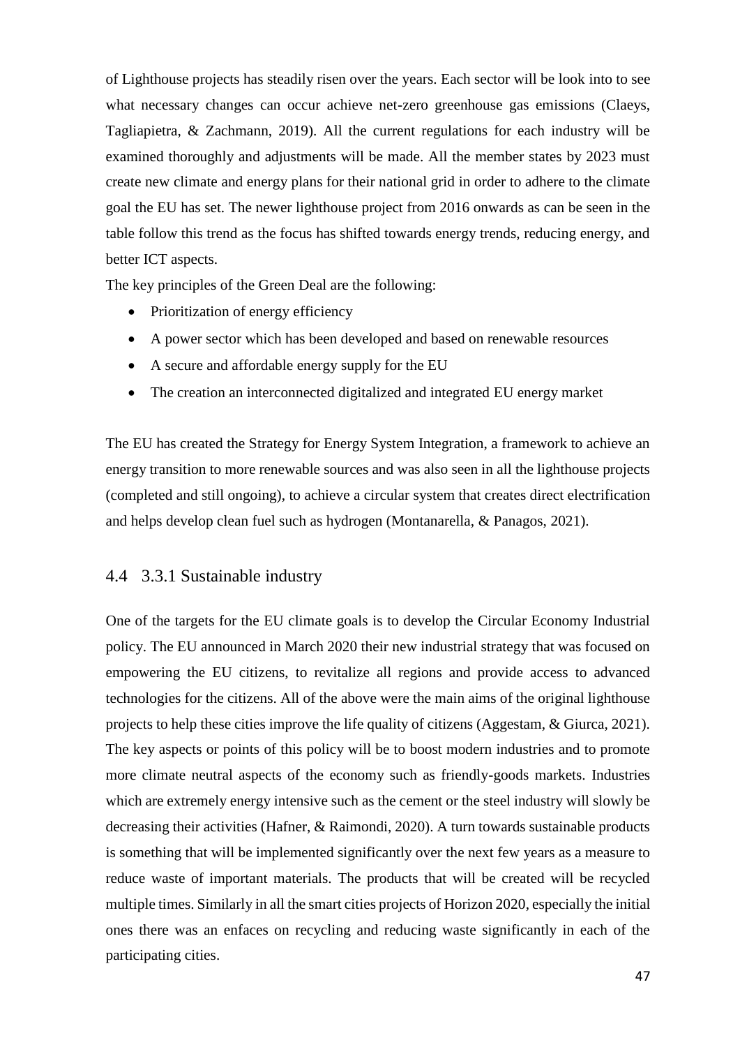of Lighthouse projects has steadily risen over the years. Each sector will be look into to see what necessary changes can occur achieve net-zero greenhouse gas emissions (Claeys, Tagliapietra, & Zachmann, 2019). All the current regulations for each industry will be examined thoroughly and adjustments will be made. All the member states by 2023 must create new climate and energy plans for their national grid in order to adhere to the climate goal the EU has set. The newer lighthouse project from 2016 onwards as can be seen in the table follow this trend as the focus has shifted towards energy trends, reducing energy, and better ICT aspects.

The key principles of the Green Deal are the following:

- Prioritization of energy efficiency
- A power sector which has been developed and based on renewable resources
- A secure and affordable energy supply for the EU
- The creation an interconnected digitalized and integrated EU energy market

The EU has created the Strategy for Energy System Integration, a framework to achieve an energy transition to more renewable sources and was also seen in all the lighthouse projects (completed and still ongoing), to achieve a circular system that creates direct electrification and helps develop clean fuel such as hydrogen (Montanarella, & Panagos, 2021).

## 4.4 3.3.1 Sustainable industry

One of the targets for the EU climate goals is to develop the Circular Economy Industrial policy. The EU announced in March 2020 their new industrial strategy that was focused on empowering the EU citizens, to revitalize all regions and provide access to advanced technologies for the citizens. All of the above were the main aims of the original lighthouse projects to help these cities improve the life quality of citizens (Aggestam, & Giurca, 2021). The key aspects or points of this policy will be to boost modern industries and to promote more climate neutral aspects of the economy such as friendly-goods markets. Industries which are extremely energy intensive such as the cement or the steel industry will slowly be decreasing their activities (Hafner, & Raimondi, 2020). A turn towards sustainable products is something that will be implemented significantly over the next few years as a measure to reduce waste of important materials. The products that will be created will be recycled multiple times. Similarly in all the smart cities projects of Horizon 2020, especially the initial ones there was an enfaces on recycling and reducing waste significantly in each of the participating cities.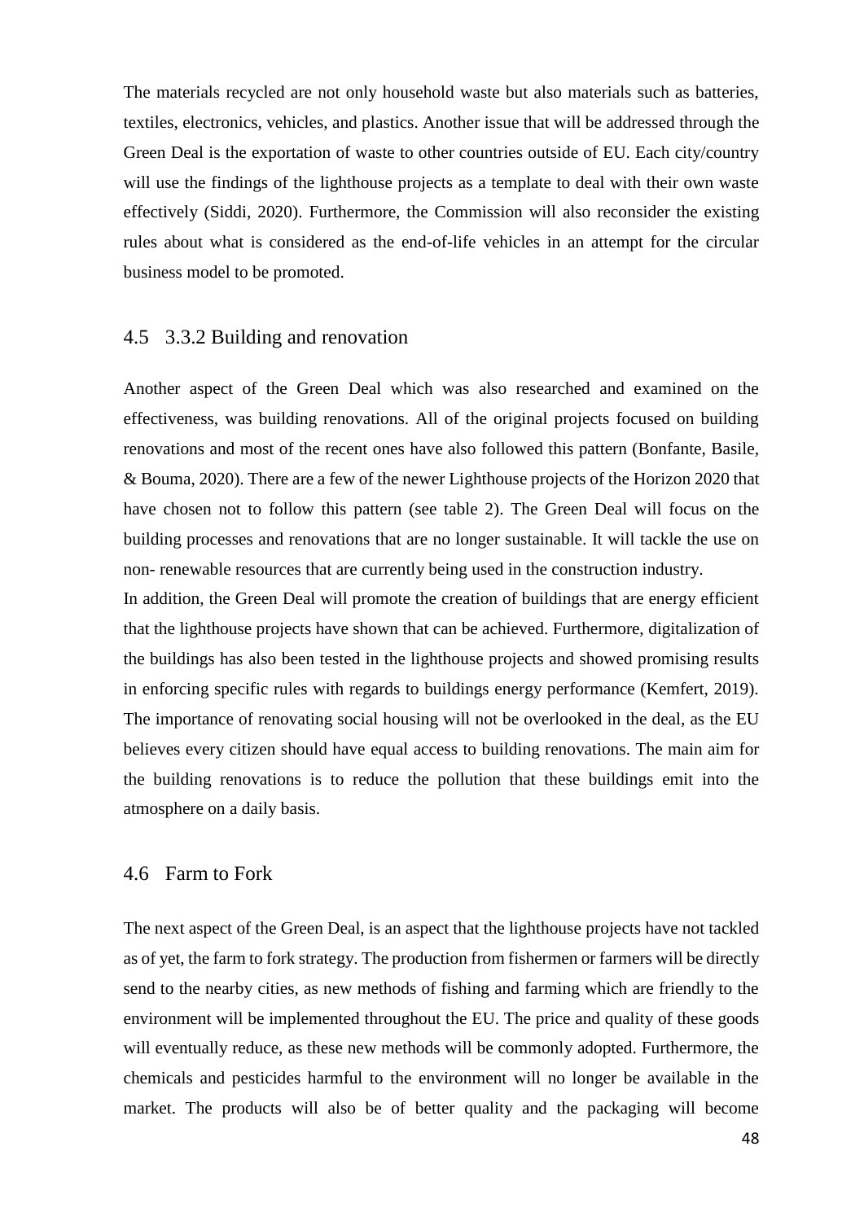The materials recycled are not only household waste but also materials such as batteries, textiles, electronics, vehicles, and plastics. Another issue that will be addressed through the Green Deal is the exportation of waste to other countries outside of EU. Each city/country will use the findings of the lighthouse projects as a template to deal with their own waste effectively (Siddi, 2020). Furthermore, the Commission will also reconsider the existing rules about what is considered as the end-of-life vehicles in an attempt for the circular business model to be promoted.

## 4.5 3.3.2 Building and renovation

Another aspect of the Green Deal which was also researched and examined on the effectiveness, was building renovations. All of the original projects focused on building renovations and most of the recent ones have also followed this pattern (Bonfante, Basile, & Bouma, 2020). There are a few of the newer Lighthouse projects of the Horizon 2020 that have chosen not to follow this pattern (see table 2). The Green Deal will focus on the building processes and renovations that are no longer sustainable. It will tackle the use on non- renewable resources that are currently being used in the construction industry.

In addition, the Green Deal will promote the creation of buildings that are energy efficient that the lighthouse projects have shown that can be achieved. Furthermore, digitalization of the buildings has also been tested in the lighthouse projects and showed promising results in enforcing specific rules with regards to buildings energy performance (Kemfert, 2019). The importance of renovating social housing will not be overlooked in the deal, as the EU believes every citizen should have equal access to building renovations. The main aim for the building renovations is to reduce the pollution that these buildings emit into the atmosphere on a daily basis.

## 4.6 Farm to Fork

The next aspect of the Green Deal, is an aspect that the lighthouse projects have not tackled as of yet, the farm to fork strategy. The production from fishermen or farmers will be directly send to the nearby cities, as new methods of fishing and farming which are friendly to the environment will be implemented throughout the EU. The price and quality of these goods will eventually reduce, as these new methods will be commonly adopted. Furthermore, the chemicals and pesticides harmful to the environment will no longer be available in the market. The products will also be of better quality and the packaging will become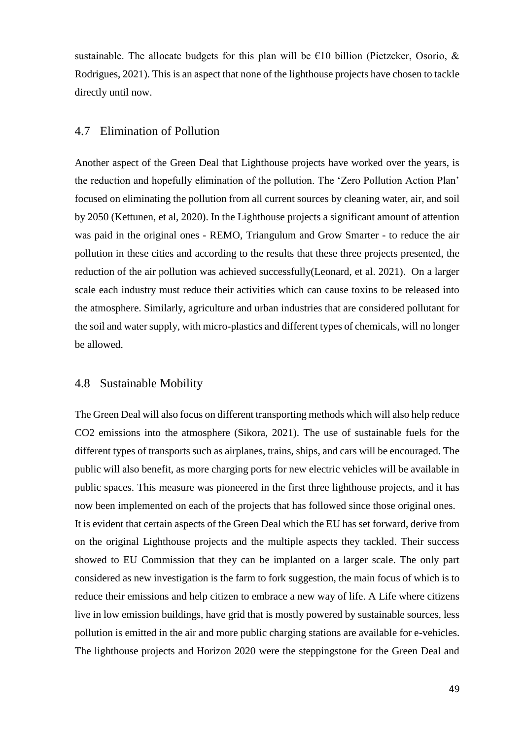sustainable. The allocate budgets for this plan will be €10 billion (Pietzcker, Osorio, & Rodrigues, 2021). This is an aspect that none of the lighthouse projects have chosen to tackle directly until now.

## 4.7 Elimination of Pollution

Another aspect of the Green Deal that Lighthouse projects have worked over the years, is the reduction and hopefully elimination of the pollution. The 'Zero Pollution Action Plan' focused on eliminating the pollution from all current sources by cleaning water, air, and soil by 2050 (Kettunen, et al, 2020). In the Lighthouse projects a significant amount of attention was paid in the original ones - REMO, Triangulum and Grow Smarter - to reduce the air pollution in these cities and according to the results that these three projects presented, the reduction of the air pollution was achieved successfully(Leonard, et al. 2021). On a larger scale each industry must reduce their activities which can cause toxins to be released into the atmosphere. Similarly, agriculture and urban industries that are considered pollutant for the soil and water supply, with micro-plastics and different types of chemicals, will no longer be allowed.

## 4.8 Sustainable Mobility

The Green Deal will also focus on different transporting methods which will also help reduce $CO_2$ emissions into the atmosphere (Sikora, 2021). The use of sustainable fuels for the different types of transports such as airplanes, trains, ships, and cars will be encouraged. The public will also benefit, as more charging ports for new electric vehicles will be available in public spaces. This measure was pioneered in the first three lighthouse projects, and it has now been implemented on each of the projects that has followed since those original ones.

It is evident that certain aspects of the Green Deal which the EU has set forward, derive from on the original Lighthouse projects and the multiple aspects they tackled. Their success showed to EU Commission that they can be implanted on a larger scale. The only part considered as new investigation is the farm to fork suggestion, the main focus of which is to reduce their emissions and help citizen to embrace a new way of life. A Life where citizens live in low emission buildings, have grid that is mostly powered by sustainable sources, less pollution is emitted in the air and more public charging stations are available for e-vehicles. The lighthouse projects and Horizon 2020 were the steppingstone for the Green Deal and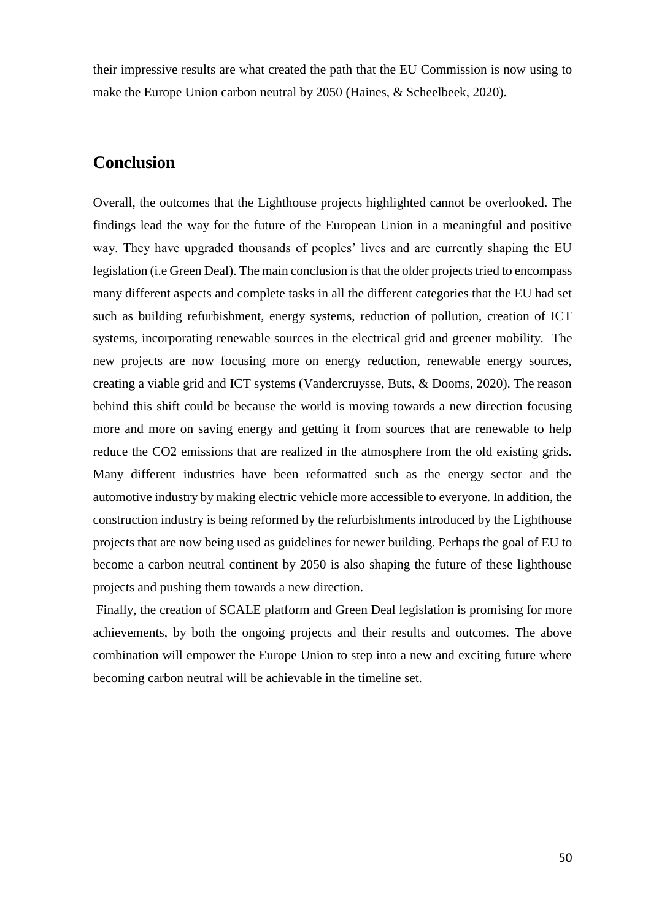their impressive results are what created the path that the EU Commission is now using to make the Europe Union carbon neutral by 2050 (Haines, & Scheelbeek, 2020).

## Conclusion

Overall, the outcomes that the Lighthouse projects highlighted cannot be overlooked. The findings lead the way for the future of the European Union in a meaningful and positive way. They have upgraded thousands of peoples' lives and are currently shaping the EU legislation (i.e Green Deal). The main conclusion is that the older projects tried to encompass many different aspects and complete tasks in all the different categories that the EU had set such as building refurbishment, energy systems, reduction of pollution, creation of ICT systems, incorporating renewable sources in the electrical grid and greener mobility. The new projects are now focusing more on energy reduction, renewable energy sources, creating a viable grid and ICT systems (Vandercruysse, Buts, & Dooms, 2020). The reason behind this shift could be because the world is moving towards a new direction focusing more and more on saving energy and getting it from sources that are renewable to help reduce the $CO_2$ emissions that are realized in the atmosphere from the old existing grids. Many different industries have been reformatted such as the energy sector and the automotive industry by making electric vehicle more accessible to everyone. In addition, the construction industry is being reformed by the refurbishments introduced by the Lighthouse projects that are now being used as guidelines for newer building. Perhaps the goal of EU to become a carbon neutral continent by 2050 is also shaping the future of these lighthouse projects and pushing them towards a new direction.

Finally, the creation of SCALE platform and Green Deal legislation is promising for more achievements, by both the ongoing projects and their results and outcomes. The above combination will empower the Europe Union to step into a new and exciting future where becoming carbon neutral will be achievable in the timeline set.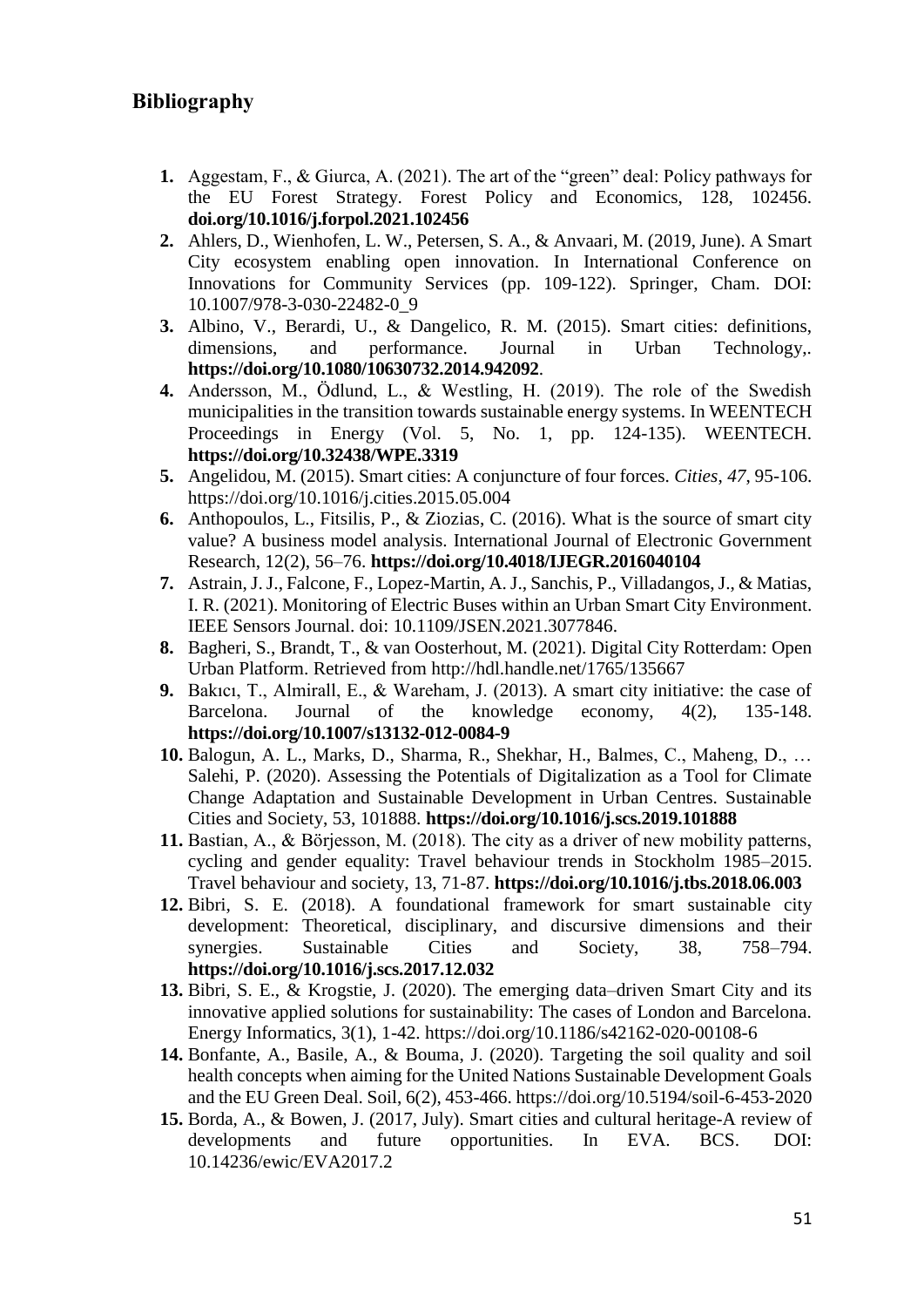## Bibliography

1. Aggestam, F., & Giurca, A. (2021). The art of the "green" deal: Policy pathways for the EU Forest Strategy. Forest Policy and Economics, 128, 102456. **doi.org/10.1016/j.forpol.2021.102456**
2. Ahlers, D., Wienhofen, L. W., Petersen, S. A., & Anvaari, M. (2019, June). A Smart City ecosystem enabling open innovation. In International Conference on Innovations for Community Services (pp. 109-122). Springer, Cham. DOI: 10.1007/978-3-030-22482-0_9
3. Albino, V., Berardi, U., & Dangelico, R. M. (2015). Smart cities: definitions, dimensions, and performance. Journal in Urban Technology,. **https://doi.org/10.1080/10630732.2014.942092**.
4. Andersson, M., Ödlund, L., & Westling, H. (2019). The role of the Swedish municipalities in the transition towards sustainable energy systems. In WEENTECH Proceedings in Energy (Vol. 5, No. 1, pp. 124-135). WEENTECH. **https://doi.org/10.32438/WPE.3319**
5. Angelidou, M. (2015). Smart cities: A conjuncture of four forces. *Cities*, *47*, 95-106. https://doi.org/10.1016/j.cities.2015.05.004
6. Anthopoulos, L., Fitsilis, P., & Ziozias, C. (2016). What is the source of smart city value? A business model analysis. International Journal of Electronic Government Research, 12(2), 56–76. **https://doi.org/10.4018/IJEGR.2016040104**
7. Astrain, J. J., Falcone, F., Lopez-Martin, A. J., Sanchis, P., Villadangos, J., & Matias, I. R. (2021). Monitoring of Electric Buses within an Urban Smart City Environment. IEEE Sensors Journal. doi: 10.1109/JSEN.2021.3077846.
8. Bagheri, S., Brandt, T., & van Oosterhout, M. (2021). Digital City Rotterdam: Open Urban Platform. Retrieved from http://hdl.handle.net/1765/135667
9. Bakıcı, T., Almirall, E., & Wareham, J. (2013). A smart city initiative: the case of Barcelona. Journal of the knowledge economy, 4(2), 135-148. **https://doi.org/10.1007/s13132-012-0084-9**
10. Balogun, A. L., Marks, D., Sharma, R., Shekhar, H., Balmes, C., Maheng, D., … Salehi, P. (2020). Assessing the Potentials of Digitalization as a Tool for Climate Change Adaptation and Sustainable Development in Urban Centres. Sustainable Cities and Society, 53, 101888. **https://doi.org/10.1016/j.scs.2019.101888**
11. Bastian, A., & Börjesson, M. (2018). The city as a driver of new mobility patterns, cycling and gender equality: Travel behaviour trends in Stockholm 1985–2015. Travel behaviour and society, 13, 71-87. **https://doi.org/10.1016/j.tbs.2018.06.003**
12. Bibri, S. E. (2018). A foundational framework for smart sustainable city development: Theoretical, disciplinary, and discursive dimensions and their synergies. Sustainable Cities and Society, 38, 758–794. **https://doi.org/10.1016/j.scs.2017.12.032**
13. Bibri, S. E., & Krogstie, J. (2020). The emerging data–driven Smart City and its innovative applied solutions for sustainability: The cases of London and Barcelona. Energy Informatics, 3(1), 1-42. https://doi.org/10.1186/s42162-020-00108-6
14. Bonfante, A., Basile, A., & Bouma, J. (2020). Targeting the soil quality and soil health concepts when aiming for the United Nations Sustainable Development Goals and the EU Green Deal. Soil, 6(2), 453-466. https://doi.org/10.5194/soil-6-453-2020
15. Borda, A., & Bowen, J. (2017, July). Smart cities and cultural heritage-A review of developments and future opportunities. In EVA. BCS. DOI: 10.14236/ewic/EVA2017.2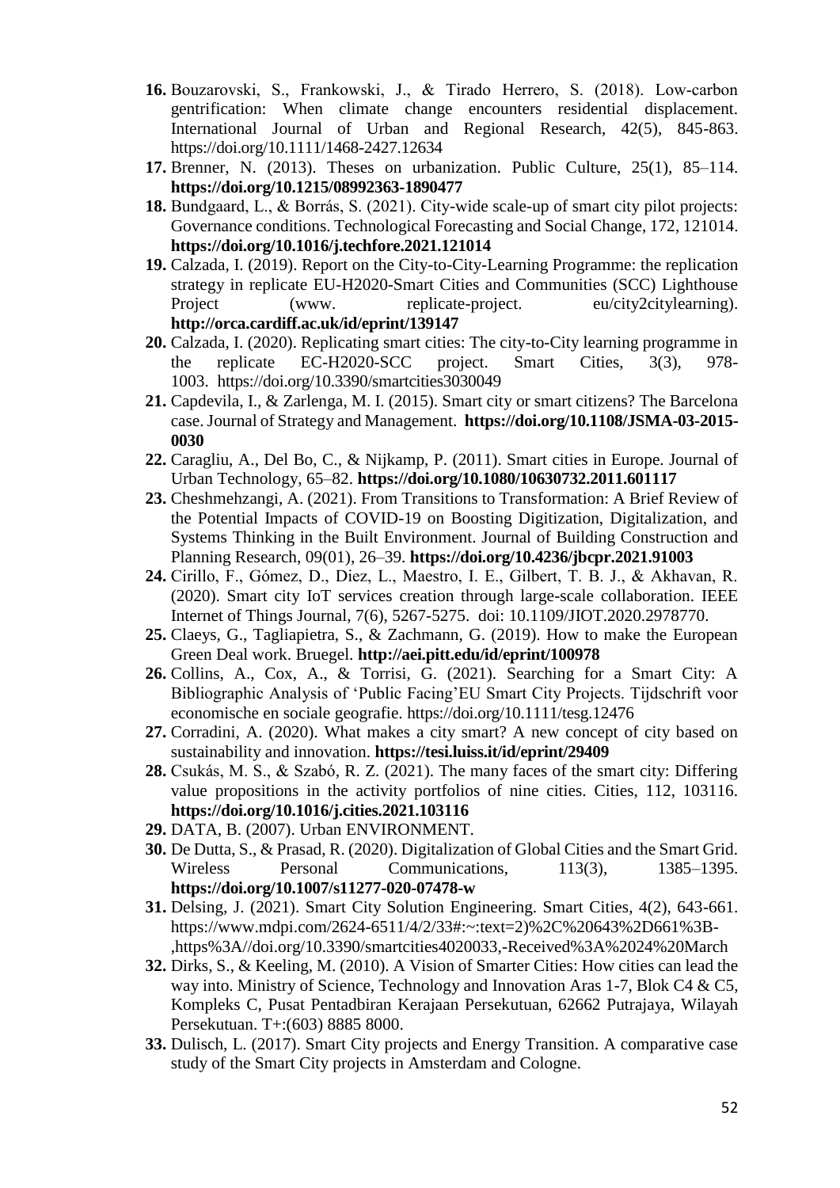**16.** Bouzarovski, S., Frankowski, J., & Tirado Herrero, S. (2018). Low-carbon gentrification: When climate change encounters residential displacement. International Journal of Urban and Regional Research, 42(5), 845-863. https://doi.org/10.1111/1468-2427.12634

**17.** Brenner, N. (2013). Theses on urbanization. Public Culture, 25(1), 85–114. **https://doi.org/10.1215/08992363-1890477**

**18.** Bundgaard, L., & Borrás, S. (2021). City-wide scale-up of smart city pilot projects: Governance conditions. Technological Forecasting and Social Change, 172, 121014. **https://doi.org/10.1016/j.techfore.2021.121014**

**19.** Calzada, I. (2019). Report on the City-to-City-Learning Programme: the replication strategy in replicate EU-H2020-Smart Cities and Communities (SCC) Lighthouse Project (www. replicate-project. eu/city2citylearning). **http://orca.cardiff.ac.uk/id/eprint/139147**

**20.** Calzada, I. (2020). Replicating smart cities: The city-to-City learning programme in the replicate EC-H2020-SCC project. Smart Cities, 3(3), 978-1003. https://doi.org/10.3390/smartcities3030049

**21.** Capdevila, I., & Zarlenga, M. I. (2015). Smart city or smart citizens? The Barcelona case. Journal of Strategy and Management. **https://doi.org/10.1108/JSMA-03-2015-0030**

**22.** Caragliu, A., Del Bo, C., & Nijkamp, P. (2011). Smart cities in Europe. Journal of Urban Technology, 65–82. **https://doi.org/10.1080/10630732.2011.601117**

**23.** Cheshmehzangi, A. (2021). From Transitions to Transformation: A Brief Review of the Potential Impacts of COVID-19 on Boosting Digitization, Digitalization, and Systems Thinking in the Built Environment. Journal of Building Construction and Planning Research, 09(01), 26–39. **https://doi.org/10.4236/jbcpr.2021.91003**

**24.** Cirillo, F., Gómez, D., Diez, L., Maestro, I. E., Gilbert, T. B. J., & Akhavan, R. (2020). Smart city IoT services creation through large-scale collaboration. IEEE Internet of Things Journal, 7(6), 5267-5275. doi: 10.1109/JIOT.2020.2978770.

**25.** Claeys, G., Tagliapietra, S., & Zachmann, G. (2019). How to make the European Green Deal work. Bruegel. **http://aei.pitt.edu/id/eprint/100978**

**26.** Collins, A., Cox, A., & Torrisi, G. (2021). Searching for a Smart City: A Bibliographic Analysis of 'Public Facing'EU Smart City Projects. Tijdschrift voor economische en sociale geografie. https://doi.org/10.1111/tesg.12476

**27.** Corradini, A. (2020). What makes a city smart? A new concept of city based on sustainability and innovation. **https://tesi.luiss.it/id/eprint/29409**

**28.** Csukás, M. S., & Szabó, R. Z. (2021). The many faces of the smart city: Differing value propositions in the activity portfolios of nine cities. Cities, 112, 103116. **https://doi.org/10.1016/j.cities.2021.103116**

**29.** DATA, B. (2007). Urban ENVIRONMENT.

**30.** De Dutta, S., & Prasad, R. (2020). Digitalization of Global Cities and the Smart Grid. Wireless Personal Communications, 113(3), 1385–1395. **https://doi.org/10.1007/s11277-020-07478-w**

**31.** Delsing, J. (2021). Smart City Solution Engineering. Smart Cities, 4(2), 643-661. https://www.mdpi.com/2624-6511/4/2/33#:~:text=2)%2C%20643%2D661%3B-,https%3A//doi.org/10.3390/smartcities4020033,-Received%3A%2024%20March

**32.** Dirks, S., & Keeling, M. (2010). A Vision of Smarter Cities: How cities can lead the way into. Ministry of Science, Technology and Innovation Aras 1-7, Blok C4 & C5, Kompleks C, Pusat Pentadbiran Kerajaan Persekutuan, 62662 Putrajaya, Wilayah Persekutuan. T+:(603) 8885 8000.

**33.** Dulisch, L. (2017). Smart City projects and Energy Transition. A comparative case study of the Smart City projects in Amsterdam and Cologne.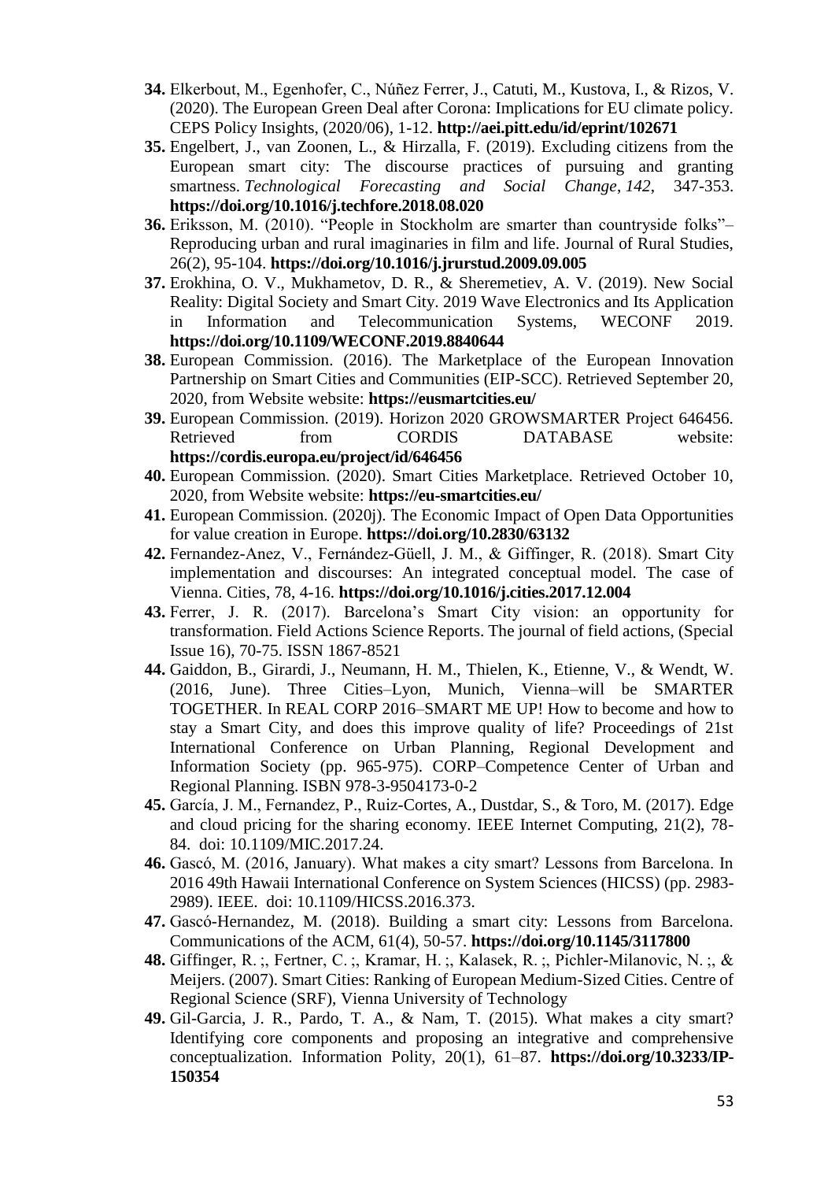**34.** Elkerbout, M., Egenhofer, C., Núñez Ferrer, J., Catuti, M., Kustova, I., & Rizos, V. (2020). The European Green Deal after Corona: Implications for EU climate policy. CEPS Policy Insights, (2020/06), 1-12. **http://aei.pitt.edu/id/eprint/102671**

**35.** Engelbert, J., van Zoonen, L., & Hirzalla, F. (2019). Excluding citizens from the European smart city: The discourse practices of pursuing and granting smartness. *Technological Forecasting and Social Change*, *142*, 347-353. **https://doi.org/10.1016/j.techfore.2018.08.020**

**36.** Eriksson, M. (2010). "People in Stockholm are smarter than countryside folks"– Reproducing urban and rural imaginaries in film and life. Journal of Rural Studies, 26(2), 95-104. **https://doi.org/10.1016/j.jrurstud.2009.09.005**

**37.** Erokhina, O. V., Mukhametov, D. R., & Sheremetiev, A. V. (2019). New Social Reality: Digital Society and Smart City. 2019 Wave Electronics and Its Application in Information and Telecommunication Systems, WECONF 2019. **https://doi.org/10.1109/WECONF.2019.8840644**

**38.** European Commission. (2016). The Marketplace of the European Innovation Partnership on Smart Cities and Communities (EIP-SCC). Retrieved September 20, 2020, from Website website: **https://eusmartcities.eu/**

**39.** European Commission. (2019). Horizon 2020 GROWSMARTER Project 646456. Retrieved from CORDIS DATABASE website: **https://cordis.europa.eu/project/id/646456**

**40.** European Commission. (2020). Smart Cities Marketplace. Retrieved October 10, 2020, from Website website: **https://eu-smartcities.eu/**

**41.** European Commission. (2020j). The Economic Impact of Open Data Opportunities for value creation in Europe. **https://doi.org/10.2830/63132**

**42.** Fernandez-Anez, V., Fernández-Güell, J. M., & Giffinger, R. (2018). Smart City implementation and discourses: An integrated conceptual model. The case of Vienna. Cities, 78, 4-16. **https://doi.org/10.1016/j.cities.2017.12.004**

**43.** Ferrer, J. R. (2017). Barcelona's Smart City vision: an opportunity for transformation. Field Actions Science Reports. The journal of field actions, (Special Issue 16), 70-75. ISSN 1867-8521

**44.** Gaiddon, B., Girardi, J., Neumann, H. M., Thielen, K., Etienne, V., & Wendt, W. (2016, June). Three Cities–Lyon, Munich, Vienna–will be SMARTER TOGETHER. In REAL CORP 2016–SMART ME UP! How to become and how to stay a Smart City, and does this improve quality of life? Proceedings of 21st International Conference on Urban Planning, Regional Development and Information Society (pp. 965-975). CORP–Competence Center of Urban and Regional Planning. ISBN 978-3-9504173-0-2

**45.** García, J. M., Fernandez, P., Ruiz-Cortes, A., Dustdar, S., & Toro, M. (2017). Edge and cloud pricing for the sharing economy. IEEE Internet Computing, 21(2), 78-84. doi: 10.1109/MIC.2017.24.

**46.** Gascó, M. (2016, January). What makes a city smart? Lessons from Barcelona. In 2016 49th Hawaii International Conference on System Sciences (HICSS) (pp. 2983-2989). IEEE. doi: 10.1109/HICSS.2016.373.

**47.** Gascó-Hernandez, M. (2018). Building a smart city: Lessons from Barcelona. Communications of the ACM, 61(4), 50-57. **https://doi.org/10.1145/3117800**

**48.** Giffinger, R. ;, Fertner, C. ;, Kramar, H. ;, Kalasek, R. ;, Pichler-Milanovic, N. ;, & Meijers. (2007). Smart Cities: Ranking of European Medium-Sized Cities. Centre of Regional Science (SRF), Vienna University of Technology

**49.** Gil-Garcia, J. R., Pardo, T. A., & Nam, T. (2015). What makes a city smart? Identifying core components and proposing an integrative and comprehensive conceptualization. Information Polity, 20(1), 61–87. **https://doi.org/10.3233/IP-150354**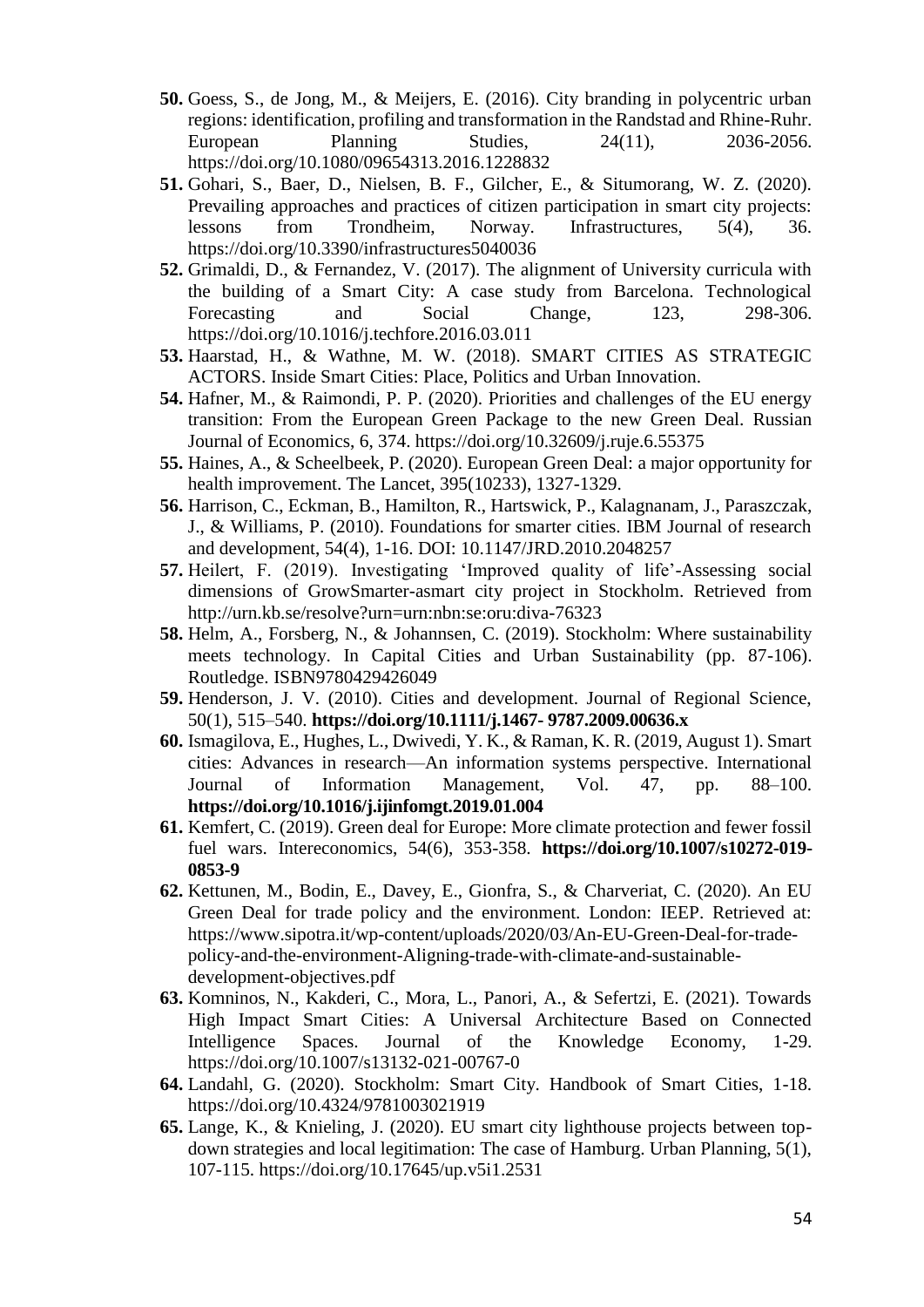**50.** Goess, S., de Jong, M., & Meijers, E. (2016). City branding in polycentric urban regions: identification, profiling and transformation in the Randstad and Rhine-Ruhr. European Planning Studies, 24(11), 2036-2056. https://doi.org/10.1080/09654313.2016.1228832

**51.** Gohari, S., Baer, D., Nielsen, B. F., Gilcher, E., & Situmorang, W. Z. (2020). Prevailing approaches and practices of citizen participation in smart city projects: lessons from Trondheim, Norway. Infrastructures, 5(4), 36. https://doi.org/10.3390/infrastructures5040036

**52.** Grimaldi, D., & Fernandez, V. (2017). The alignment of University curricula with the building of a Smart City: A case study from Barcelona. Technological Forecasting and Social Change, 123, 298-306. https://doi.org/10.1016/j.techfore.2016.03.011

**53.** Haarstad, H., & Wathne, M. W. (2018). SMART CITIES AS STRATEGIC ACTORS. Inside Smart Cities: Place, Politics and Urban Innovation.

**54.** Hafner, M., & Raimondi, P. P. (2020). Priorities and challenges of the EU energy transition: From the European Green Package to the new Green Deal. Russian Journal of Economics, 6, 374. https://doi.org/10.32609/j.ruje.6.55375

**55.** Haines, A., & Scheelbeek, P. (2020). European Green Deal: a major opportunity for health improvement. The Lancet, 395(10233), 1327-1329.

**56.** Harrison, C., Eckman, B., Hamilton, R., Hartswick, P., Kalagnanam, J., Paraszczak, J., & Williams, P. (2010). Foundations for smarter cities. IBM Journal of research and development, 54(4), 1-16. DOI: 10.1147/JRD.2010.2048257

**57.** Heilert, F. (2019). Investigating 'Improved quality of life'-Assessing social dimensions of GrowSmarter-asmart city project in Stockholm. Retrieved from http://urn.kb.se/resolve?urn=urn:nbn:se:oru:diva-76323

**58.** Helm, A., Forsberg, N., & Johannsen, C. (2019). Stockholm: Where sustainability meets technology. In Capital Cities and Urban Sustainability (pp. 87-106). Routledge. ISBN9780429426049

**59.** Henderson, J. V. (2010). Cities and development. Journal of Regional Science, 50(1), 515–540. **https://doi.org/10.1111/j.1467- 9787.2009.00636.x**

**60.** Ismagilova, E., Hughes, L., Dwivedi, Y. K., & Raman, K. R. (2019, August 1). Smart cities: Advances in research—An information systems perspective. International Journal of Information Management, Vol. 47, pp. 88–100. **https://doi.org/10.1016/j.ijinfomgt.2019.01.004**

**61.** Kemfert, C. (2019). Green deal for Europe: More climate protection and fewer fossil fuel wars. Intereconomics, 54(6), 353-358. **https://doi.org/10.1007/s10272-019-0853-9**

**62.** Kettunen, M., Bodin, E., Davey, E., Gionfra, S., & Charveriat, C. (2020). An EU Green Deal for trade policy and the environment. London: IEEP. Retrieved at: https://www.sipotra.it/wp-content/uploads/2020/03/An-EU-Green-Deal-for-trade-policy-and-the-environment-Aligning-trade-with-climate-and-sustainable-development-objectives.pdf

**63.** Komninos, N., Kakderi, C., Mora, L., Panori, A., & Sefertzi, E. (2021). Towards High Impact Smart Cities: A Universal Architecture Based on Connected Intelligence Spaces. Journal of the Knowledge Economy, 1-29. https://doi.org/10.1007/s13132-021-00767-0

**64.** Landahl, G. (2020). Stockholm: Smart City. Handbook of Smart Cities, 1-18. https://doi.org/10.4324/9781003021919

**65.** Lange, K., & Knieling, J. (2020). EU smart city lighthouse projects between top-down strategies and local legitimation: The case of Hamburg. Urban Planning, 5(1), 107-115. https://doi.org/10.17645/up.v5i1.2531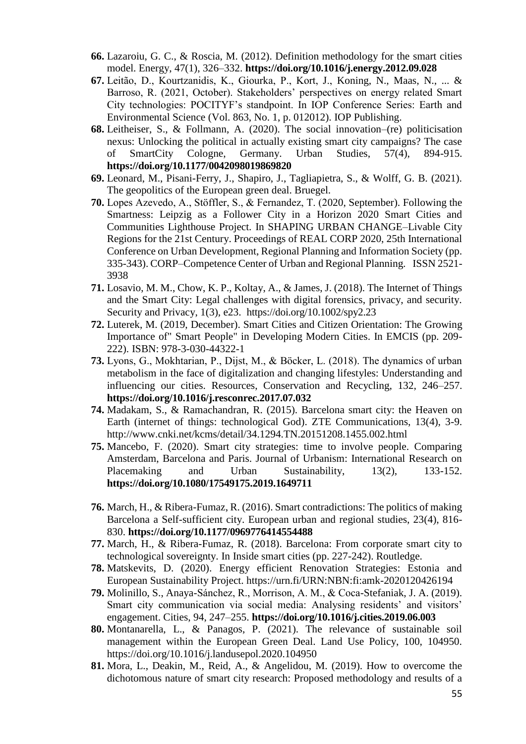**66.** Lazaroiu, G. C., & Roscia, M. (2012). Definition methodology for the smart cities model. Energy, 47(1), 326–332. **https://doi.org/10.1016/j.energy.2012.09.028**

**67.** Leitão, D., Kourtzanidis, K., Giourka, P., Kort, J., Koning, N., Maas, N., ... & Barroso, R. (2021, October). Stakeholders' perspectives on energy related Smart City technologies: POCITYF's standpoint. In IOP Conference Series: Earth and Environmental Science (Vol. 863, No. 1, p. 012012). IOP Publishing.

**68.** Leitheiser, S., & Follmann, A. (2020). The social innovation–(re) politicisation nexus: Unlocking the political in actually existing smart city campaigns? The case of SmartCity Cologne, Germany. Urban Studies, 57(4), 894-915. **https://doi.org/10.1177/0042098019869820**

**69.** Leonard, M., Pisani-Ferry, J., Shapiro, J., Tagliapietra, S., & Wolff, G. B. (2021). The geopolitics of the European green deal. Bruegel.

**70.** Lopes Azevedo, A., Stöffler, S., & Fernandez, T. (2020, September). Following the Smartness: Leipzig as a Follower City in a Horizon 2020 Smart Cities and Communities Lighthouse Project. In SHAPING URBAN CHANGE–Livable City Regions for the 21st Century. Proceedings of REAL CORP 2020, 25th International Conference on Urban Development, Regional Planning and Information Society (pp. 335-343). CORP–Competence Center of Urban and Regional Planning. ISSN 2521-3938

**71.** Losavio, M. M., Chow, K. P., Koltay, A., & James, J. (2018). The Internet of Things and the Smart City: Legal challenges with digital forensics, privacy, and security. Security and Privacy, 1(3), e23. https://doi.org/10.1002/spy2.23

**72.** Luterek, M. (2019, December). Smart Cities and Citizen Orientation: The Growing Importance of" Smart People" in Developing Modern Cities. In EMCIS (pp. 209-222). ISBN: 978-3-030-44322-1

**73.** Lyons, G., Mokhtarian, P., Dijst, M., & Böcker, L. (2018). The dynamics of urban metabolism in the face of digitalization and changing lifestyles: Understanding and influencing our cities. Resources, Conservation and Recycling, 132, 246–257. **https://doi.org/10.1016/j.resconrec.2017.07.032**

**74.** Madakam, S., & Ramachandran, R. (2015). Barcelona smart city: the Heaven on Earth (internet of things: technological God). ZTE Communications, 13(4), 3-9. http://www.cnki.net/kcms/detail/34.1294.TN.20151208.1455.002.html

**75.** Mancebo, F. (2020). Smart city strategies: time to involve people. Comparing Amsterdam, Barcelona and Paris. Journal of Urbanism: International Research on Placemaking and Urban Sustainability, 13(2), 133-152. **https://doi.org/10.1080/17549175.2019.1649711**

**76.** March, H., & Ribera-Fumaz, R. (2016). Smart contradictions: The politics of making Barcelona a Self-sufficient city. European urban and regional studies, 23(4), 816-830. **https://doi.org/10.1177/0969776414554488**

**77.** March, H., & Ribera-Fumaz, R. (2018). Barcelona: From corporate smart city to technological sovereignty. In Inside smart cities (pp. 227-242). Routledge.

**78.** Matskevits, D. (2020). Energy efficient Renovation Strategies: Estonia and European Sustainability Project. https://urn.fi/URN:NBN:fi:amk-2020120426194

**79.** Molinillo, S., Anaya-Sánchez, R., Morrison, A. M., & Coca-Stefaniak, J. A. (2019). Smart city communication via social media: Analysing residents' and visitors' engagement. Cities, 94, 247–255. **https://doi.org/10.1016/j.cities.2019.06.003**

**80.** Montanarella, L., & Panagos, P. (2021). The relevance of sustainable soil management within the European Green Deal. Land Use Policy, 100, 104950. https://doi.org/10.1016/j.landusepol.2020.104950

**81.** Mora, L., Deakin, M., Reid, A., & Angelidou, M. (2019). How to overcome the dichotomous nature of smart city research: Proposed methodology and results of a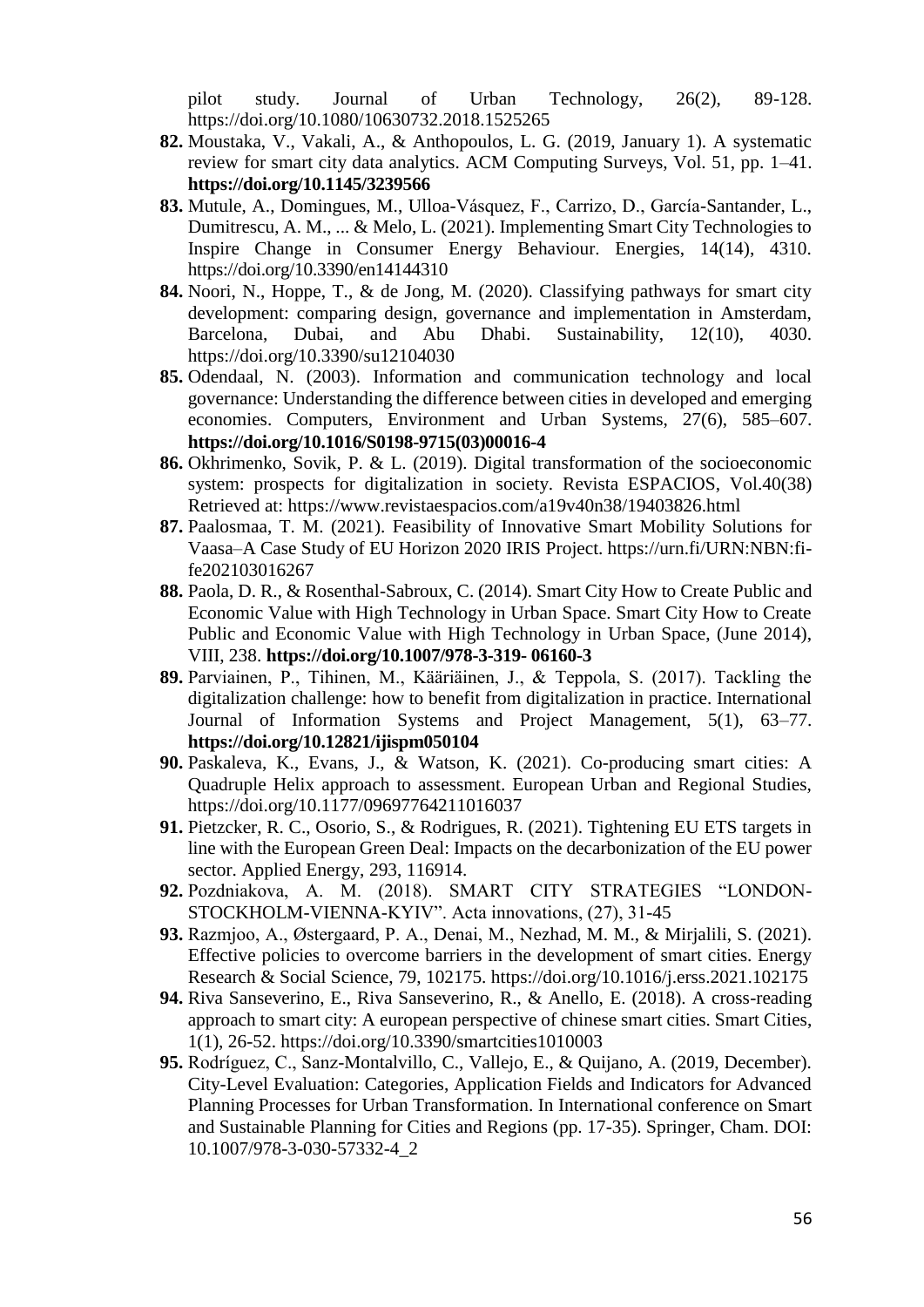pilot study. Journal of Urban Technology, 26(2), 89-128. https://doi.org/10.1080/10630732.2018.1525265

**82.** Moustaka, V., Vakali, A., & Anthopoulos, L. G. (2019, January 1). A systematic review for smart city data analytics. ACM Computing Surveys, Vol. 51, pp. 1–41. **https://doi.org/10.1145/3239566**

**83.** Mutule, A., Domingues, M., Ulloa-Vásquez, F., Carrizo, D., García-Santander, L., Dumitrescu, A. M., ... & Melo, L. (2021). Implementing Smart City Technologies to Inspire Change in Consumer Energy Behaviour. Energies, 14(14), 4310. https://doi.org/10.3390/en14144310

**84.** Noori, N., Hoppe, T., & de Jong, M. (2020). Classifying pathways for smart city development: comparing design, governance and implementation in Amsterdam, Barcelona, Dubai, and Abu Dhabi. Sustainability, 12(10), 4030. https://doi.org/10.3390/su12104030

**85.** Odendaal, N. (2003). Information and communication technology and local governance: Understanding the difference between cities in developed and emerging economies. Computers, Environment and Urban Systems, 27(6), 585–607. **https://doi.org/10.1016/S0198-9715(03)00016-4**

**86.** Okhrimenko, Sovik, P. & L. (2019). Digital transformation of the socioeconomic system: prospects for digitalization in society. Revista ESPACIOS, Vol.40(38) Retrieved at: https://www.revistaespacios.com/a19v40n38/19403826.html

**87.** Paalosmaa, T. M. (2021). Feasibility of Innovative Smart Mobility Solutions for Vaasa–A Case Study of EU Horizon 2020 IRIS Project. https://urn.fi/URN:NBN:fi-fe202103016267

**88.** Paola, D. R., & Rosenthal-Sabroux, C. (2014). Smart City How to Create Public and Economic Value with High Technology in Urban Space. Smart City How to Create Public and Economic Value with High Technology in Urban Space, (June 2014), VIII, 238. **https://doi.org/10.1007/978-3-319- 06160-3**

**89.** Parviainen, P., Tihinen, M., Kääriäinen, J., & Teppola, S. (2017). Tackling the digitalization challenge: how to benefit from digitalization in practice. International Journal of Information Systems and Project Management, 5(1), 63–77. **https://doi.org/10.12821/ijispm050104**

**90.** Paskaleva, K., Evans, J., & Watson, K. (2021). Co-producing smart cities: A Quadruple Helix approach to assessment. European Urban and Regional Studies, https://doi.org/10.1177/09697764211016037

**91.** Pietzcker, R. C., Osorio, S., & Rodrigues, R. (2021). Tightening EU ETS targets in line with the European Green Deal: Impacts on the decarbonization of the EU power sector. Applied Energy, 293, 116914.

**92.** Pozdniakova, A. M. (2018). SMART CITY STRATEGIES "LONDON-STOCKHOLM-VIENNA-KYIV". Acta innovations, (27), 31-45

**93.** Razmjoo, A., Østergaard, P. A., Denai, M., Nezhad, M. M., & Mirjalili, S. (2021). Effective policies to overcome barriers in the development of smart cities. Energy Research & Social Science, 79, 102175. https://doi.org/10.1016/j.erss.2021.102175

**94.** Riva Sanseverino, E., Riva Sanseverino, R., & Anello, E. (2018). A cross-reading approach to smart city: A european perspective of chinese smart cities. Smart Cities, 1(1), 26-52. https://doi.org/10.3390/smartcities1010003

**95.** Rodríguez, C., Sanz-Montalvillo, C., Vallejo, E., & Quijano, A. (2019, December). City-Level Evaluation: Categories, Application Fields and Indicators for Advanced Planning Processes for Urban Transformation. In International conference on Smart and Sustainable Planning for Cities and Regions (pp. 17-35). Springer, Cham. DOI: 10.1007/978-3-030-57332-4_2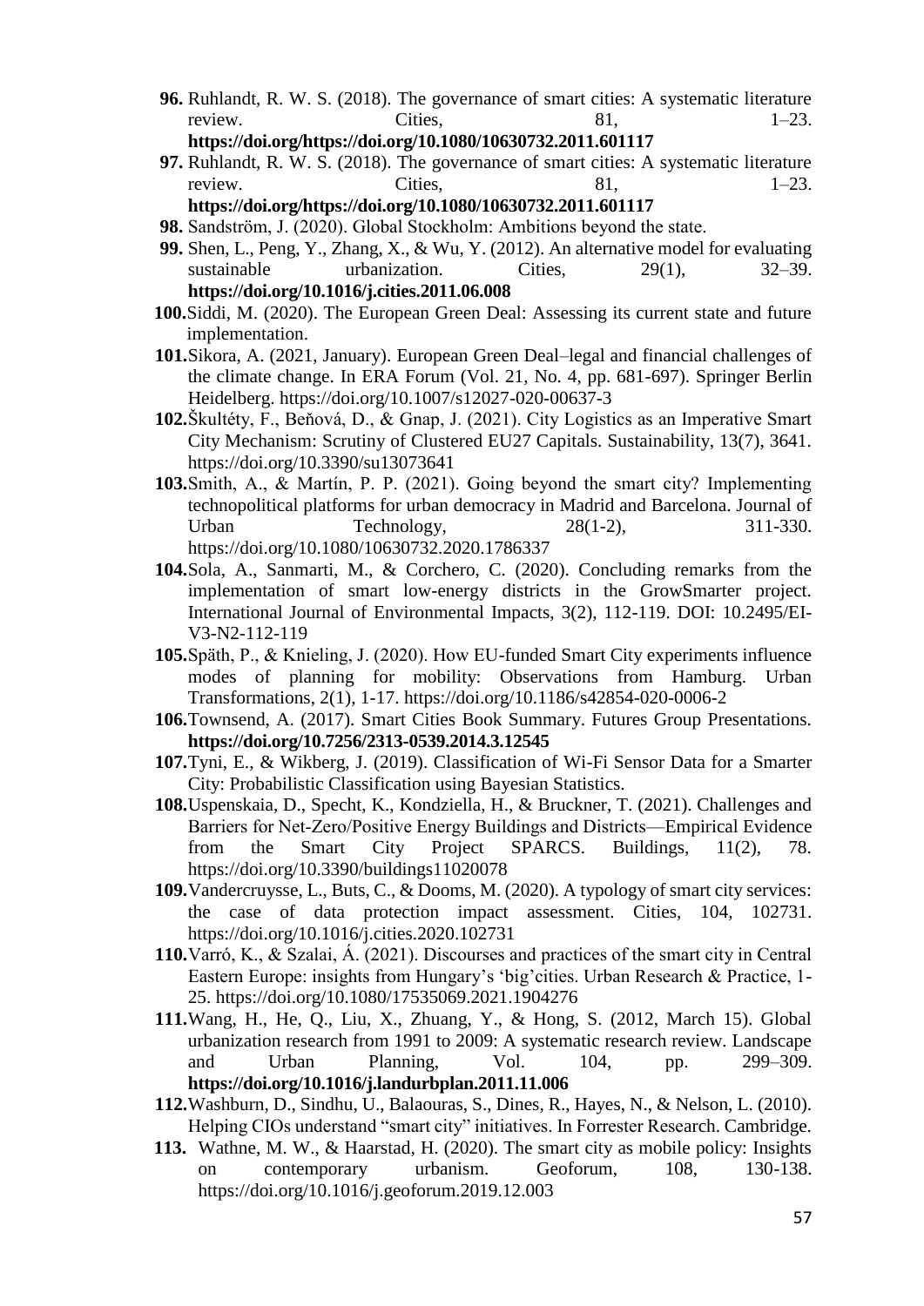96. Ruhlandt, R. W. S. (2018). The governance of smart cities: A systematic literature review. Cities, 81, 1–23. **https://doi.org/https://doi.org/10.1080/10630732.2011.601117**
97. Ruhlandt, R. W. S. (2018). The governance of smart cities: A systematic literature review. Cities, 81, 1–23. **https://doi.org/https://doi.org/10.1080/10630732.2011.601117**
98. Sandström, J. (2020). Global Stockholm: Ambitions beyond the state.
99. Shen, L., Peng, Y., Zhang, X., & Wu, Y. (2012). An alternative model for evaluating sustainable urbanization. Cities, 29(1), 32–39. **https://doi.org/10.1016/j.cities.2011.06.008**
100. Siddi, M. (2020). The European Green Deal: Assessing its current state and future implementation.
101. Sikora, A. (2021, January). European Green Deal–legal and financial challenges of the climate change. In ERA Forum (Vol. 21, No. 4, pp. 681-697). Springer Berlin Heidelberg. https://doi.org/10.1007/s12027-020-00637-3
102. Škultéty, F., Beňová, D., & Gnap, J. (2021). City Logistics as an Imperative Smart City Mechanism: Scrutiny of Clustered EU27 Capitals. Sustainability, 13(7), 3641. https://doi.org/10.3390/su13073641
103. Smith, A., & Martín, P. P. (2021). Going beyond the smart city? Implementing technopolitical platforms for urban democracy in Madrid and Barcelona. Journal of Urban Technology, 28(1-2), 311-330. https://doi.org/10.1080/10630732.2020.1786337
104. Sola, A., Sanmarti, M., & Corchero, C. (2020). Concluding remarks from the implementation of smart low-energy districts in the GrowSmarter project. International Journal of Environmental Impacts, 3(2), 112-119. DOI: 10.2495/EI-V3-N2-112-119
105. Späth, P., & Knieling, J. (2020). How EU-funded Smart City experiments influence modes of planning for mobility: Observations from Hamburg. Urban Transformations, 2(1), 1-17. https://doi.org/10.1186/s42854-020-0006-2
106. Townsend, A. (2017). Smart Cities Book Summary. Futures Group Presentations. **https://doi.org/10.7256/2313-0539.2014.3.12545**
107. Tyni, E., & Wikberg, J. (2019). Classification of Wi-Fi Sensor Data for a Smarter City: Probabilistic Classification using Bayesian Statistics.
108. Uspenskaia, D., Specht, K., Kondziella, H., & Bruckner, T. (2021). Challenges and Barriers for Net-Zero/Positive Energy Buildings and Districts—Empirical Evidence from the Smart City Project SPARCS. Buildings, 11(2), 78. https://doi.org/10.3390/buildings11020078
109. Vandercruysse, L., Buts, C., & Dooms, M. (2020). A typology of smart city services: the case of data protection impact assessment. Cities, 104, 102731. https://doi.org/10.1016/j.cities.2020.102731
110. Varró, K., & Szalai, Á. (2021). Discourses and practices of the smart city in Central Eastern Europe: insights from Hungary's 'big'cities. Urban Research & Practice, 1-25. https://doi.org/10.1080/17535069.2021.1904276
111. Wang, H., He, Q., Liu, X., Zhuang, Y., & Hong, S. (2012, March 15). Global urbanization research from 1991 to 2009: A systematic research review. Landscape and Urban Planning, Vol. 104, pp. 299–309. **https://doi.org/10.1016/j.landurbplan.2011.11.006**
112. Washburn, D., Sindhu, U., Balaouras, S., Dines, R., Hayes, N., & Nelson, L. (2010). Helping CIOs understand "smart city" initiatives. In Forrester Research. Cambridge.
113. Wathne, M. W., & Haarstad, H. (2020). The smart city as mobile policy: Insights on contemporary urbanism. Geoforum, 108, 130-138. https://doi.org/10.1016/j.geoforum.2019.12.003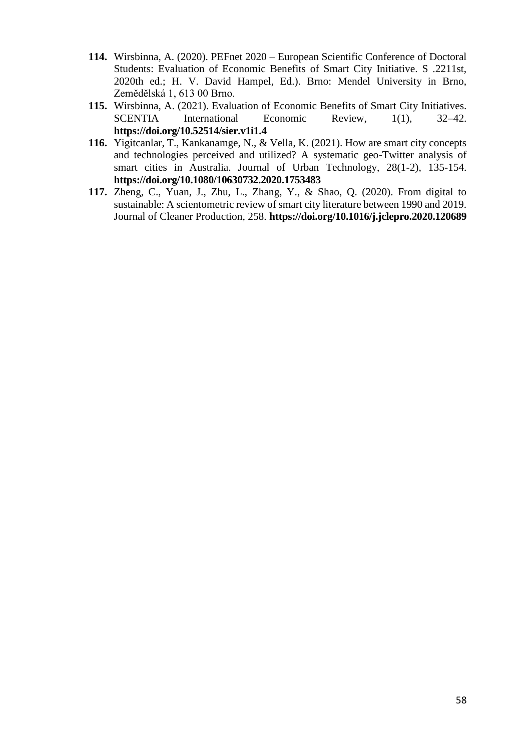**114.** Wirsbinna, A. (2020). PEFnet 2020 – European Scientific Conference of Doctoral Students: Evaluation of Economic Benefits of Smart City Initiative. S .2211st, 2020th ed.; H. V. David Hampel, Ed.). Brno: Mendel University in Brno, Zemědělská 1, 613 00 Brno.

**115.** Wirsbinna, A. (2021). Evaluation of Economic Benefits of Smart City Initiatives. SCENTIA International Economic Review, 1(1), 32–42. **https://doi.org/10.52514/sier.v1i1.4**

**116.** Yigitcanlar, T., Kankanamge, N., & Vella, K. (2021). How are smart city concepts and technologies perceived and utilized? A systematic geo-Twitter analysis of smart cities in Australia. Journal of Urban Technology, 28(1-2), 135-154. **https://doi.org/10.1080/10630732.2020.1753483**

**117.** Zheng, C., Yuan, J., Zhu, L., Zhang, Y., & Shao, Q. (2020). From digital to sustainable: A scientometric review of smart city literature between 1990 and 2019. Journal of Cleaner Production, 258. **https://doi.org/10.1016/j.jclepro.2020.120689**